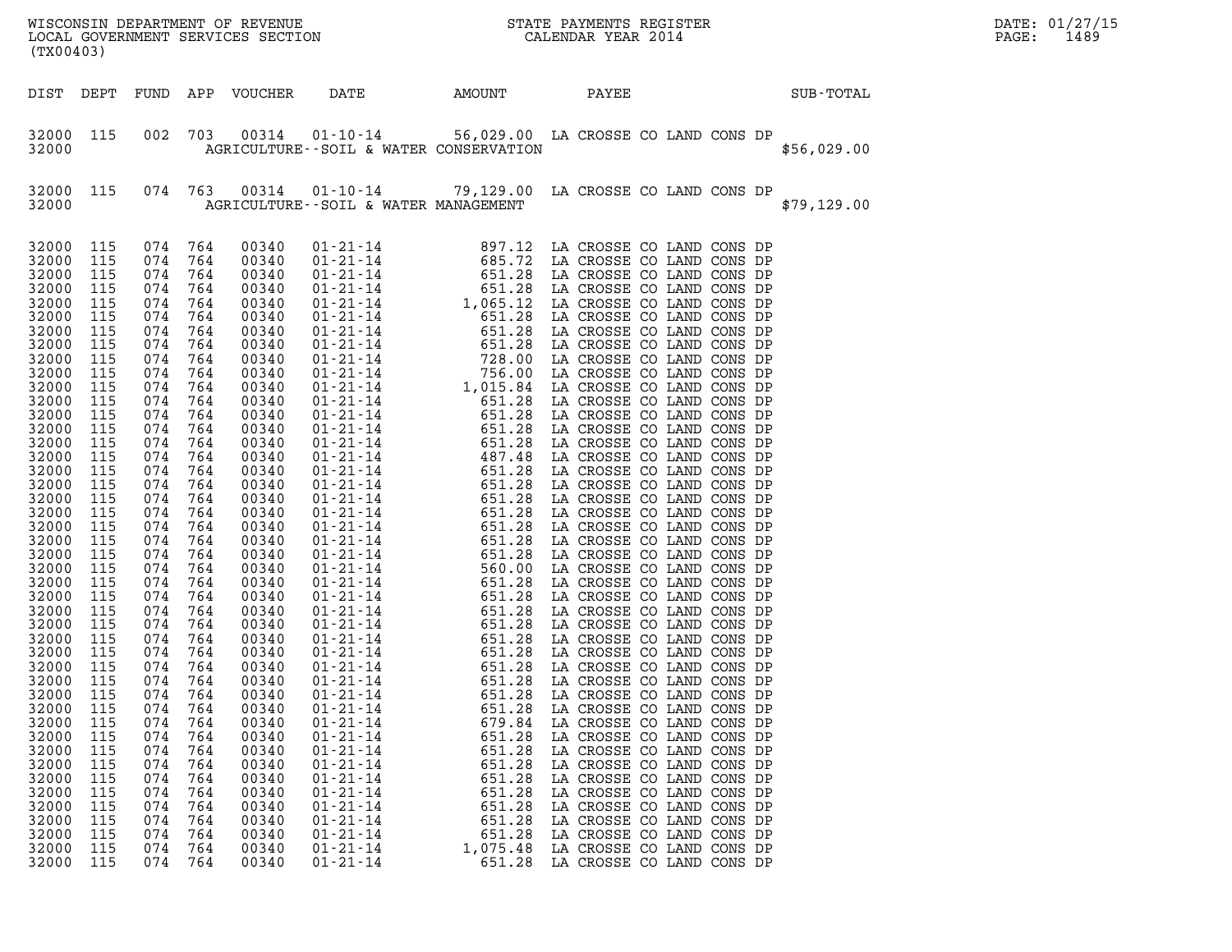WISCONSIN DEPARTMENT OF REVENUE
LOCAL GOVERNMENT SERVICES SECTION
(TX00403)

STATE PAYMENTS REGISTER
CALENDAR YEAR 2014

DATE: 01/27/15
PAGE: 1489

| DIST | DEPT | FUND | APP | VOUCHER | DATE | AMOUNT | PAYEE | SUB-TOTAL |
|---|---|---|---|---|---|---|---|---|
| 32000 | 115 | 002 | 703 | 00314 | 01-10-14 | 56,029.00 | LA CROSSE CO LAND CONS DP | |
| 32000 | | | | | AGRICULTURE--SOIL & WATER CONSERVATION | | | $56,029.00 |
| 32000 | 115 | 074 | 763 | 00314 | 01-10-14 | 79,129.00 | LA CROSSE CO LAND CONS DP | |
| 32000 | | | | | AGRICULTURE--SOIL & WATER MANAGEMENT | | | $79,129.00 |
| 32000 | 115 | 074 | 764 | 00340 | 01-21-14 | 897.12 | LA CROSSE CO LAND CONS DP | |
| 32000 | 115 | 074 | 764 | 00340 | 01-21-14 | 685.72 | LA CROSSE CO LAND CONS DP | |
| 32000 | 115 | 074 | 764 | 00340 | 01-21-14 | 651.28 | LA CROSSE CO LAND CONS DP | |
| 32000 | 115 | 074 | 764 | 00340 | 01-21-14 | 651.28 | LA CROSSE CO LAND CONS DP | |
| 32000 | 115 | 074 | 764 | 00340 | 01-21-14 | 1,065.12 | LA CROSSE CO LAND CONS DP | |
| 32000 | 115 | 074 | 764 | 00340 | 01-21-14 | 651.28 | LA CROSSE CO LAND CONS DP | |
| 32000 | 115 | 074 | 764 | 00340 | 01-21-14 | 651.28 | LA CROSSE CO LAND CONS DP | |
| 32000 | 115 | 074 | 764 | 00340 | 01-21-14 | 651.28 | LA CROSSE CO LAND CONS DP | |
| 32000 | 115 | 074 | 764 | 00340 | 01-21-14 | 728.00 | LA CROSSE CO LAND CONS DP | |
| 32000 | 115 | 074 | 764 | 00340 | 01-21-14 | 756.00 | LA CROSSE CO LAND CONS DP | |
| 32000 | 115 | 074 | 764 | 00340 | 01-21-14 | 1,015.84 | LA CROSSE CO LAND CONS DP | |
| 32000 | 115 | 074 | 764 | 00340 | 01-21-14 | 651.28 | LA CROSSE CO LAND CONS DP | |
| 32000 | 115 | 074 | 764 | 00340 | 01-21-14 | 651.28 | LA CROSSE CO LAND CONS DP | |
| 32000 | 115 | 074 | 764 | 00340 | 01-21-14 | 651.28 | LA CROSSE CO LAND CONS DP | |
| 32000 | 115 | 074 | 764 | 00340 | 01-21-14 | 651.28 | LA CROSSE CO LAND CONS DP | |
| 32000 | 115 | 074 | 764 | 00340 | 01-21-14 | 487.48 | LA CROSSE CO LAND CONS DP | |
| 32000 | 115 | 074 | 764 | 00340 | 01-21-14 | 651.28 | LA CROSSE CO LAND CONS DP | |
| 32000 | 115 | 074 | 764 | 00340 | 01-21-14 | 651.28 | LA CROSSE CO LAND CONS DP | |
| 32000 | 115 | 074 | 764 | 00340 | 01-21-14 | 651.28 | LA CROSSE CO LAND CONS DP | |
| 32000 | 115 | 074 | 764 | 00340 | 01-21-14 | 651.28 | LA CROSSE CO LAND CONS DP | |
| 32000 | 115 | 074 | 764 | 00340 | 01-21-14 | 651.28 | LA CROSSE CO LAND CONS DP | |
| 32000 | 115 | 074 | 764 | 00340 | 01-21-14 | 651.28 | LA CROSSE CO LAND CONS DP | |
| 32000 | 115 | 074 | 764 | 00340 | 01-21-14 | 651.28 | LA CROSSE CO LAND CONS DP | |
| 32000 | 115 | 074 | 764 | 00340 | 01-21-14 | 560.00 | LA CROSSE CO LAND CONS DP | |
| 32000 | 115 | 074 | 764 | 00340 | 01-21-14 | 651.28 | LA CROSSE CO LAND CONS DP | |
| 32000 | 115 | 074 | 764 | 00340 | 01-21-14 | 651.28 | LA CROSSE CO LAND CONS DP | |
| 32000 | 115 | 074 | 764 | 00340 | 01-21-14 | 651.28 | LA CROSSE CO LAND CONS DP | |
| 32000 | 115 | 074 | 764 | 00340 | 01-21-14 | 651.28 | LA CROSSE CO LAND CONS DP | |
| 32000 | 115 | 074 | 764 | 00340 | 01-21-14 | 651.28 | LA CROSSE CO LAND CONS DP | |
| 32000 | 115 | 074 | 764 | 00340 | 01-21-14 | 651.28 | LA CROSSE CO LAND CONS DP | |
| 32000 | 115 | 074 | 764 | 00340 | 01-21-14 | 651.28 | LA CROSSE CO LAND CONS DP | |
| 32000 | 115 | 074 | 764 | 00340 | 01-21-14 | 651.28 | LA CROSSE CO LAND CONS DP | |
| 32000 | 115 | 074 | 764 | 00340 | 01-21-14 | 651.28 | LA CROSSE CO LAND CONS DP | |
| 32000 | 115 | 074 | 764 | 00340 | 01-21-14 | 651.28 | LA CROSSE CO LAND CONS DP | |
| 32000 | 115 | 074 | 764 | 00340 | 01-21-14 | 679.84 | LA CROSSE CO LAND CONS DP | |
| 32000 | 115 | 074 | 764 | 00340 | 01-21-14 | 651.28 | LA CROSSE CO LAND CONS DP | |
| 32000 | 115 | 074 | 764 | 00340 | 01-21-14 | 651.28 | LA CROSSE CO LAND CONS DP | |
| 32000 | 115 | 074 | 764 | 00340 | 01-21-14 | 651.28 | LA CROSSE CO LAND CONS DP | |
| 32000 | 115 | 074 | 764 | 00340 | 01-21-14 | 651.28 | LA CROSSE CO LAND CONS DP | |
| 32000 | 115 | 074 | 764 | 00340 | 01-21-14 | 651.28 | LA CROSSE CO LAND CONS DP | |
| 32000 | 115 | 074 | 764 | 00340 | 01-21-14 | 651.28 | LA CROSSE CO LAND CONS DP | |
| 32000 | 115 | 074 | 764 | 00340 | 01-21-14 | 651.28 | LA CROSSE CO LAND CONS DP | |
| 32000 | 115 | 074 | 764 | 00340 | 01-21-14 | 651.28 | LA CROSSE CO LAND CONS DP | |
| 32000 | 115 | 074 | 764 | 00340 | 01-21-14 | 1,075.48 | LA CROSSE CO LAND CONS DP | |
| 32000 | 115 | 074 | 764 | 00340 | 01-21-14 | 651.28 | LA CROSSE CO LAND CONS DP | |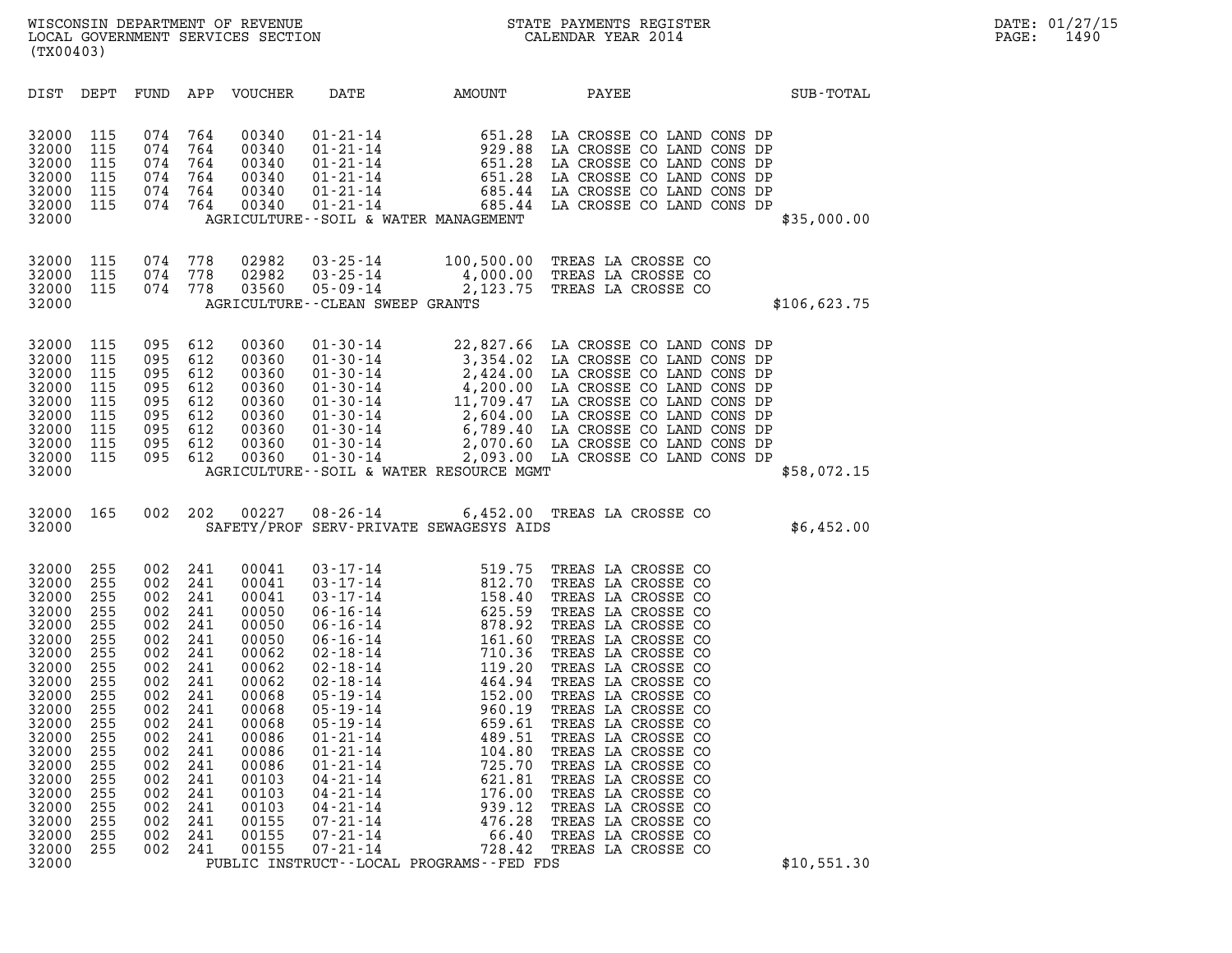WISCONSIN DEPARTMENT OF REVENUE
LOCAL GOVERNMENT SERVICES SECTION
(TX00403)

STATE PAYMENTS REGISTER
CALENDAR YEAR 2014

DATE: 01/27/15
PAGE: 1490

| DIST | DEPT | FUND | APP | VOUCHER | DATE | AMOUNT | PAYEE | SUB-TOTAL |
|---|---|---|---|---|---|---|---|---|
| 32000 | 115 | 074 | 764 | 00340 | 01-21-14 | 651.28 | LA CROSSE CO LAND CONS DP | |
| 32000 | 115 | 074 | 764 | 00340 | 01-21-14 | 929.88 | LA CROSSE CO LAND CONS DP | |
| 32000 | 115 | 074 | 764 | 00340 | 01-21-14 | 651.28 | LA CROSSE CO LAND CONS DP | |
| 32000 | 115 | 074 | 764 | 00340 | 01-21-14 | 651.28 | LA CROSSE CO LAND CONS DP | |
| 32000 | 115 | 074 | 764 | 00340 | 01-21-14 | 685.44 | LA CROSSE CO LAND CONS DP | |
| 32000 | 115 | 074 | 764 | 00340 | 01-21-14 | 685.44 | LA CROSSE CO LAND CONS DP | |
| 32000 | | | | | AGRICULTURE--SOIL & WATER MANAGEMENT | | | $35,000.00 |
| 32000 | 115 | 074 | 778 | 02982 | 03-25-14 | 100,500.00 | TREAS LA CROSSE CO | |
| 32000 | 115 | 074 | 778 | 02982 | 03-25-14 | 4,000.00 | TREAS LA CROSSE CO | |
| 32000 | 115 | 074 | 778 | 03560 | 05-09-14 | 2,123.75 | TREAS LA CROSSE CO | |
| 32000 | | | | | AGRICULTURE--CLEAN SWEEP GRANTS | | | $106,623.75 |
| 32000 | 115 | 095 | 612 | 00360 | 01-30-14 | 22,827.66 | LA CROSSE CO LAND CONS DP | |
| 32000 | 115 | 095 | 612 | 00360 | 01-30-14 | 3,354.02 | LA CROSSE CO LAND CONS DP | |
| 32000 | 115 | 095 | 612 | 00360 | 01-30-14 | 2,424.00 | LA CROSSE CO LAND CONS DP | |
| 32000 | 115 | 095 | 612 | 00360 | 01-30-14 | 4,200.00 | LA CROSSE CO LAND CONS DP | |
| 32000 | 115 | 095 | 612 | 00360 | 01-30-14 | 11,709.47 | LA CROSSE CO LAND CONS DP | |
| 32000 | 115 | 095 | 612 | 00360 | 01-30-14 | 2,604.00 | LA CROSSE CO LAND CONS DP | |
| 32000 | 115 | 095 | 612 | 00360 | 01-30-14 | 6,789.40 | LA CROSSE CO LAND CONS DP | |
| 32000 | 115 | 095 | 612 | 00360 | 01-30-14 | 2,070.60 | LA CROSSE CO LAND CONS DP | |
| 32000 | 115 | 095 | 612 | 00360 | 01-30-14 | 2,093.00 | LA CROSSE CO LAND CONS DP | |
| 32000 | | | | | AGRICULTURE--SOIL & WATER RESOURCE MGMT | | | $58,072.15 |
| 32000 | 165 | 002 | 202 | 00227 | 08-26-14 | 6,452.00 | TREAS LA CROSSE CO | |
| 32000 | | | | | SAFETY/PROF SERV-PRIVATE SEWAGESYS AIDS | | | $6,452.00 |
| 32000 | 255 | 002 | 241 | 00041 | 03-17-14 | 519.75 | TREAS LA CROSSE CO | |
| 32000 | 255 | 002 | 241 | 00041 | 03-17-14 | 812.70 | TREAS LA CROSSE CO | |
| 32000 | 255 | 002 | 241 | 00041 | 03-17-14 | 158.40 | TREAS LA CROSSE CO | |
| 32000 | 255 | 002 | 241 | 00050 | 06-16-14 | 625.59 | TREAS LA CROSSE CO | |
| 32000 | 255 | 002 | 241 | 00050 | 06-16-14 | 878.92 | TREAS LA CROSSE CO | |
| 32000 | 255 | 002 | 241 | 00050 | 06-16-14 | 161.60 | TREAS LA CROSSE CO | |
| 32000 | 255 | 002 | 241 | 00062 | 02-18-14 | 710.36 | TREAS LA CROSSE CO | |
| 32000 | 255 | 002 | 241 | 00062 | 02-18-14 | 119.20 | TREAS LA CROSSE CO | |
| 32000 | 255 | 002 | 241 | 00062 | 02-18-14 | 464.94 | TREAS LA CROSSE CO | |
| 32000 | 255 | 002 | 241 | 00068 | 05-19-14 | 152.00 | TREAS LA CROSSE CO | |
| 32000 | 255 | 002 | 241 | 00068 | 05-19-14 | 960.19 | TREAS LA CROSSE CO | |
| 32000 | 255 | 002 | 241 | 00068 | 05-19-14 | 659.61 | TREAS LA CROSSE CO | |
| 32000 | 255 | 002 | 241 | 00086 | 01-21-14 | 489.51 | TREAS LA CROSSE CO | |
| 32000 | 255 | 002 | 241 | 00086 | 01-21-14 | 104.80 | TREAS LA CROSSE CO | |
| 32000 | 255 | 002 | 241 | 00086 | 01-21-14 | 725.70 | TREAS LA CROSSE CO | |
| 32000 | 255 | 002 | 241 | 00103 | 04-21-14 | 621.81 | TREAS LA CROSSE CO | |
| 32000 | 255 | 002 | 241 | 00103 | 04-21-14 | 176.00 | TREAS LA CROSSE CO | |
| 32000 | 255 | 002 | 241 | 00103 | 04-21-14 | 939.12 | TREAS LA CROSSE CO | |
| 32000 | 255 | 002 | 241 | 00155 | 07-21-14 | 476.28 | TREAS LA CROSSE CO | |
| 32000 | 255 | 002 | 241 | 00155 | 07-21-14 | 66.40 | TREAS LA CROSSE CO | |
| 32000 | 255 | 002 | 241 | 00155 | 07-21-14 | 728.42 | TREAS LA CROSSE CO | |
| 32000 | | | | | PUBLIC INSTRUCT--LOCAL PROGRAMS--FED FDS | | | $10,551.30 |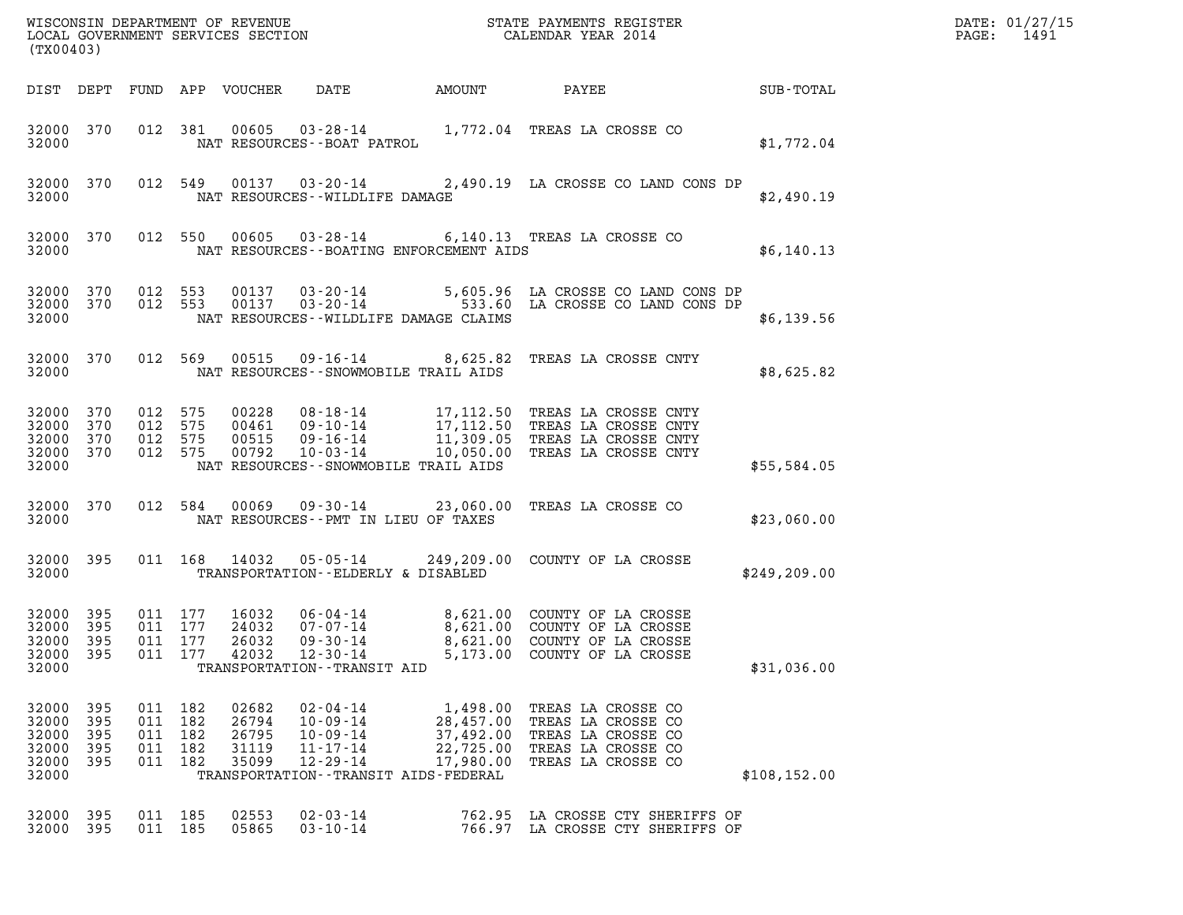WISCONSIN DEPARTMENT OF REVENUE
LOCAL GOVERNMENT SERVICES SECTION
(TX00403)

STATE PAYMENTS REGISTER
CALENDAR YEAR 2014

DATE: 01/27/15
PAGE: 1491

| DIST | DEPT | FUND | APP | VOUCHER | DATE | AMOUNT | PAYEE | SUB-TOTAL |
|---|---|---|---|---|---|---|---|---|
| 32000 | 370 | 012 | 381 | 00605 | 03-28-14 | 1,772.04 | TREAS LA CROSSE CO | |
| 32000 | | | | NAT RESOURCES--BOAT PATROL | | | | $1,772.04 |
| 32000 | 370 | 012 | 549 | 00137 | 03-20-14 | 2,490.19 | LA CROSSE CO LAND CONS DP | |
| 32000 | | | | NAT RESOURCES--WILDLIFE DAMAGE | | | | $2,490.19 |
| 32000 | 370 | 012 | 550 | 00605 | 03-28-14 | 6,140.13 | TREAS LA CROSSE CO | |
| 32000 | | | | NAT RESOURCES--BOATING ENFORCEMENT AIDS | | | | $6,140.13 |
| 32000 | 370 | 012 | 553 | 00137 | 03-20-14 | 5,605.96 | LA CROSSE CO LAND CONS DP | |
| 32000 | 370 | 012 | 553 | 00137 | 03-20-14 | 533.60 | LA CROSSE CO LAND CONS DP | |
| 32000 | | | | NAT RESOURCES--WILDLIFE DAMAGE CLAIMS | | | | $6,139.56 |
| 32000 | 370 | 012 | 569 | 00515 | 09-16-14 | 8,625.82 | TREAS LA CROSSE CNTY | |
| 32000 | | | | NAT RESOURCES--SNOWMOBILE TRAIL AIDS | | | | $8,625.82 |
| 32000 | 370 | 012 | 575 | 00228 | 08-18-14 | 17,112.50 | TREAS LA CROSSE CNTY | |
| 32000 | 370 | 012 | 575 | 00461 | 09-10-14 | 17,112.50 | TREAS LA CROSSE CNTY | |
| 32000 | 370 | 012 | 575 | 00515 | 09-16-14 | 11,309.05 | TREAS LA CROSSE CNTY | |
| 32000 | 370 | 012 | 575 | 00792 | 10-03-14 | 10,050.00 | TREAS LA CROSSE CNTY | |
| 32000 | | | | NAT RESOURCES--SNOWMOBILE TRAIL AIDS | | | | $55,584.05 |
| 32000 | 370 | 012 | 584 | 00069 | 09-30-14 | 23,060.00 | TREAS LA CROSSE CO | |
| 32000 | | | | NAT RESOURCES--PMT IN LIEU OF TAXES | | | | $23,060.00 |
| 32000 | 395 | 011 | 168 | 14032 | 05-05-14 | 249,209.00 | COUNTY OF LA CROSSE | |
| 32000 | | | | TRANSPORTATION--ELDERLY & DISABLED | | | | $249,209.00 |
| 32000 | 395 | 011 | 177 | 16032 | 06-04-14 | 8,621.00 | COUNTY OF LA CROSSE | |
| 32000 | 395 | 011 | 177 | 24032 | 07-07-14 | 8,621.00 | COUNTY OF LA CROSSE | |
| 32000 | 395 | 011 | 177 | 26032 | 09-30-14 | 8,621.00 | COUNTY OF LA CROSSE | |
| 32000 | 395 | 011 | 177 | 42032 | 12-30-14 | 5,173.00 | COUNTY OF LA CROSSE | |
| 32000 | | | | TRANSPORTATION--TRANSIT AID | | | | $31,036.00 |
| 32000 | 395 | 011 | 182 | 02682 | 02-04-14 | 1,498.00 | TREAS LA CROSSE CO | |
| 32000 | 395 | 011 | 182 | 26794 | 10-09-14 | 28,457.00 | TREAS LA CROSSE CO | |
| 32000 | 395 | 011 | 182 | 26795 | 10-09-14 | 37,492.00 | TREAS LA CROSSE CO | |
| 32000 | 395 | 011 | 182 | 31119 | 11-17-14 | 22,725.00 | TREAS LA CROSSE CO | |
| 32000 | 395 | 011 | 182 | 35099 | 12-29-14 | 17,980.00 | TREAS LA CROSSE CO | |
| 32000 | | | | TRANSPORTATION--TRANSIT AIDS-FEDERAL | | | | $108,152.00 |
| 32000 | 395 | 011 | 185 | 02553 | 02-03-14 | 762.95 | LA CROSSE CTY SHERIFFS OF | |
| 32000 | 395 | 011 | 185 | 05865 | 03-10-14 | 766.97 | LA CROSSE CTY SHERIFFS OF | |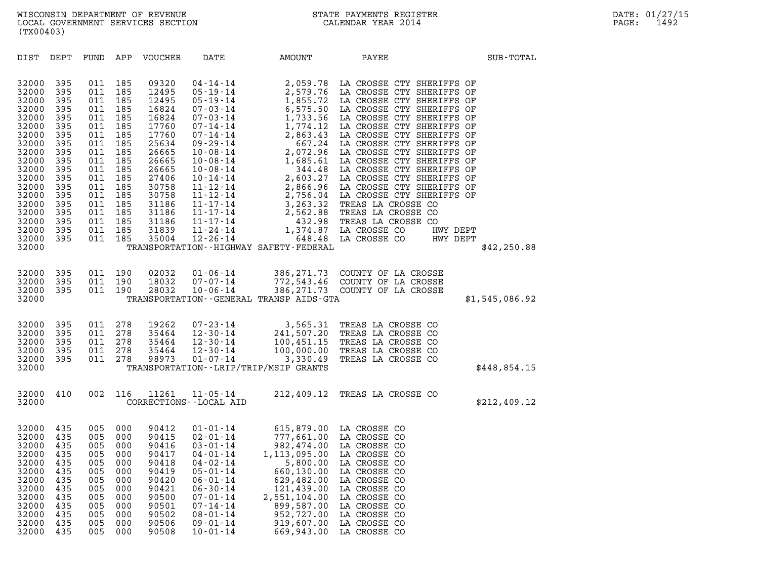WISCONSIN DEPARTMENT OF REVENUE
LOCAL GOVERNMENT SERVICES SECTION
(TX00403)

STATE PAYMENTS REGISTER
CALENDAR YEAR 2014

DATE: 01/27/15

| DIST | DEPT | FUND | APP | VOUCHER | DATE | AMOUNT | PAYEE | SUB-TOTAL |
|---|---|---|---|---|---|---|---|---|
| 32000 | 395 | 011 | 185 | 09320 | 04-14-14 | 2,059.78 | LA CROSSE CTY SHERIFFS OF | |
| 32000 | 395 | 011 | 185 | 12495 | 05-19-14 | 2,579.76 | LA CROSSE CTY SHERIFFS OF | |
| 32000 | 395 | 011 | 185 | 12495 | 05-19-14 | 1,855.72 | LA CROSSE CTY SHERIFFS OF | |
| 32000 | 395 | 011 | 185 | 16824 | 07-03-14 | 6,575.50 | LA CROSSE CTY SHERIFFS OF | |
| 32000 | 395 | 011 | 185 | 16824 | 07-03-14 | 1,733.56 | LA CROSSE CTY SHERIFFS OF | |
| 32000 | 395 | 011 | 185 | 17760 | 07-14-14 | 1,774.12 | LA CROSSE CTY SHERIFFS OF | |
| 32000 | 395 | 011 | 185 | 17760 | 07-14-14 | 2,863.43 | LA CROSSE CTY SHERIFFS OF | |
| 32000 | 395 | 011 | 185 | 25634 | 09-29-14 | 667.24 | LA CROSSE CTY SHERIFFS OF | |
| 32000 | 395 | 011 | 185 | 26665 | 10-08-14 | 2,072.96 | LA CROSSE CTY SHERIFFS OF | |
| 32000 | 395 | 011 | 185 | 26665 | 10-08-14 | 1,685.61 | LA CROSSE CTY SHERIFFS OF | |
| 32000 | 395 | 011 | 185 | 26665 | 10-08-14 | 344.48 | LA CROSSE CTY SHERIFFS OF | |
| 32000 | 395 | 011 | 185 | 27406 | 10-14-14 | 2,603.27 | LA CROSSE CTY SHERIFFS OF | |
| 32000 | 395 | 011 | 185 | 30758 | 11-12-14 | 2,866.96 | LA CROSSE CTY SHERIFFS OF | |
| 32000 | 395 | 011 | 185 | 30758 | 11-12-14 | 2,756.04 | LA CROSSE CTY SHERIFFS OF | |
| 32000 | 395 | 011 | 185 | 31186 | 11-17-14 | 3,263.32 | TREAS LA CROSSE CO | |
| 32000 | 395 | 011 | 185 | 31186 | 11-17-14 | 2,562.88 | TREAS LA CROSSE CO | |
| 32000 | 395 | 011 | 185 | 31186 | 11-17-14 | 432.98 | TREAS LA CROSSE CO | |
| 32000 | 395 | 011 | 185 | 31839 | 11-24-14 | 1,374.87 | LA CROSSE CO HWY DEPT | |
| 32000 | 395 | 011 | 185 | 35004 | 12-26-14 | 648.48 | LA CROSSE CO HWY DEPT | |
| 32000 | | | | | TRANSPORTATION--HIGHWAY SAFETY-FEDERAL | | | $42,250.88 |
| 32000 | 395 | 011 | 190 | 02032 | 01-06-14 | 386,271.73 | COUNTY OF LA CROSSE | |
| 32000 | 395 | 011 | 190 | 18032 | 07-07-14 | 772,543.46 | COUNTY OF LA CROSSE | |
| 32000 | 395 | 011 | 190 | 28032 | 10-06-14 | 386,271.73 | COUNTY OF LA CROSSE | |
| 32000 | | | | | TRANSPORTATION--GENERAL TRANSP AIDS-GTA | | | $1,545,086.92 |
| 32000 | 395 | 011 | 278 | 19262 | 07-23-14 | 3,565.31 | TREAS LA CROSSE CO | |
| 32000 | 395 | 011 | 278 | 35464 | 12-30-14 | 241,507.20 | TREAS LA CROSSE CO | |
| 32000 | 395 | 011 | 278 | 35464 | 12-30-14 | 100,451.15 | TREAS LA CROSSE CO | |
| 32000 | 395 | 011 | 278 | 35464 | 12-30-14 | 100,000.00 | TREAS LA CROSSE CO | |
| 32000 | 395 | 011 | 278 | 98973 | 01-07-14 | 3,330.49 | TREAS LA CROSSE CO | |
| 32000 | | | | | TRANSPORTATION--LRIP/TRIP/MSIP GRANTS | | | $448,854.15 |
| 32000 | 410 | 002 | 116 | 11261 | 11-05-14 | 212,409.12 | TREAS LA CROSSE CO | |
| 32000 | | | | | CORRECTIONS--LOCAL AID | | | $212,409.12 |
| 32000 | 435 | 005 | 000 | 90412 | 01-01-14 | 615,879.00 | LA CROSSE CO | |
| 32000 | 435 | 005 | 000 | 90415 | 02-01-14 | 777,661.00 | LA CROSSE CO | |
| 32000 | 435 | 005 | 000 | 90416 | 03-01-14 | 982,474.00 | LA CROSSE CO | |
| 32000 | 435 | 005 | 000 | 90417 | 04-01-14 | 1,113,095.00 | LA CROSSE CO | |
| 32000 | 435 | 005 | 000 | 90418 | 04-02-14 | 5,800.00 | LA CROSSE CO | |
| 32000 | 435 | 005 | 000 | 90419 | 05-01-14 | 660,130.00 | LA CROSSE CO | |
| 32000 | 435 | 005 | 000 | 90420 | 06-01-14 | 629,482.00 | LA CROSSE CO | |
| 32000 | 435 | 005 | 000 | 90421 | 06-30-14 | 121,439.00 | LA CROSSE CO | |
| 32000 | 435 | 005 | 000 | 90500 | 07-01-14 | 2,551,104.00 | LA CROSSE CO | |
| 32000 | 435 | 005 | 000 | 90501 | 07-14-14 | 899,587.00 | LA CROSSE CO | |
| 32000 | 435 | 005 | 000 | 90502 | 08-01-14 | 952,727.00 | LA CROSSE CO | |
| 32000 | 435 | 005 | 000 | 90506 | 09-01-14 | 919,607.00 | LA CROSSE CO | |
| 32000 | 435 | 005 | 000 | 90508 | 10-01-14 | 669,943.00 | LA CROSSE CO | |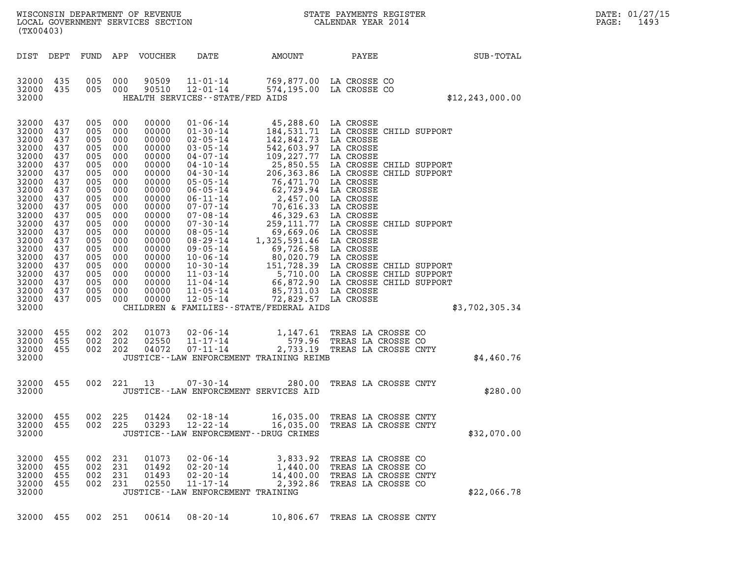WISCONSIN DEPARTMENT OF REVENUE
LOCAL GOVERNMENT SERVICES SECTION
(TX00403)

STATE PAYMENTS REGISTER
CALENDAR YEAR 2014

DATE: 01/27/15

| DIST | DEPT | FUND | APP | VOUCHER | DATE | AMOUNT | PAYEE | SUB-TOTAL |
|---|---|---|---|---|---|---|---|---|
| 32000 | 435 | 005 | 000 | 90509 | 11-01-14 | 769,877.00 | LA CROSSE CO | |
| 32000 | 435 | 005 | 000 | 90510 | 12-01-14 | 574,195.00 | LA CROSSE CO | |
| 32000 | | | | | HEALTH SERVICES--STATE/FED AIDS | | | $12,243,000.00 |
| 32000 | 437 | 005 | 000 | 00000 | 01-06-14 | 45,288.60 | LA CROSSE | |
| 32000 | 437 | 005 | 000 | 00000 | 01-30-14 | 184,531.71 | LA CROSSE CHILD SUPPORT | |
| 32000 | 437 | 005 | 000 | 00000 | 02-05-14 | 142,842.73 | LA CROSSE | |
| 32000 | 437 | 005 | 000 | 00000 | 03-05-14 | 542,603.97 | LA CROSSE | |
| 32000 | 437 | 005 | 000 | 00000 | 04-07-14 | 109,227.77 | LA CROSSE | |
| 32000 | 437 | 005 | 000 | 00000 | 04-10-14 | 25,850.55 | LA CROSSE CHILD SUPPORT | |
| 32000 | 437 | 005 | 000 | 00000 | 04-30-14 | 206,363.86 | LA CROSSE CHILD SUPPORT | |
| 32000 | 437 | 005 | 000 | 00000 | 05-05-14 | 76,471.70 | LA CROSSE | |
| 32000 | 437 | 005 | 000 | 00000 | 06-05-14 | 62,729.94 | LA CROSSE | |
| 32000 | 437 | 005 | 000 | 00000 | 06-11-14 | 2,457.00 | LA CROSSE | |
| 32000 | 437 | 005 | 000 | 00000 | 07-07-14 | 70,616.33 | LA CROSSE | |
| 32000 | 437 | 005 | 000 | 00000 | 07-08-14 | 46,329.63 | LA CROSSE | |
| 32000 | 437 | 005 | 000 | 00000 | 07-30-14 | 259,111.77 | LA CROSSE CHILD SUPPORT | |
| 32000 | 437 | 005 | 000 | 00000 | 08-05-14 | 69,669.06 | LA CROSSE | |
| 32000 | 437 | 005 | 000 | 00000 | 08-29-14 | 1,325,591.46 | LA CROSSE | |
| 32000 | 437 | 005 | 000 | 00000 | 09-05-14 | 69,726.58 | LA CROSSE | |
| 32000 | 437 | 005 | 000 | 00000 | 10-06-14 | 80,020.79 | LA CROSSE | |
| 32000 | 437 | 005 | 000 | 00000 | 10-30-14 | 151,728.39 | LA CROSSE CHILD SUPPORT | |
| 32000 | 437 | 005 | 000 | 00000 | 11-03-14 | 5,710.00 | LA CROSSE CHILD SUPPORT | |
| 32000 | 437 | 005 | 000 | 00000 | 11-04-14 | 66,872.90 | LA CROSSE CHILD SUPPORT | |
| 32000 | 437 | 005 | 000 | 00000 | 11-05-14 | 85,731.03 | LA CROSSE | |
| 32000 | 437 | 005 | 000 | 00000 | 12-05-14 | 72,829.57 | LA CROSSE | |
| 32000 | | | | | CHILDREN & FAMILIES--STATE/FEDERAL AIDS | | | $3,702,305.34 |
| 32000 | 455 | 002 | 202 | 01073 | 02-06-14 | 1,147.61 | TREAS LA CROSSE CO | |
| 32000 | 455 | 002 | 202 | 02550 | 11-17-14 | 579.96 | TREAS LA CROSSE CO | |
| 32000 | 455 | 002 | 202 | 04072 | 07-11-14 | 2,733.19 | TREAS LA CROSSE CNTY | |
| 32000 | | | | | JUSTICE--LAW ENFORCEMENT TRAINING REIMB | | | $4,460.76 |
| 32000 | 455 | 002 | 221 | 13 | 07-30-14 | 280.00 | TREAS LA CROSSE CNTY | |
| 32000 | | | | | JUSTICE--LAW ENFORCEMENT SERVICES AID | | | $280.00 |
| 32000 | 455 | 002 | 225 | 01424 | 02-18-14 | 16,035.00 | TREAS LA CROSSE CNTY | |
| 32000 | 455 | 002 | 225 | 03293 | 12-22-14 | 16,035.00 | TREAS LA CROSSE CNTY | |
| 32000 | | | | | JUSTICE--LAW ENFORCEMENT--DRUG CRIMES | | | $32,070.00 |
| 32000 | 455 | 002 | 231 | 01073 | 02-06-14 | 3,833.92 | TREAS LA CROSSE CO | |
| 32000 | 455 | 002 | 231 | 01492 | 02-20-14 | 1,440.00 | TREAS LA CROSSE CO | |
| 32000 | 455 | 002 | 231 | 01493 | 02-20-14 | 14,400.00 | TREAS LA CROSSE CNTY | |
| 32000 | 455 | 002 | 231 | 02550 | 11-17-14 | 2,392.86 | TREAS LA CROSSE CO | |
| 32000 | | | | | JUSTICE--LAW ENFORCEMENT TRAINING | | | $22,066.78 |
| 32000 | 455 | 002 | 251 | 00614 | 08-20-14 | 10,806.67 | TREAS LA CROSSE CNTY | |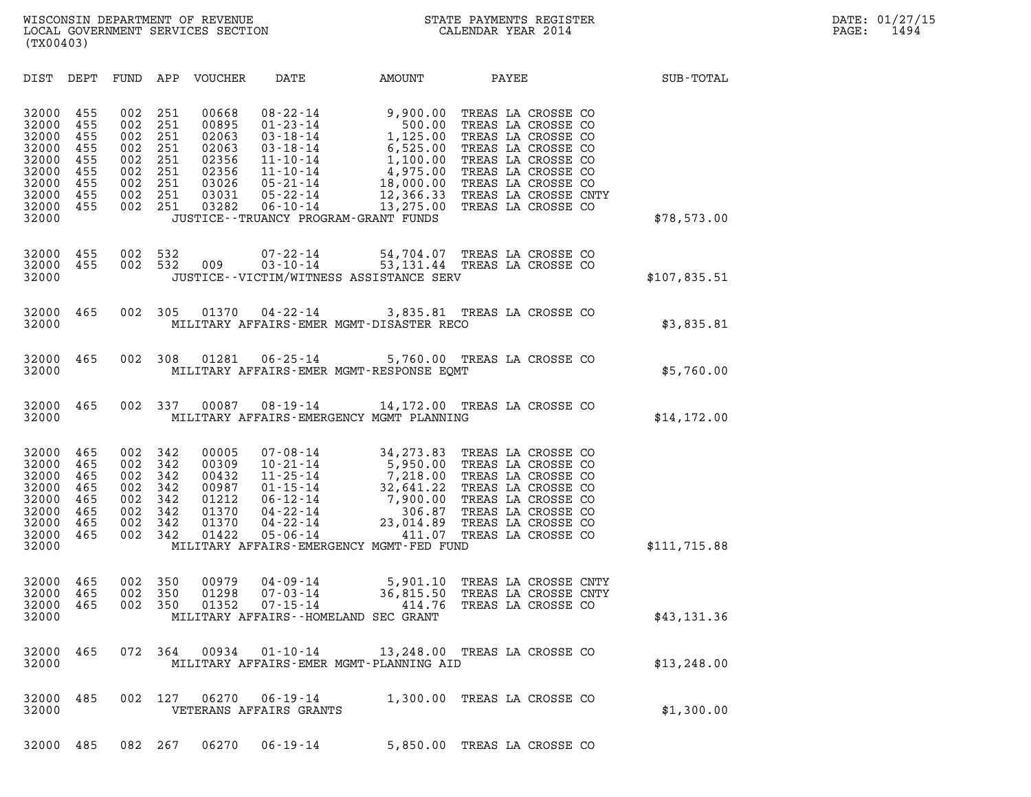WISCONSIN DEPARTMENT OF REVENUE
LOCAL GOVERNMENT SERVICES SECTION
(TX00403)

STATE PAYMENTS REGISTER
CALENDAR YEAR 2014

DATE: 01/27/15
PAGE: 1494

| DIST | DEPT | FUND | APP | VOUCHER | DATE | AMOUNT | PAYEE | SUB-TOTAL |
|---|---|---|---|---|---|---|---|---|
| 32000 | 455 | 002 | 251 | 00668 | 08-22-14 | 9,900.00 | TREAS LA CROSSE CO | |
| 32000 | 455 | 002 | 251 | 00895 | 01-23-14 | 500.00 | TREAS LA CROSSE CO | |
| 32000 | 455 | 002 | 251 | 02063 | 03-18-14 | 1,125.00 | TREAS LA CROSSE CO | |
| 32000 | 455 | 002 | 251 | 02063 | 03-18-14 | 6,525.00 | TREAS LA CROSSE CO | |
| 32000 | 455 | 002 | 251 | 02356 | 11-10-14 | 1,100.00 | TREAS LA CROSSE CO | |
| 32000 | 455 | 002 | 251 | 02356 | 11-10-14 | 4,975.00 | TREAS LA CROSSE CO | |
| 32000 | 455 | 002 | 251 | 03026 | 05-21-14 | 18,000.00 | TREAS LA CROSSE CO | |
| 32000 | 455 | 002 | 251 | 03031 | 05-22-14 | 12,366.33 | TREAS LA CROSSE CNTY | |
| 32000 | 455 | 002 | 251 | 03282 | 06-10-14 | 13,275.00 | TREAS LA CROSSE CO | |
| 32000 | | | | | JUSTICE--TRUANCY PROGRAM-GRANT FUNDS | | | $78,573.00 |
| 32000 | 455 | 002 | 532 | | 07-22-14 | 54,704.07 | TREAS LA CROSSE CO | |
| 32000 | 455 | 002 | 532 | 009 | 03-10-14 | 53,131.44 | TREAS LA CROSSE CO | |
| 32000 | | | | | JUSTICE--VICTIM/WITNESS ASSISTANCE SERV | | | $107,835.51 |
| 32000 | 465 | 002 | 305 | 01370 | 04-22-14 | 3,835.81 | TREAS LA CROSSE CO | |
| 32000 | | | | | MILITARY AFFAIRS-EMER MGMT-DISASTER RECO | | | $3,835.81 |
| 32000 | 465 | 002 | 308 | 01281 | 06-25-14 | 5,760.00 | TREAS LA CROSSE CO | |
| 32000 | | | | | MILITARY AFFAIRS-EMER MGMT-RESPONSE EQMT | | | $5,760.00 |
| 32000 | 465 | 002 | 337 | 00087 | 08-19-14 | 14,172.00 | TREAS LA CROSSE CO | |
| 32000 | | | | | MILITARY AFFAIRS-EMERGENCY MGMT PLANNING | | | $14,172.00 |
| 32000 | 465 | 002 | 342 | 00005 | 07-08-14 | 34,273.83 | TREAS LA CROSSE CO | |
| 32000 | 465 | 002 | 342 | 00309 | 10-21-14 | 5,950.00 | TREAS LA CROSSE CO | |
| 32000 | 465 | 002 | 342 | 00432 | 11-25-14 | 7,218.00 | TREAS LA CROSSE CO | |
| 32000 | 465 | 002 | 342 | 00987 | 01-15-14 | 32,641.22 | TREAS LA CROSSE CO | |
| 32000 | 465 | 002 | 342 | 01212 | 06-12-14 | 7,900.00 | TREAS LA CROSSE CO | |
| 32000 | 465 | 002 | 342 | 01370 | 04-22-14 | 306.87 | TREAS LA CROSSE CO | |
| 32000 | 465 | 002 | 342 | 01370 | 04-22-14 | 23,014.89 | TREAS LA CROSSE CO | |
| 32000 | 465 | 002 | 342 | 01422 | 05-06-14 | 411.07 | TREAS LA CROSSE CO | |
| 32000 | | | | | MILITARY AFFAIRS-EMERGENCY MGMT-FED FUND | | | $111,715.88 |
| 32000 | 465 | 002 | 350 | 00979 | 04-09-14 | 5,901.10 | TREAS LA CROSSE CNTY | |
| 32000 | 465 | 002 | 350 | 01298 | 07-03-14 | 36,815.50 | TREAS LA CROSSE CNTY | |
| 32000 | 465 | 002 | 350 | 01352 | 07-15-14 | 414.76 | TREAS LA CROSSE CO | |
| 32000 | | | | | MILITARY AFFAIRS--HOMELAND SEC GRANT | | | $43,131.36 |
| 32000 | 465 | 072 | 364 | 00934 | 01-10-14 | 13,248.00 | TREAS LA CROSSE CO | |
| 32000 | | | | | MILITARY AFFAIRS-EMER MGMT-PLANNING AID | | | $13,248.00 |
| 32000 | 485 | 002 | 127 | 06270 | 06-19-14 | 1,300.00 | TREAS LA CROSSE CO | |
| 32000 | | | | | VETERANS AFFAIRS GRANTS | | | $1,300.00 |
| 32000 | 485 | 082 | 267 | 06270 | 06-19-14 | 5,850.00 | TREAS LA CROSSE CO | |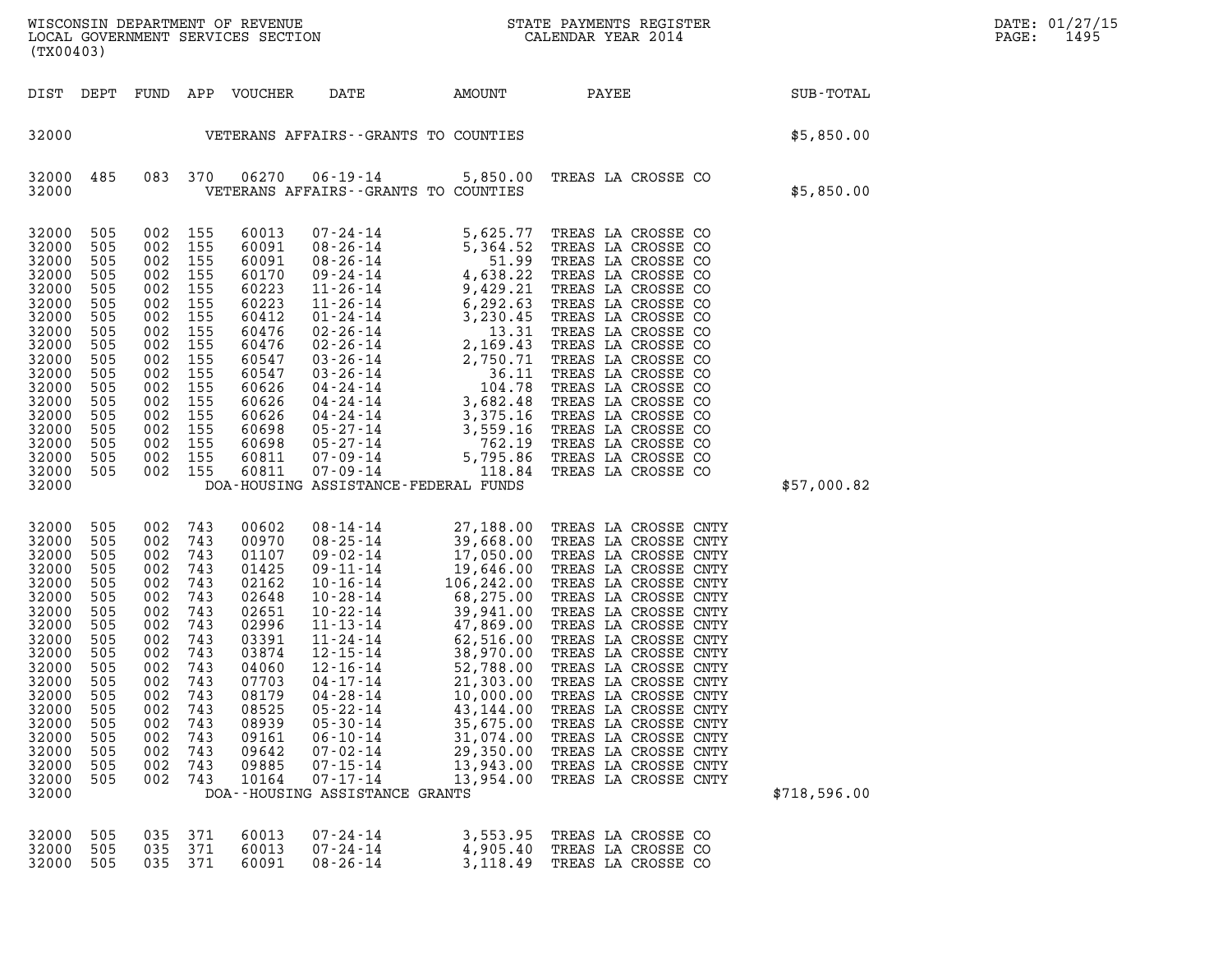WISCONSIN DEPARTMENT OF REVENUE
LOCAL GOVERNMENT SERVICES SECTION
(TX00403)

STATE PAYMENTS REGISTER
CALENDAR YEAR 2014

DATE: 01/27/15
PAGE: 1495

| DIST | DEPT | FUND | APP | VOUCHER | DATE | AMOUNT | PAYEE | SUB-TOTAL |
|---|---|---|---|---|---|---|---|---|
| 32000 | | | | | VETERANS AFFAIRS--GRANTS TO COUNTIES | | | $5,850.00 |
| 32000 | 485 | 083 | 370 | 06270 | 06-19-14 | 5,850.00 | TREAS LA CROSSE CO | |
| 32000 | | | | | VETERANS AFFAIRS--GRANTS TO COUNTIES | | | $5,850.00 |
| 32000 | 505 | 002 | 155 | 60013 | 07-24-14 | 5,625.77 | TREAS LA CROSSE CO | |
| 32000 | 505 | 002 | 155 | 60091 | 08-26-14 | 5,364.52 | TREAS LA CROSSE CO | |
| 32000 | 505 | 002 | 155 | 60091 | 08-26-14 | 51.99 | TREAS LA CROSSE CO | |
| 32000 | 505 | 002 | 155 | 60170 | 09-24-14 | 4,638.22 | TREAS LA CROSSE CO | |
| 32000 | 505 | 002 | 155 | 60223 | 11-26-14 | 9,429.21 | TREAS LA CROSSE CO | |
| 32000 | 505 | 002 | 155 | 60223 | 11-26-14 | 6,292.63 | TREAS LA CROSSE CO | |
| 32000 | 505 | 002 | 155 | 60412 | 01-24-14 | 3,230.45 | TREAS LA CROSSE CO | |
| 32000 | 505 | 002 | 155 | 60476 | 02-26-14 | 13.31 | TREAS LA CROSSE CO | |
| 32000 | 505 | 002 | 155 | 60476 | 02-26-14 | 2,169.43 | TREAS LA CROSSE CO | |
| 32000 | 505 | 002 | 155 | 60547 | 03-26-14 | 2,750.71 | TREAS LA CROSSE CO | |
| 32000 | 505 | 002 | 155 | 60547 | 03-26-14 | 36.11 | TREAS LA CROSSE CO | |
| 32000 | 505 | 002 | 155 | 60626 | 04-24-14 | 104.78 | TREAS LA CROSSE CO | |
| 32000 | 505 | 002 | 155 | 60626 | 04-24-14 | 3,682.48 | TREAS LA CROSSE CO | |
| 32000 | 505 | 002 | 155 | 60626 | 04-24-14 | 3,375.16 | TREAS LA CROSSE CO | |
| 32000 | 505 | 002 | 155 | 60698 | 05-27-14 | 3,559.16 | TREAS LA CROSSE CO | |
| 32000 | 505 | 002 | 155 | 60698 | 05-27-14 | 762.19 | TREAS LA CROSSE CO | |
| 32000 | 505 | 002 | 155 | 60811 | 07-09-14 | 5,795.86 | TREAS LA CROSSE CO | |
| 32000 | 505 | 002 | 155 | 60811 | 07-09-14 | 118.84 | TREAS LA CROSSE CO | |
| 32000 | | | | | DOA-HOUSING ASSISTANCE-FEDERAL FUNDS | | | $57,000.82 |
| 32000 | 505 | 002 | 743 | 00602 | 08-14-14 | 27,188.00 | TREAS LA CROSSE CNTY | |
| 32000 | 505 | 002 | 743 | 00970 | 08-25-14 | 39,668.00 | TREAS LA CROSSE CNTY | |
| 32000 | 505 | 002 | 743 | 01107 | 09-02-14 | 17,050.00 | TREAS LA CROSSE CNTY | |
| 32000 | 505 | 002 | 743 | 01425 | 09-11-14 | 19,646.00 | TREAS LA CROSSE CNTY | |
| 32000 | 505 | 002 | 743 | 02162 | 10-16-14 | 106,242.00 | TREAS LA CROSSE CNTY | |
| 32000 | 505 | 002 | 743 | 02648 | 10-28-14 | 68,275.00 | TREAS LA CROSSE CNTY | |
| 32000 | 505 | 002 | 743 | 02651 | 10-22-14 | 39,941.00 | TREAS LA CROSSE CNTY | |
| 32000 | 505 | 002 | 743 | 02996 | 11-13-14 | 47,869.00 | TREAS LA CROSSE CNTY | |
| 32000 | 505 | 002 | 743 | 03391 | 11-24-14 | 62,516.00 | TREAS LA CROSSE CNTY | |
| 32000 | 505 | 002 | 743 | 03874 | 12-15-14 | 38,970.00 | TREAS LA CROSSE CNTY | |
| 32000 | 505 | 002 | 743 | 04060 | 12-16-14 | 52,788.00 | TREAS LA CROSSE CNTY | |
| 32000 | 505 | 002 | 743 | 07703 | 04-17-14 | 21,303.00 | TREAS LA CROSSE CNTY | |
| 32000 | 505 | 002 | 743 | 08179 | 04-28-14 | 10,000.00 | TREAS LA CROSSE CNTY | |
| 32000 | 505 | 002 | 743 | 08525 | 05-22-14 | 43,144.00 | TREAS LA CROSSE CNTY | |
| 32000 | 505 | 002 | 743 | 08939 | 05-30-14 | 35,675.00 | TREAS LA CROSSE CNTY | |
| 32000 | 505 | 002 | 743 | 09161 | 06-10-14 | 31,074.00 | TREAS LA CROSSE CNTY | |
| 32000 | 505 | 002 | 743 | 09642 | 07-02-14 | 29,350.00 | TREAS LA CROSSE CNTY | |
| 32000 | 505 | 002 | 743 | 09885 | 07-15-14 | 13,943.00 | TREAS LA CROSSE CNTY | |
| 32000 | 505 | 002 | 743 | 10164 | 07-17-14 | 13,954.00 | TREAS LA CROSSE CNTY | |
| 32000 | | | | | DOA--HOUSING ASSISTANCE GRANTS | | | $718,596.00 |
| 32000 | 505 | 035 | 371 | 60013 | 07-24-14 | 3,553.95 | TREAS LA CROSSE CO | |
| 32000 | 505 | 035 | 371 | 60013 | 07-24-14 | 4,905.40 | TREAS LA CROSSE CO | |
| 32000 | 505 | 035 | 371 | 60091 | 08-26-14 | 3,118.49 | TREAS LA CROSSE CO | |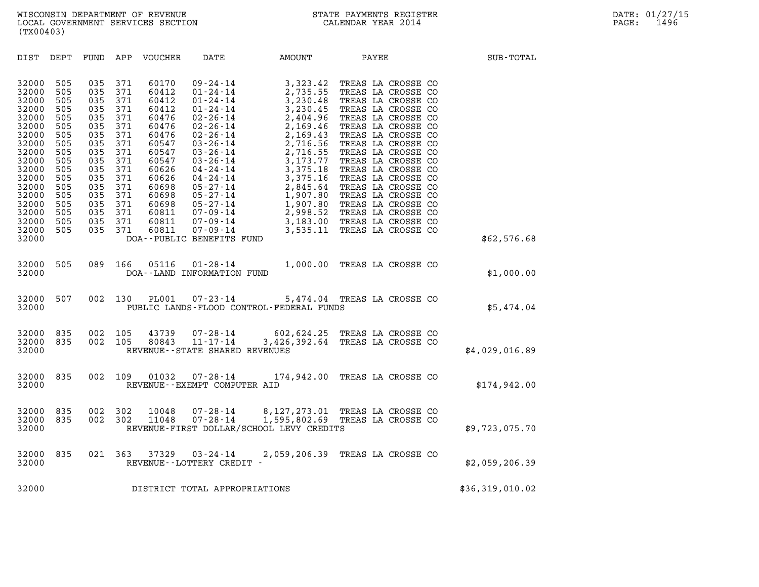| DIST | DEPT | FUND | APP | VOUCHER | DATE | AMOUNT | PAYEE | SUB-TOTAL |
|---|---|---|---|---|---|---|---|---|
| 32000 | 505 | 035 | 371 | 60170 | 09-24-14 | 3,323.42 | TREAS LA CROSSE CO | |
| 32000 | 505 | 035 | 371 | 60412 | 01-24-14 | 2,735.55 | TREAS LA CROSSE CO | |
| 32000 | 505 | 035 | 371 | 60412 | 01-24-14 | 3,230.48 | TREAS LA CROSSE CO | |
| 32000 | 505 | 035 | 371 | 60412 | 01-24-14 | 3,230.45 | TREAS LA CROSSE CO | |
| 32000 | 505 | 035 | 371 | 60476 | 02-26-14 | 2,404.96 | TREAS LA CROSSE CO | |
| 32000 | 505 | 035 | 371 | 60476 | 02-26-14 | 2,169.46 | TREAS LA CROSSE CO | |
| 32000 | 505 | 035 | 371 | 60476 | 02-26-14 | 2,169.43 | TREAS LA CROSSE CO | |
| 32000 | 505 | 035 | 371 | 60547 | 03-26-14 | 2,716.56 | TREAS LA CROSSE CO | |
| 32000 | 505 | 035 | 371 | 60547 | 03-26-14 | 2,716.55 | TREAS LA CROSSE CO | |
| 32000 | 505 | 035 | 371 | 60547 | 03-26-14 | 3,173.77 | TREAS LA CROSSE CO | |
| 32000 | 505 | 035 | 371 | 60626 | 04-24-14 | 3,375.18 | TREAS LA CROSSE CO | |
| 32000 | 505 | 035 | 371 | 60626 | 04-24-14 | 3,375.16 | TREAS LA CROSSE CO | |
| 32000 | 505 | 035 | 371 | 60698 | 05-27-14 | 2,845.64 | TREAS LA CROSSE CO | |
| 32000 | 505 | 035 | 371 | 60698 | 05-27-14 | 1,907.80 | TREAS LA CROSSE CO | |
| 32000 | 505 | 035 | 371 | 60698 | 05-27-14 | 1,907.80 | TREAS LA CROSSE CO | |
| 32000 | 505 | 035 | 371 | 60811 | 07-09-14 | 2,998.52 | TREAS LA CROSSE CO | |
| 32000 | 505 | 035 | 371 | 60811 | 07-09-14 | 3,183.00 | TREAS LA CROSSE CO | |
| 32000 | 505 | 035 | 371 | 60811 | 07-09-14 | 3,535.11 | TREAS LA CROSSE CO | |
| 32000 | | | | DOA--PUBLIC BENEFITS FUND | | | | $62,576.68 |
| 32000 | 505 | 089 | 166 | 05116 | 01-28-14 | 1,000.00 | TREAS LA CROSSE CO | |
| 32000 | | | | DOA--LAND INFORMATION FUND | | | | $1,000.00 |
| 32000 | 507 | 002 | 130 | PL001 | 07-23-14 | 5,474.04 | TREAS LA CROSSE CO | |
| 32000 | | | | PUBLIC LANDS-FLOOD CONTROL-FEDERAL FUNDS | | | | $5,474.04 |
| 32000 | 835 | 002 | 105 | 43739 | 07-28-14 | 602,624.25 | TREAS LA CROSSE CO | |
| 32000 | 835 | 002 | 105 | 80843 | 11-17-14 | 3,426,392.64 | TREAS LA CROSSE CO | |
| 32000 | | | | REVENUE--STATE SHARED REVENUES | | | | $4,029,016.89 |
| 32000 | 835 | 002 | 109 | 01032 | 07-28-14 | 174,942.00 | TREAS LA CROSSE CO | |
| 32000 | | | | REVENUE--EXEMPT COMPUTER AID | | | | $174,942.00 |
| 32000 | 835 | 002 | 302 | 10048 | 07-28-14 | 8,127,273.01 | TREAS LA CROSSE CO | |
| 32000 | 835 | 002 | 302 | 11048 | 07-28-14 | 1,595,802.69 | TREAS LA CROSSE CO | |
| 32000 | | | | REVENUE-FIRST DOLLAR/SCHOOL LEVY CREDITS | | | | $9,723,075.70 |
| 32000 | 835 | 021 | 363 | 37329 | 03-24-14 | 2,059,206.39 | TREAS LA CROSSE CO | |
| 32000 | | | | REVENUE--LOTTERY CREDIT - | | | | $2,059,206.39 |
| 32000 | | | | DISTRICT TOTAL APPROPRIATIONS | | | | $36,319,010.02 |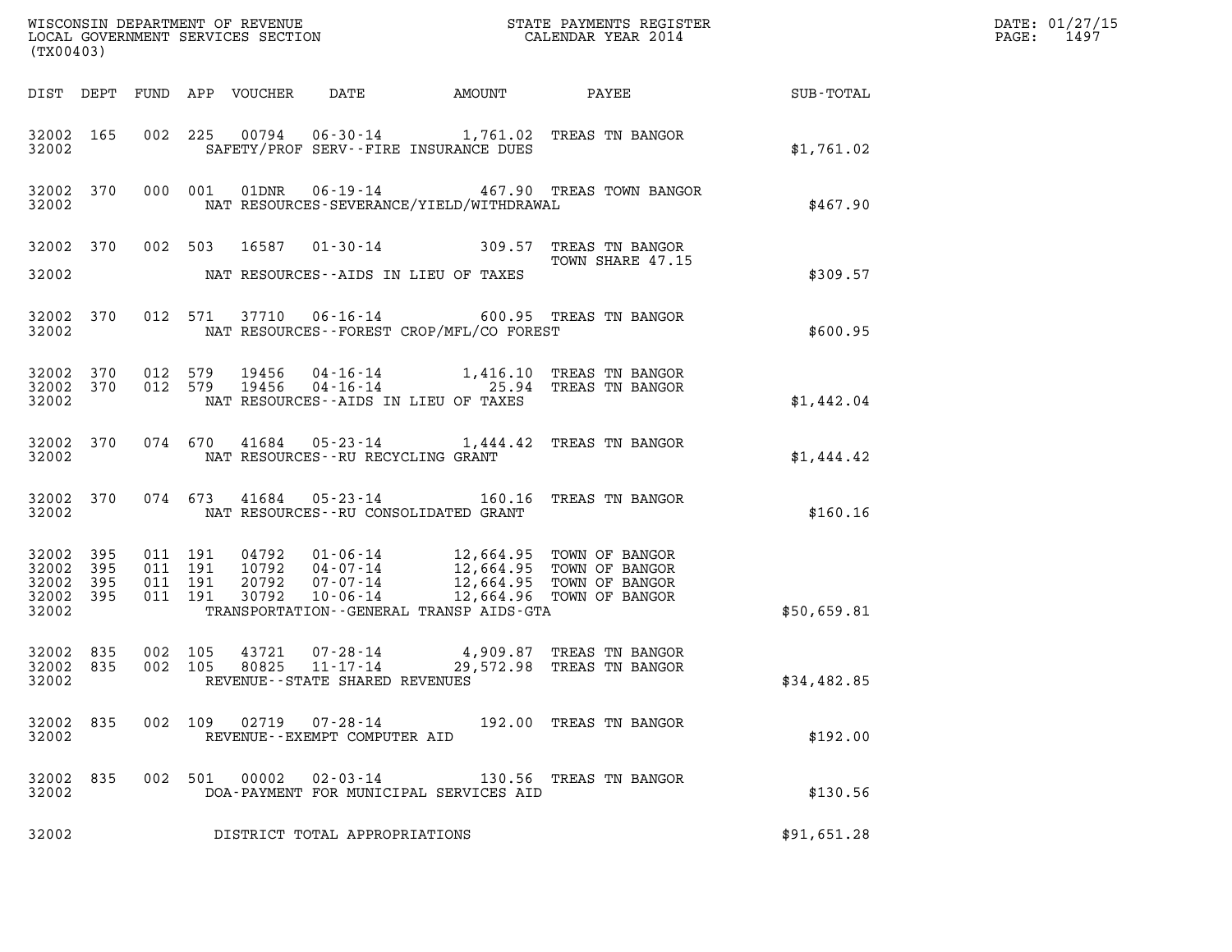WISCONSIN DEPARTMENT OF REVENUE
LOCAL GOVERNMENT SERVICES SECTION
(TX00403)

STATE PAYMENTS REGISTER
CALENDAR YEAR 2014

DATE: 01/27/15

| DIST | DEPT | FUND | APP | VOUCHER | DATE | AMOUNT | PAYEE | SUB-TOTAL |
|---|---|---|---|---|---|---|---|---|
| 32002 | 165 | 002 | 225 | 00794 | 06-30-14 | 1,761.02 | TREAS TN BANGOR | |
| 32002 | | | | | SAFETY/PROF SERV--FIRE INSURANCE DUES | | | $1,761.02 |
| 32002 | 370 | 000 | 001 | 01DNR | 06-19-14 | 467.90 | TREAS TOWN BANGOR | |
| 32002 | | | | | NAT RESOURCES-SEVERANCE/YIELD/WITHDRAWAL | | | $467.90 |
| 32002 | 370 | 002 | 503 | 16587 | 01-30-14 | 309.57 | TREAS TN BANGOR TOWN SHARE 47.15 | |
| 32002 | | | | | NAT RESOURCES--AIDS IN LIEU OF TAXES | | | $309.57 |
| 32002 | 370 | 012 | 571 | 37710 | 06-16-14 | 600.95 | TREAS TN BANGOR | |
| 32002 | | | | | NAT RESOURCES--FOREST CROP/MFL/CO FOREST | | | $600.95 |
| 32002 | 370 | 012 | 579 | 19456 | 04-16-14 | 1,416.10 | TREAS TN BANGOR | |
| 32002 | 370 | 012 | 579 | 19456 | 04-16-14 | 25.94 | TREAS TN BANGOR | |
| 32002 | | | | | NAT RESOURCES--AIDS IN LIEU OF TAXES | | | $1,442.04 |
| 32002 | 370 | 074 | 670 | 41684 | 05-23-14 | 1,444.42 | TREAS TN BANGOR | |
| 32002 | | | | | NAT RESOURCES--RU RECYCLING GRANT | | | $1,444.42 |
| 32002 | 370 | 074 | 673 | 41684 | 05-23-14 | 160.16 | TREAS TN BANGOR | |
| 32002 | | | | | NAT RESOURCES--RU CONSOLIDATED GRANT | | | $160.16 |
| 32002 | 395 | 011 | 191 | 04792 | 01-06-14 | 12,664.95 | TOWN OF BANGOR | |
| 32002 | 395 | 011 | 191 | 10792 | 04-07-14 | 12,664.95 | TOWN OF BANGOR | |
| 32002 | 395 | 011 | 191 | 20792 | 07-07-14 | 12,664.95 | TOWN OF BANGOR | |
| 32002 | 395 | 011 | 191 | 30792 | 10-06-14 | 12,664.96 | TOWN OF BANGOR | |
| 32002 | | | | | TRANSPORTATION--GENERAL TRANSP AIDS-GTA | | | $50,659.81 |
| 32002 | 835 | 002 | 105 | 43721 | 07-28-14 | 4,909.87 | TREAS TN BANGOR | |
| 32002 | 835 | 002 | 105 | 80825 | 11-17-14 | 29,572.98 | TREAS TN BANGOR | |
| 32002 | | | | | REVENUE--STATE SHARED REVENUES | | | $34,482.85 |
| 32002 | 835 | 002 | 109 | 02719 | 07-28-14 | 192.00 | TREAS TN BANGOR | |
| 32002 | | | | | REVENUE--EXEMPT COMPUTER AID | | | $192.00 |
| 32002 | 835 | 002 | 501 | 00002 | 02-03-14 | 130.56 | TREAS TN BANGOR | |
| 32002 | | | | | DOA-PAYMENT FOR MUNICIPAL SERVICES AID | | | $130.56 |
| 32002 | | | | | DISTRICT TOTAL APPROPRIATIONS | | | $91,651.28 |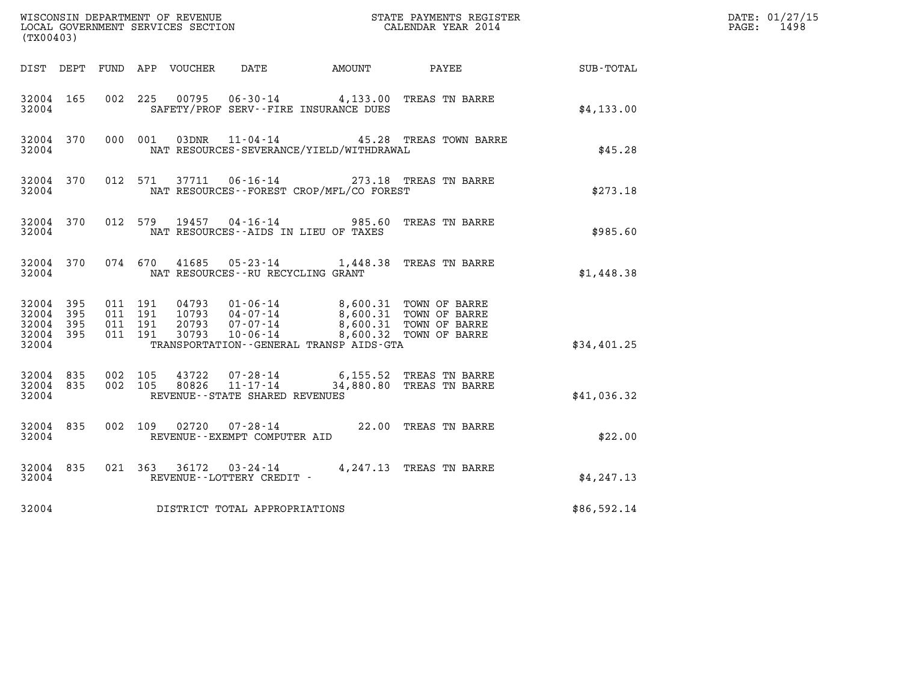WISCONSIN DEPARTMENT OF REVENUE
LOCAL GOVERNMENT SERVICES SECTION
(TX00403)

STATE PAYMENTS REGISTER
CALENDAR YEAR 2014

DATE: 01/27/15
PAGE: 1498

| DIST | DEPT | FUND | APP | VOUCHER | DATE | AMOUNT | PAYEE | SUB-TOTAL |
|---|---|---|---|---|---|---|---|---|
| 32004 | 165 | 002 | 225 | 00795 | 06-30-14 | 4,133.00 | TREAS TN BARRE | |
| 32004 | | | | SAFETY/PROF SERV--FIRE INSURANCE DUES | | | | $4,133.00 |
| 32004 | 370 | 000 | 001 | 03DNR | 11-04-14 | 45.28 | TREAS TOWN BARRE | |
| 32004 | | | | NAT RESOURCES-SEVERANCE/YIELD/WITHDRAWAL | | | | $45.28 |
| 32004 | 370 | 012 | 571 | 37711 | 06-16-14 | 273.18 | TREAS TN BARRE | |
| 32004 | | | | NAT RESOURCES--FOREST CROP/MFL/CO FOREST | | | | $273.18 |
| 32004 | 370 | 012 | 579 | 19457 | 04-16-14 | 985.60 | TREAS TN BARRE | |
| 32004 | | | | NAT RESOURCES--AIDS IN LIEU OF TAXES | | | | $985.60 |
| 32004 | 370 | 074 | 670 | 41685 | 05-23-14 | 1,448.38 | TREAS TN BARRE | |
| 32004 | | | | NAT RESOURCES--RU RECYCLING GRANT | | | | $1,448.38 |
| 32004 | 395 | 011 | 191 | 04793 | 01-06-14 | 8,600.31 | TOWN OF BARRE | |
| 32004 | 395 | 011 | 191 | 10793 | 04-07-14 | 8,600.31 | TOWN OF BARRE | |
| 32004 | 395 | 011 | 191 | 20793 | 07-07-14 | 8,600.31 | TOWN OF BARRE | |
| 32004 | 395 | 011 | 191 | 30793 | 10-06-14 | 8,600.32 | TOWN OF BARRE | |
| 32004 | | | | TRANSPORTATION--GENERAL TRANSP AIDS-GTA | | | | $34,401.25 |
| 32004 | 835 | 002 | 105 | 43722 | 07-28-14 | 6,155.52 | TREAS TN BARRE | |
| 32004 | 835 | 002 | 105 | 80826 | 11-17-14 | 34,880.80 | TREAS TN BARRE | |
| 32004 | | | | REVENUE--STATE SHARED REVENUES | | | | $41,036.32 |
| 32004 | 835 | 002 | 109 | 02720 | 07-28-14 | 22.00 | TREAS TN BARRE | |
| 32004 | | | | REVENUE--EXEMPT COMPUTER AID | | | | $22.00 |
| 32004 | 835 | 021 | 363 | 36172 | 03-24-14 | 4,247.13 | TREAS TN BARRE | |
| 32004 | | | | REVENUE--LOTTERY CREDIT - | | | | $4,247.13 |
| 32004 | | | | DISTRICT TOTAL APPROPRIATIONS | | | | $86,592.14 |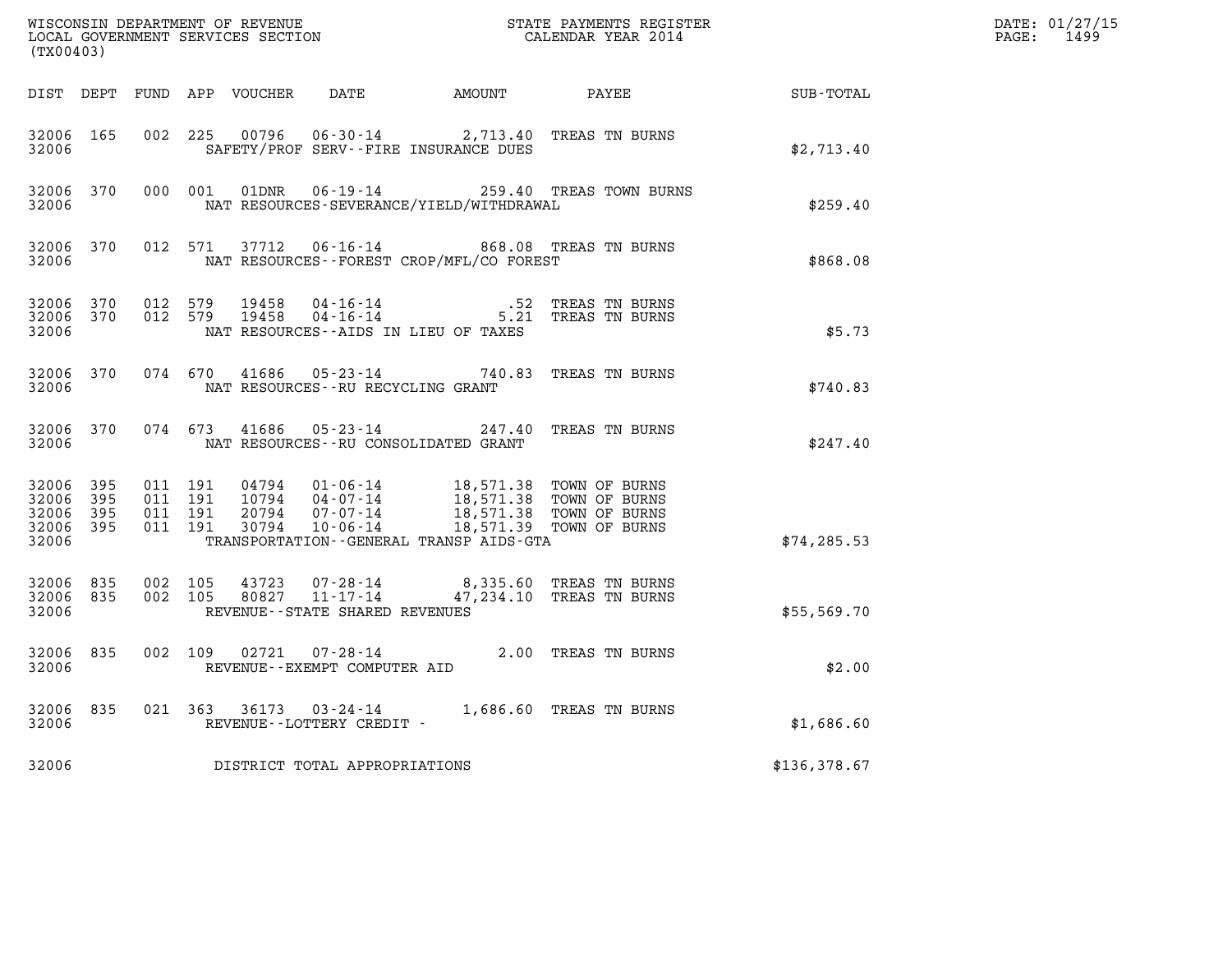WISCONSIN DEPARTMENT OF REVENUE
LOCAL GOVERNMENT SERVICES SECTION
(TX00403)

STATE PAYMENTS REGISTER
CALENDAR YEAR 2014

DATE: 01/27/15
PAGE: 1499

| DIST | DEPT | FUND | APP | VOUCHER | DATE | AMOUNT | PAYEE | SUB-TOTAL |
|---|---|---|---|---|---|---|---|---|
| 32006 | 165 | 002 | 225 | 00796 | 06-30-14 | 2,713.40 | TREAS TN BURNS | |
| 32006 | | | | SAFETY/PROF SERV--FIRE INSURANCE DUES | | | | $2,713.40 |
| 32006 | 370 | 000 | 001 | 01DNR | 06-19-14 | 259.40 | TREAS TOWN BURNS | |
| 32006 | | | | NAT RESOURCES-SEVERANCE/YIELD/WITHDRAWAL | | | | $259.40 |
| 32006 | 370 | 012 | 571 | 37712 | 06-16-14 | 868.08 | TREAS TN BURNS | |
| 32006 | | | | NAT RESOURCES--FOREST CROP/MFL/CO FOREST | | | | $868.08 |
| 32006 | 370 | 012 | 579 | 19458 | 04-16-14 | .52 | TREAS TN BURNS | |
| 32006 | 370 | 012 | 579 | 19458 | 04-16-14 | 5.21 | TREAS TN BURNS | |
| 32006 | | | | NAT RESOURCES--AIDS IN LIEU OF TAXES | | | | $5.73 |
| 32006 | 370 | 074 | 670 | 41686 | 05-23-14 | 740.83 | TREAS TN BURNS | |
| 32006 | | | | NAT RESOURCES--RU RECYCLING GRANT | | | | $740.83 |
| 32006 | 370 | 074 | 673 | 41686 | 05-23-14 | 247.40 | TREAS TN BURNS | |
| 32006 | | | | NAT RESOURCES--RU CONSOLIDATED GRANT | | | | $247.40 |
| 32006 | 395 | 011 | 191 | 04794 | 01-06-14 | 18,571.38 | TOWN OF BURNS | |
| 32006 | 395 | 011 | 191 | 10794 | 04-07-14 | 18,571.38 | TOWN OF BURNS | |
| 32006 | 395 | 011 | 191 | 20794 | 07-07-14 | 18,571.38 | TOWN OF BURNS | |
| 32006 | 395 | 011 | 191 | 30794 | 10-06-14 | 18,571.39 | TOWN OF BURNS | |
| 32006 | | | | TRANSPORTATION--GENERAL TRANSP AIDS-GTA | | | | $74,285.53 |
| 32006 | 835 | 002 | 105 | 43723 | 07-28-14 | 8,335.60 | TREAS TN BURNS | |
| 32006 | 835 | 002 | 105 | 80827 | 11-17-14 | 47,234.10 | TREAS TN BURNS | |
| 32006 | | | | REVENUE--STATE SHARED REVENUES | | | | $55,569.70 |
| 32006 | 835 | 002 | 109 | 02721 | 07-28-14 | 2.00 | TREAS TN BURNS | |
| 32006 | | | | REVENUE--EXEMPT COMPUTER AID | | | | $2.00 |
| 32006 | 835 | 021 | 363 | 36173 | 03-24-14 | 1,686.60 | TREAS TN BURNS | |
| 32006 | | | | REVENUE--LOTTERY CREDIT - | | | | $1,686.60 |
| 32006 | | | | DISTRICT TOTAL APPROPRIATIONS | | | | $136,378.67 |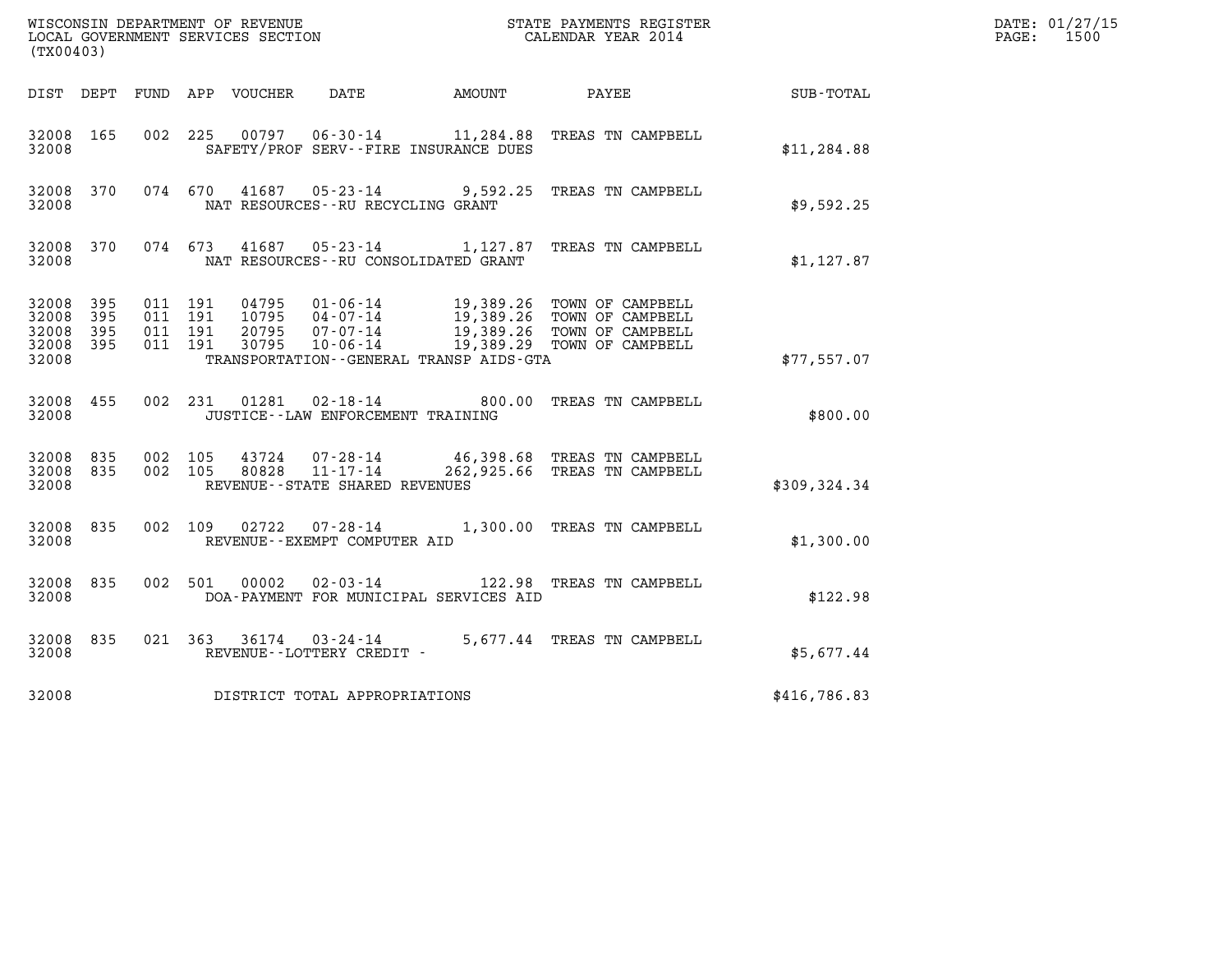WISCONSIN DEPARTMENT OF REVENUE
LOCAL GOVERNMENT SERVICES SECTION
(TX00403)

STATE PAYMENTS REGISTER
CALENDAR YEAR 2014

DATE: 01/27/15
PAGE: 1500

| DIST | DEPT | FUND | APP | VOUCHER | DATE | AMOUNT | PAYEE | SUB-TOTAL |
|---|---|---|---|---|---|---|---|---|
| 32008 | 165 | 002 | 225 | 00797 | 06-30-14 | 11,284.88 | TREAS TN CAMPBELL | |
| 32008 | | | | SAFETY/PROF SERV--FIRE INSURANCE DUES | | | | $11,284.88 |
| 32008 | 370 | 074 | 670 | 41687 | 05-23-14 | 9,592.25 | TREAS TN CAMPBELL | |
| 32008 | | | | NAT RESOURCES--RU RECYCLING GRANT | | | | $9,592.25 |
| 32008 | 370 | 074 | 673 | 41687 | 05-23-14 | 1,127.87 | TREAS TN CAMPBELL | |
| 32008 | | | | NAT RESOURCES--RU CONSOLIDATED GRANT | | | | $1,127.87 |
| 32008 | 395 | 011 | 191 | 04795 | 01-06-14 | 19,389.26 | TOWN OF CAMPBELL | |
| 32008 | 395 | 011 | 191 | 10795 | 04-07-14 | 19,389.26 | TOWN OF CAMPBELL | |
| 32008 | 395 | 011 | 191 | 20795 | 07-07-14 | 19,389.26 | TOWN OF CAMPBELL | |
| 32008 | 395 | 011 | 191 | 30795 | 10-06-14 | 19,389.29 | TOWN OF CAMPBELL | |
| 32008 | | | | TRANSPORTATION--GENERAL TRANSP AIDS-GTA | | | | $77,557.07 |
| 32008 | 455 | 002 | 231 | 01281 | 02-18-14 | 800.00 | TREAS TN CAMPBELL | |
| 32008 | | | | JUSTICE--LAW ENFORCEMENT TRAINING | | | | $800.00 |
| 32008 | 835 | 002 | 105 | 43724 | 07-28-14 | 46,398.68 | TREAS TN CAMPBELL | |
| 32008 | 835 | 002 | 105 | 80828 | 11-17-14 | 262,925.66 | TREAS TN CAMPBELL | |
| 32008 | | | | REVENUE--STATE SHARED REVENUES | | | | $309,324.34 |
| 32008 | 835 | 002 | 109 | 02722 | 07-28-14 | 1,300.00 | TREAS TN CAMPBELL | |
| 32008 | | | | REVENUE--EXEMPT COMPUTER AID | | | | $1,300.00 |
| 32008 | 835 | 002 | 501 | 00002 | 02-03-14 | 122.98 | TREAS TN CAMPBELL | |
| 32008 | | | | DOA-PAYMENT FOR MUNICIPAL SERVICES AID | | | | $122.98 |
| 32008 | 835 | 021 | 363 | 36174 | 03-24-14 | 5,677.44 | TREAS TN CAMPBELL | |
| 32008 | | | | REVENUE--LOTTERY CREDIT - | | | | $5,677.44 |
| 32008 | | | | DISTRICT TOTAL APPROPRIATIONS | | | | $416,786.83 |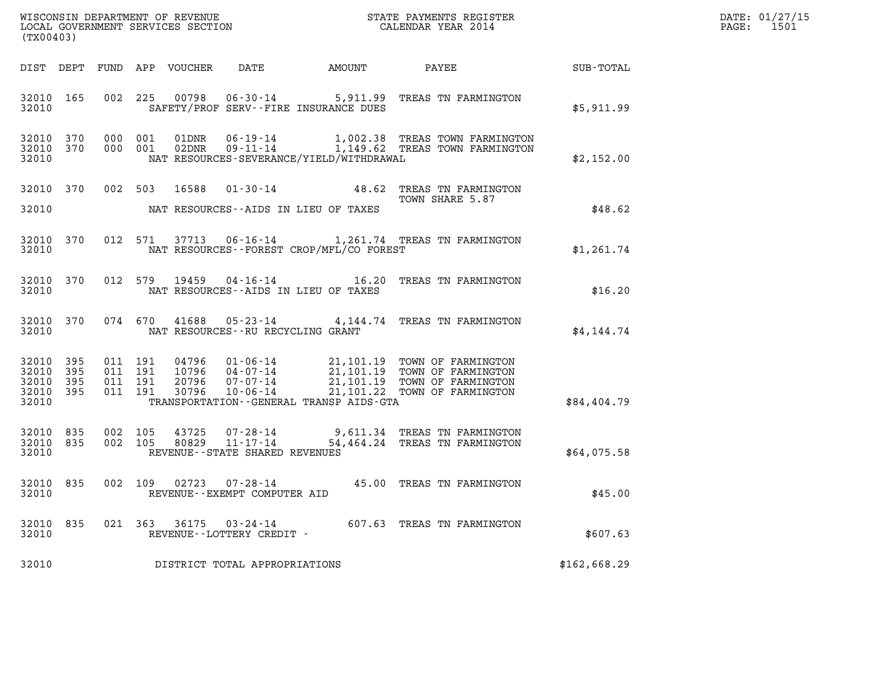WISCONSIN DEPARTMENT OF REVENUE
LOCAL GOVERNMENT SERVICES SECTION
(TX00403)

STATE PAYMENTS REGISTER
CALENDAR YEAR 2014

DATE: 01/27/15
PAGE: 1501

| DIST | DEPT | FUND | APP | VOUCHER | DATE | AMOUNT | PAYEE | SUB-TOTAL |
|---|---|---|---|---|---|---|---|---|
| 32010 | 165 | 002 | 225 | 00798 | 06-30-14 | 5,911.99 | TREAS TN FARMINGTON | |
| 32010 | | | | | SAFETY/PROF SERV--FIRE INSURANCE DUES | | | $5,911.99 |
| 32010 | 370 | 000 | 001 | 01DNR | 06-19-14 | 1,002.38 | TREAS TOWN FARMINGTON | |
| 32010 | 370 | 000 | 001 | 02DNR | 09-11-14 | 1,149.62 | TREAS TOWN FARMINGTON | |
| 32010 | | | | | NAT RESOURCES-SEVERANCE/YIELD/WITHDRAWAL | | | $2,152.00 |
| 32010 | 370 | 002 | 503 | 16588 | 01-30-14 | 48.62 | TREAS TN FARMINGTON TOWN SHARE 5.87 | |
| 32010 | | | | | NAT RESOURCES--AIDS IN LIEU OF TAXES | | | $48.62 |
| 32010 | 370 | 012 | 571 | 37713 | 06-16-14 | 1,261.74 | TREAS TN FARMINGTON | |
| 32010 | | | | | NAT RESOURCES--FOREST CROP/MFL/CO FOREST | | | $1,261.74 |
| 32010 | 370 | 012 | 579 | 19459 | 04-16-14 | 16.20 | TREAS TN FARMINGTON | |
| 32010 | | | | | NAT RESOURCES--AIDS IN LIEU OF TAXES | | | $16.20 |
| 32010 | 370 | 074 | 670 | 41688 | 05-23-14 | 4,144.74 | TREAS TN FARMINGTON | |
| 32010 | | | | | NAT RESOURCES--RU RECYCLING GRANT | | | $4,144.74 |
| 32010 | 395 | 011 | 191 | 04796 | 01-06-14 | 21,101.19 | TOWN OF FARMINGTON | |
| 32010 | 395 | 011 | 191 | 10796 | 04-07-14 | 21,101.19 | TOWN OF FARMINGTON | |
| 32010 | 395 | 011 | 191 | 20796 | 07-07-14 | 21,101.19 | TOWN OF FARMINGTON | |
| 32010 | 395 | 011 | 191 | 30796 | 10-06-14 | 21,101.22 | TOWN OF FARMINGTON | |
| 32010 | | | | | TRANSPORTATION--GENERAL TRANSP AIDS-GTA | | | $84,404.79 |
| 32010 | 835 | 002 | 105 | 43725 | 07-28-14 | 9,611.34 | TREAS TN FARMINGTON | |
| 32010 | 835 | 002 | 105 | 80829 | 11-17-14 | 54,464.24 | TREAS TN FARMINGTON | |
| 32010 | | | | | REVENUE--STATE SHARED REVENUES | | | $64,075.58 |
| 32010 | 835 | 002 | 109 | 02723 | 07-28-14 | 45.00 | TREAS TN FARMINGTON | |
| 32010 | | | | | REVENUE--EXEMPT COMPUTER AID | | | $45.00 |
| 32010 | 835 | 021 | 363 | 36175 | 03-24-14 | 607.63 | TREAS TN FARMINGTON | |
| 32010 | | | | | REVENUE--LOTTERY CREDIT - | | | $607.63 |
| 32010 | | | | | DISTRICT TOTAL APPROPRIATIONS | | | $162,668.29 |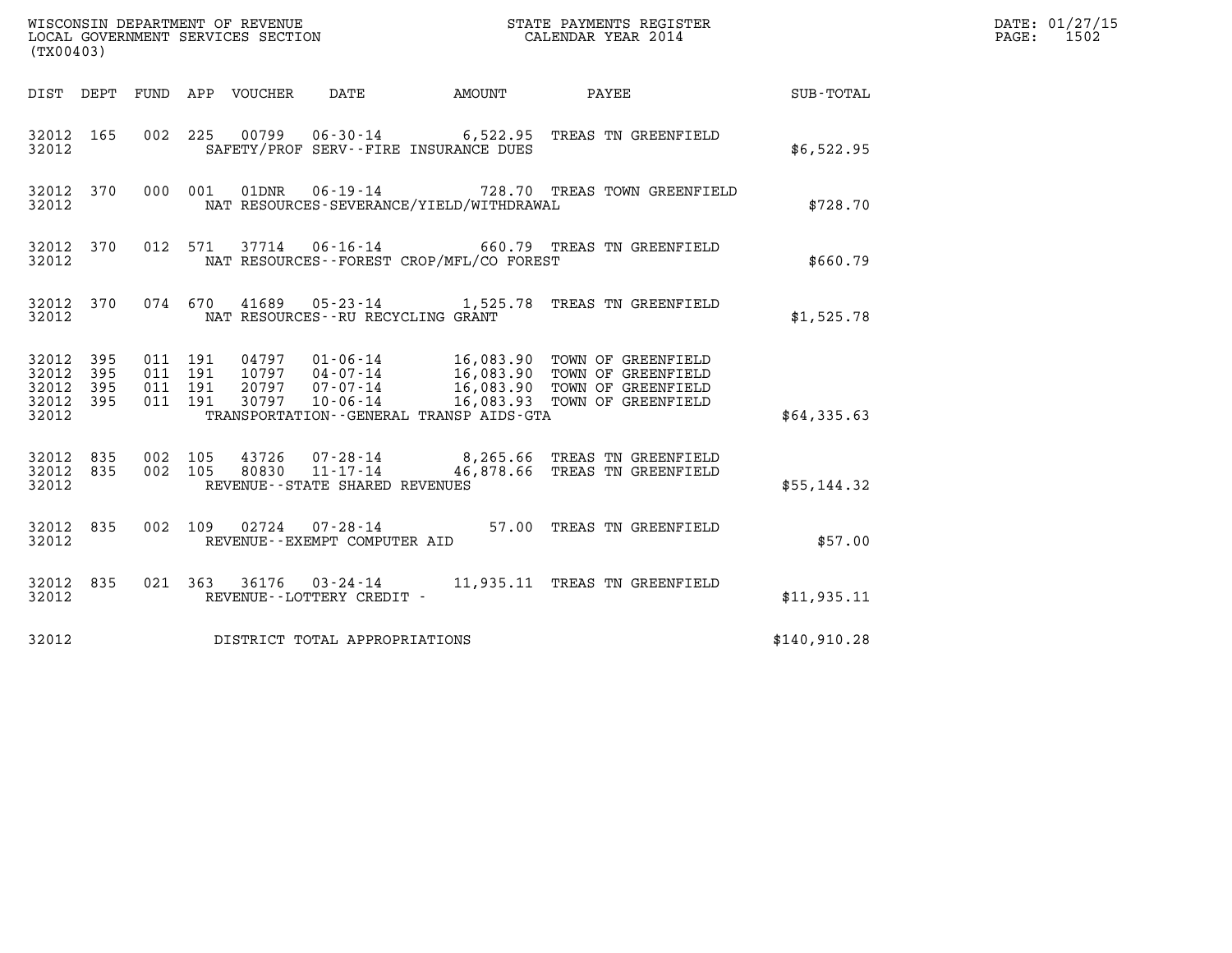WISCONSIN DEPARTMENT OF REVENUE
LOCAL GOVERNMENT SERVICES SECTION
(TX00403)

STATE PAYMENTS REGISTER
CALENDAR YEAR 2014

DATE: 01/27/15
PAGE: 1502

| DIST | DEPT | FUND | APP | VOUCHER | DATE | AMOUNT | PAYEE | SUB-TOTAL |
|---|---|---|---|---|---|---|---|---|
| 32012 | 165 | 002 | 225 | 00799 | 06-30-14 | 6,522.95 | TREAS TN GREENFIELD | |
| 32012 | | | | | SAFETY/PROF SERV--FIRE INSURANCE DUES | | | $6,522.95 |
| 32012 | 370 | 000 | 001 | 01DNR | 06-19-14 | 728.70 | TREAS TOWN GREENFIELD | |
| 32012 | | | | | NAT RESOURCES-SEVERANCE/YIELD/WITHDRAWAL | | | $728.70 |
| 32012 | 370 | 012 | 571 | 37714 | 06-16-14 | 660.79 | TREAS TN GREENFIELD | |
| 32012 | | | | | NAT RESOURCES--FOREST CROP/MFL/CO FOREST | | | $660.79 |
| 32012 | 370 | 074 | 670 | 41689 | 05-23-14 | 1,525.78 | TREAS TN GREENFIELD | |
| 32012 | | | | | NAT RESOURCES--RU RECYCLING GRANT | | | $1,525.78 |
| 32012 | 395 | 011 | 191 | 04797 | 01-06-14 | 16,083.90 | TOWN OF GREENFIELD | |
| 32012 | 395 | 011 | 191 | 10797 | 04-07-14 | 16,083.90 | TOWN OF GREENFIELD | |
| 32012 | 395 | 011 | 191 | 20797 | 07-07-14 | 16,083.90 | TOWN OF GREENFIELD | |
| 32012 | 395 | 011 | 191 | 30797 | 10-06-14 | 16,083.93 | TOWN OF GREENFIELD | |
| 32012 | | | | | TRANSPORTATION--GENERAL TRANSP AIDS-GTA | | | $64,335.63 |
| 32012 | 835 | 002 | 105 | 43726 | 07-28-14 | 8,265.66 | TREAS TN GREENFIELD | |
| 32012 | 835 | 002 | 105 | 80830 | 11-17-14 | 46,878.66 | TREAS TN GREENFIELD | |
| 32012 | | | | | REVENUE--STATE SHARED REVENUES | | | $55,144.32 |
| 32012 | 835 | 002 | 109 | 02724 | 07-28-14 | 57.00 | TREAS TN GREENFIELD | |
| 32012 | | | | | REVENUE--EXEMPT COMPUTER AID | | | $57.00 |
| 32012 | 835 | 021 | 363 | 36176 | 03-24-14 | 11,935.11 | TREAS TN GREENFIELD | |
| 32012 | | | | | REVENUE--LOTTERY CREDIT - | | | $11,935.11 |
| 32012 | | | | | DISTRICT TOTAL APPROPRIATIONS | | | $140,910.28 |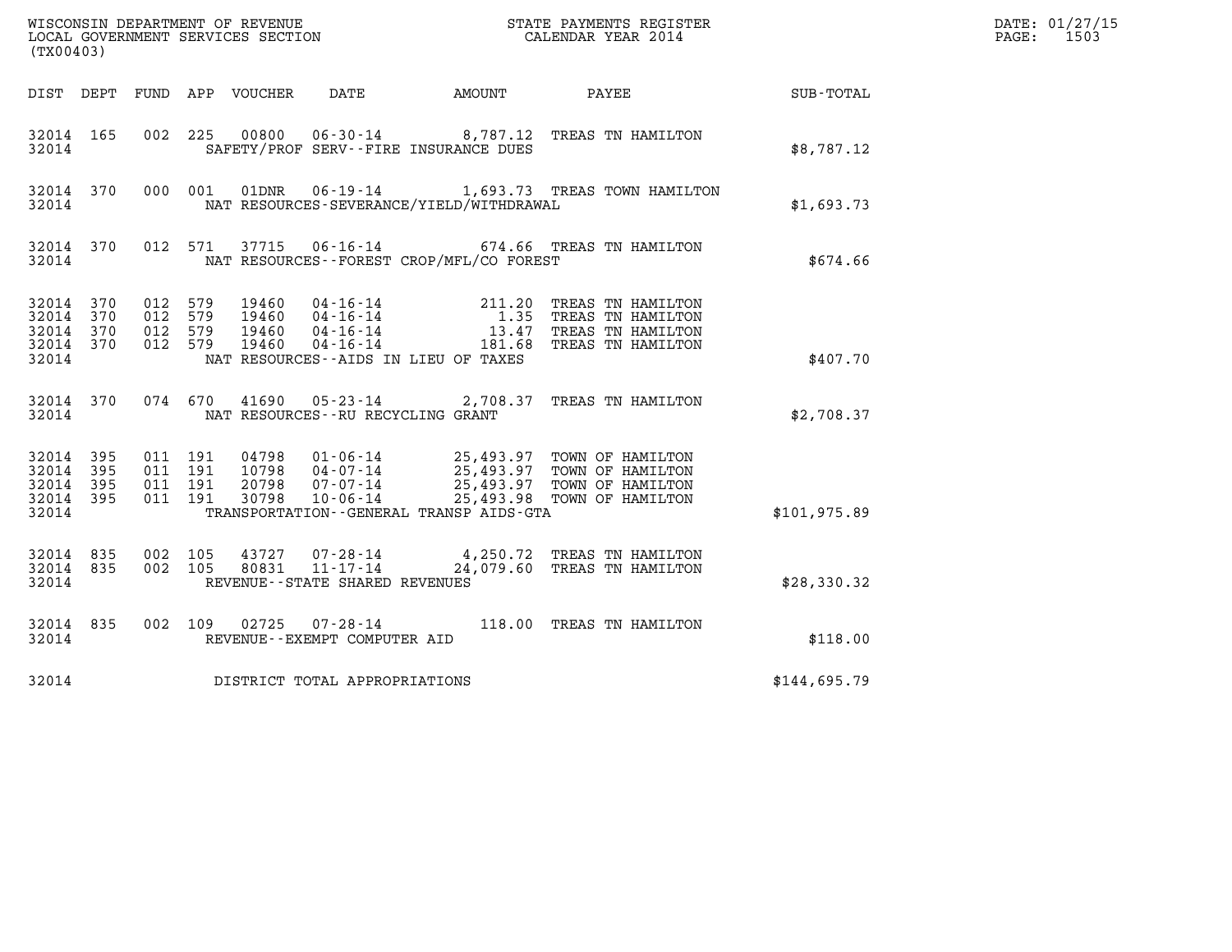WISCONSIN DEPARTMENT OF REVENUE
LOCAL GOVERNMENT SERVICES SECTION
(TX00403)

STATE PAYMENTS REGISTER
CALENDAR YEAR 2014

DATE: 01/27/15
PAGE: 1503

| DIST | DEPT | FUND | APP | VOUCHER | DATE | AMOUNT | PAYEE | SUB-TOTAL |
|---|---|---|---|---|---|---|---|---|
| 32014 | 165 | 002 | 225 | 00800 | 06-30-14 | 8,787.12 | TREAS TN HAMILTON | |
| 32014 | | | | | SAFETY/PROF SERV--FIRE INSURANCE DUES | | | $8,787.12 |
| 32014 | 370 | 000 | 001 | 01DNR | 06-19-14 | 1,693.73 | TREAS TOWN HAMILTON | |
| 32014 | | | | | NAT RESOURCES-SEVERANCE/YIELD/WITHDRAWAL | | | $1,693.73 |
| 32014 | 370 | 012 | 571 | 37715 | 06-16-14 | 674.66 | TREAS TN HAMILTON | |
| 32014 | | | | | NAT RESOURCES--FOREST CROP/MFL/CO FOREST | | | $674.66 |
| 32014 | 370 | 012 | 579 | 19460 | 04-16-14 | 211.20 | TREAS TN HAMILTON | |
| 32014 | 370 | 012 | 579 | 19460 | 04-16-14 | 1.35 | TREAS TN HAMILTON | |
| 32014 | 370 | 012 | 579 | 19460 | 04-16-14 | 13.47 | TREAS TN HAMILTON | |
| 32014 | 370 | 012 | 579 | 19460 | 04-16-14 | 181.68 | TREAS TN HAMILTON | |
| 32014 | | | | | NAT RESOURCES--AIDS IN LIEU OF TAXES | | | $407.70 |
| 32014 | 370 | 074 | 670 | 41690 | 05-23-14 | 2,708.37 | TREAS TN HAMILTON | |
| 32014 | | | | | NAT RESOURCES--RU RECYCLING GRANT | | | $2,708.37 |
| 32014 | 395 | 011 | 191 | 04798 | 01-06-14 | 25,493.97 | TOWN OF HAMILTON | |
| 32014 | 395 | 011 | 191 | 10798 | 04-07-14 | 25,493.97 | TOWN OF HAMILTON | |
| 32014 | 395 | 011 | 191 | 20798 | 07-07-14 | 25,493.97 | TOWN OF HAMILTON | |
| 32014 | 395 | 011 | 191 | 30798 | 10-06-14 | 25,493.98 | TOWN OF HAMILTON | |
| 32014 | | | | | TRANSPORTATION--GENERAL TRANSP AIDS-GTA | | | $101,975.89 |
| 32014 | 835 | 002 | 105 | 43727 | 07-28-14 | 4,250.72 | TREAS TN HAMILTON | |
| 32014 | 835 | 002 | 105 | 80831 | 11-17-14 | 24,079.60 | TREAS TN HAMILTON | |
| 32014 | | | | | REVENUE--STATE SHARED REVENUES | | | $28,330.32 |
| 32014 | 835 | 002 | 109 | 02725 | 07-28-14 | 118.00 | TREAS TN HAMILTON | |
| 32014 | | | | | REVENUE--EXEMPT COMPUTER AID | | | $118.00 |
| 32014 | | | | | DISTRICT TOTAL APPROPRIATIONS | | | $144,695.79 |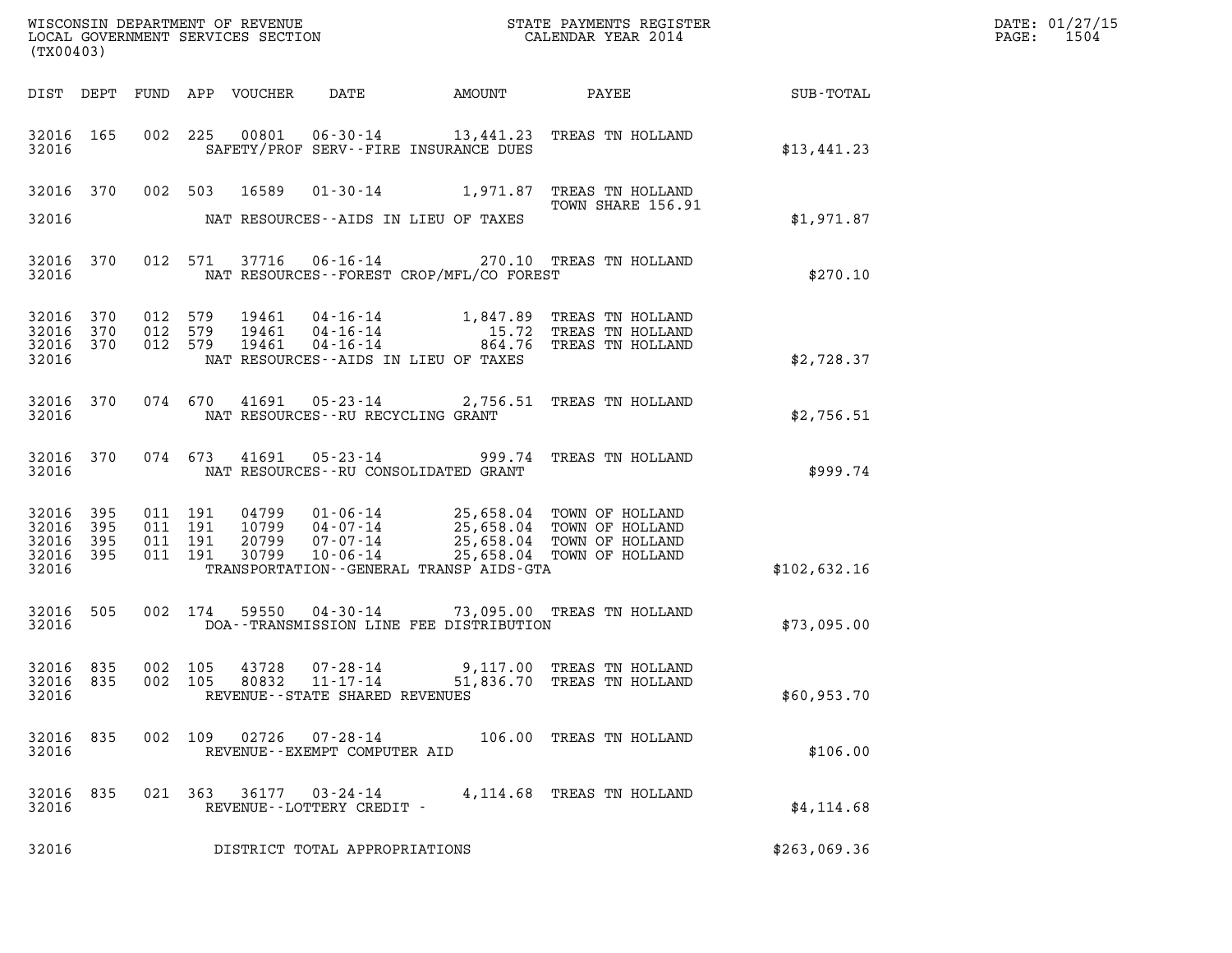WISCONSIN DEPARTMENT OF REVENUE
LOCAL GOVERNMENT SERVICES SECTION
(TX00403)

STATE PAYMENTS REGISTER
CALENDAR YEAR 2014

DATE: 01/27/15
PAGE: 1504

| DIST | DEPT | FUND | APP | VOUCHER | DATE | AMOUNT | PAYEE | SUB-TOTAL |
|---|---|---|---|---|---|---|---|---|
| 32016 | 165 | 002 | 225 | 00801 | 06-30-14 | 13,441.23 | TREAS TN HOLLAND | |
| 32016 | | | | SAFETY/PROF SERV--FIRE INSURANCE DUES | | | | $13,441.23 |
| 32016 | 370 | 002 | 503 | 16589 | 01-30-14 | 1,971.87 | TREAS TN HOLLAND TOWN SHARE 156.91 | |
| 32016 | | | | NAT RESOURCES--AIDS IN LIEU OF TAXES | | | | $1,971.87 |
| 32016 | 370 | 012 | 571 | 37716 | 06-16-14 | 270.10 | TREAS TN HOLLAND | |
| 32016 | | | | NAT RESOURCES--FOREST CROP/MFL/CO FOREST | | | | $270.10 |
| 32016 | 370 | 012 | 579 | 19461 | 04-16-14 | 1,847.89 | TREAS TN HOLLAND | |
| 32016 | 370 | 012 | 579 | 19461 | 04-16-14 | 15.72 | TREAS TN HOLLAND | |
| 32016 | 370 | 012 | 579 | 19461 | 04-16-14 | 864.76 | TREAS TN HOLLAND | |
| 32016 | | | | NAT RESOURCES--AIDS IN LIEU OF TAXES | | | | $2,728.37 |
| 32016 | 370 | 074 | 670 | 41691 | 05-23-14 | 2,756.51 | TREAS TN HOLLAND | |
| 32016 | | | | NAT RESOURCES--RU RECYCLING GRANT | | | | $2,756.51 |
| 32016 | 370 | 074 | 673 | 41691 | 05-23-14 | 999.74 | TREAS TN HOLLAND | |
| 32016 | | | | NAT RESOURCES--RU CONSOLIDATED GRANT | | | | $999.74 |
| 32016 | 395 | 011 | 191 | 04799 | 01-06-14 | 25,658.04 | TOWN OF HOLLAND | |
| 32016 | 395 | 011 | 191 | 10799 | 04-07-14 | 25,658.04 | TOWN OF HOLLAND | |
| 32016 | 395 | 011 | 191 | 20799 | 07-07-14 | 25,658.04 | TOWN OF HOLLAND | |
| 32016 | 395 | 011 | 191 | 30799 | 10-06-14 | 25,658.04 | TOWN OF HOLLAND | |
| 32016 | | | | TRANSPORTATION--GENERAL TRANSP AIDS-GTA | | | | $102,632.16 |
| 32016 | 505 | 002 | 174 | 59550 | 04-30-14 | 73,095.00 | TREAS TN HOLLAND | |
| 32016 | | | | DOA--TRANSMISSION LINE FEE DISTRIBUTION | | | | $73,095.00 |
| 32016 | 835 | 002 | 105 | 43728 | 07-28-14 | 9,117.00 | TREAS TN HOLLAND | |
| 32016 | 835 | 002 | 105 | 80832 | 11-17-14 | 51,836.70 | TREAS TN HOLLAND | |
| 32016 | | | | REVENUE--STATE SHARED REVENUES | | | | $60,953.70 |
| 32016 | 835 | 002 | 109 | 02726 | 07-28-14 | 106.00 | TREAS TN HOLLAND | |
| 32016 | | | | REVENUE--EXEMPT COMPUTER AID | | | | $106.00 |
| 32016 | 835 | 021 | 363 | 36177 | 03-24-14 | 4,114.68 | TREAS TN HOLLAND | |
| 32016 | | | | REVENUE--LOTTERY CREDIT - | | | | $4,114.68 |
| 32016 | | | | DISTRICT TOTAL APPROPRIATIONS | | | | $263,069.36 |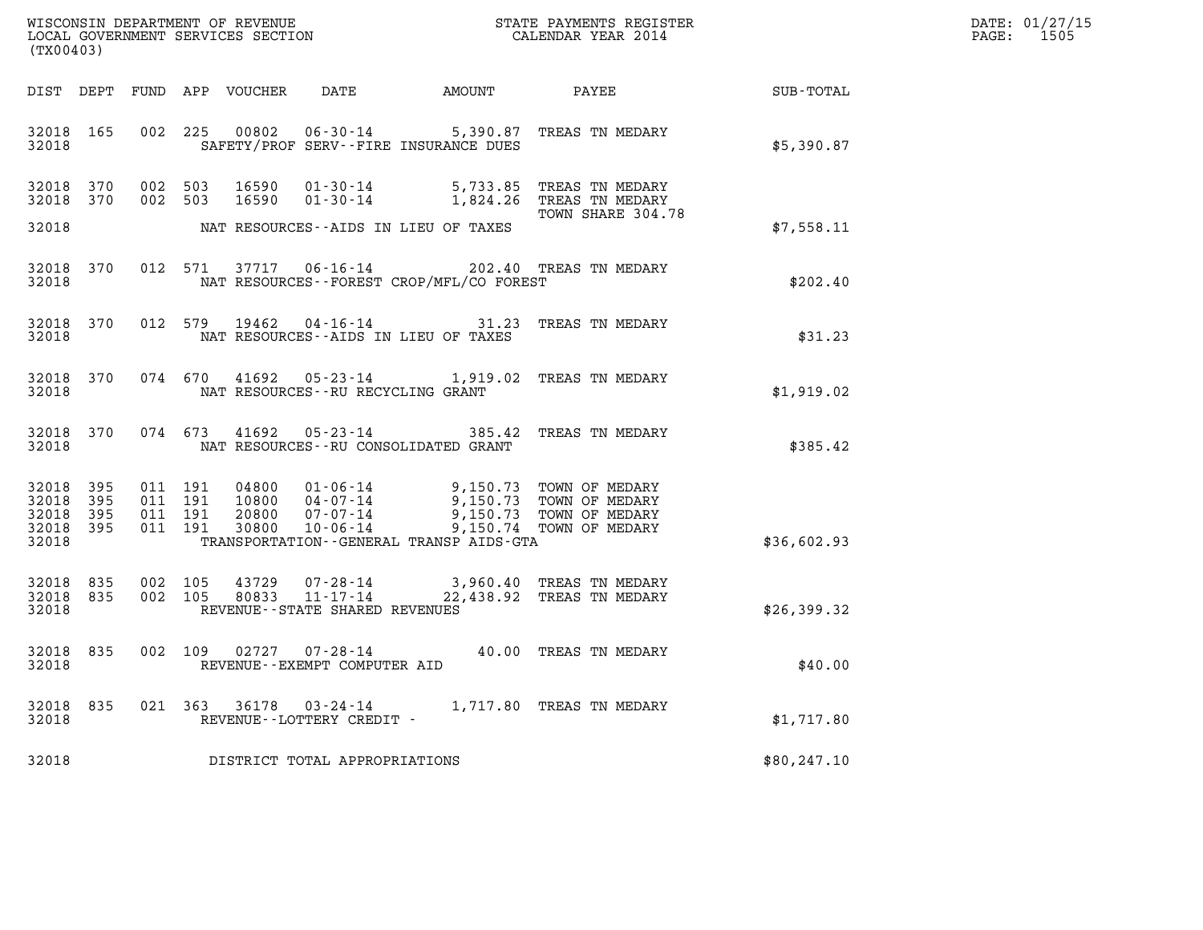WISCONSIN DEPARTMENT OF REVENUE
LOCAL GOVERNMENT SERVICES SECTION
(TX00403)

STATE PAYMENTS REGISTER
CALENDAR YEAR 2014

DATE: 01/27/15
PAGE: 1505

| DIST | DEPT | FUND | APP | VOUCHER | DATE | AMOUNT | PAYEE | SUB-TOTAL |
|---|---|---|---|---|---|---|---|---|
| 32018 | 165 | 002 | 225 | 00802 | 06-30-14 | 5,390.87 | TREAS TN MEDARY | |
| 32018 | | | | | SAFETY/PROF SERV--FIRE INSURANCE DUES | | | $5,390.87 |
| 32018 | 370 | 002 | 503 | 16590 | 01-30-14 | 5,733.85 | TREAS TN MEDARY | |
| 32018 | 370 | 002 | 503 | 16590 | 01-30-14 | 1,824.26 | TREAS TN MEDARY TOWN SHARE 304.78 | |
| 32018 | | | | | NAT RESOURCES--AIDS IN LIEU OF TAXES | | | $7,558.11 |
| 32018 | 370 | 012 | 571 | 37717 | 06-16-14 | 202.40 | TREAS TN MEDARY | |
| 32018 | | | | | NAT RESOURCES--FOREST CROP/MFL/CO FOREST | | | $202.40 |
| 32018 | 370 | 012 | 579 | 19462 | 04-16-14 | 31.23 | TREAS TN MEDARY | |
| 32018 | | | | | NAT RESOURCES--AIDS IN LIEU OF TAXES | | | $31.23 |
| 32018 | 370 | 074 | 670 | 41692 | 05-23-14 | 1,919.02 | TREAS TN MEDARY | |
| 32018 | | | | | NAT RESOURCES--RU RECYCLING GRANT | | | $1,919.02 |
| 32018 | 370 | 074 | 673 | 41692 | 05-23-14 | 385.42 | TREAS TN MEDARY | |
| 32018 | | | | | NAT RESOURCES--RU CONSOLIDATED GRANT | | | $385.42 |
| 32018 | 395 | 011 | 191 | 04800 | 01-06-14 | 9,150.73 | TOWN OF MEDARY | |
| 32018 | 395 | 011 | 191 | 10800 | 04-07-14 | 9,150.73 | TOWN OF MEDARY | |
| 32018 | 395 | 011 | 191 | 20800 | 07-07-14 | 9,150.73 | TOWN OF MEDARY | |
| 32018 | 395 | 011 | 191 | 30800 | 10-06-14 | 9,150.74 | TOWN OF MEDARY | |
| 32018 | | | | | TRANSPORTATION--GENERAL TRANSP AIDS-GTA | | | $36,602.93 |
| 32018 | 835 | 002 | 105 | 43729 | 07-28-14 | 3,960.40 | TREAS TN MEDARY | |
| 32018 | 835 | 002 | 105 | 80833 | 11-17-14 | 22,438.92 | TREAS TN MEDARY | |
| 32018 | | | | | REVENUE--STATE SHARED REVENUES | | | $26,399.32 |
| 32018 | 835 | 002 | 109 | 02727 | 07-28-14 | 40.00 | TREAS TN MEDARY | |
| 32018 | | | | | REVENUE--EXEMPT COMPUTER AID | | | $40.00 |
| 32018 | 835 | 021 | 363 | 36178 | 03-24-14 | 1,717.80 | TREAS TN MEDARY | |
| 32018 | | | | | REVENUE--LOTTERY CREDIT - | | | $1,717.80 |
| 32018 | | | | | DISTRICT TOTAL APPROPRIATIONS | | | $80,247.10 |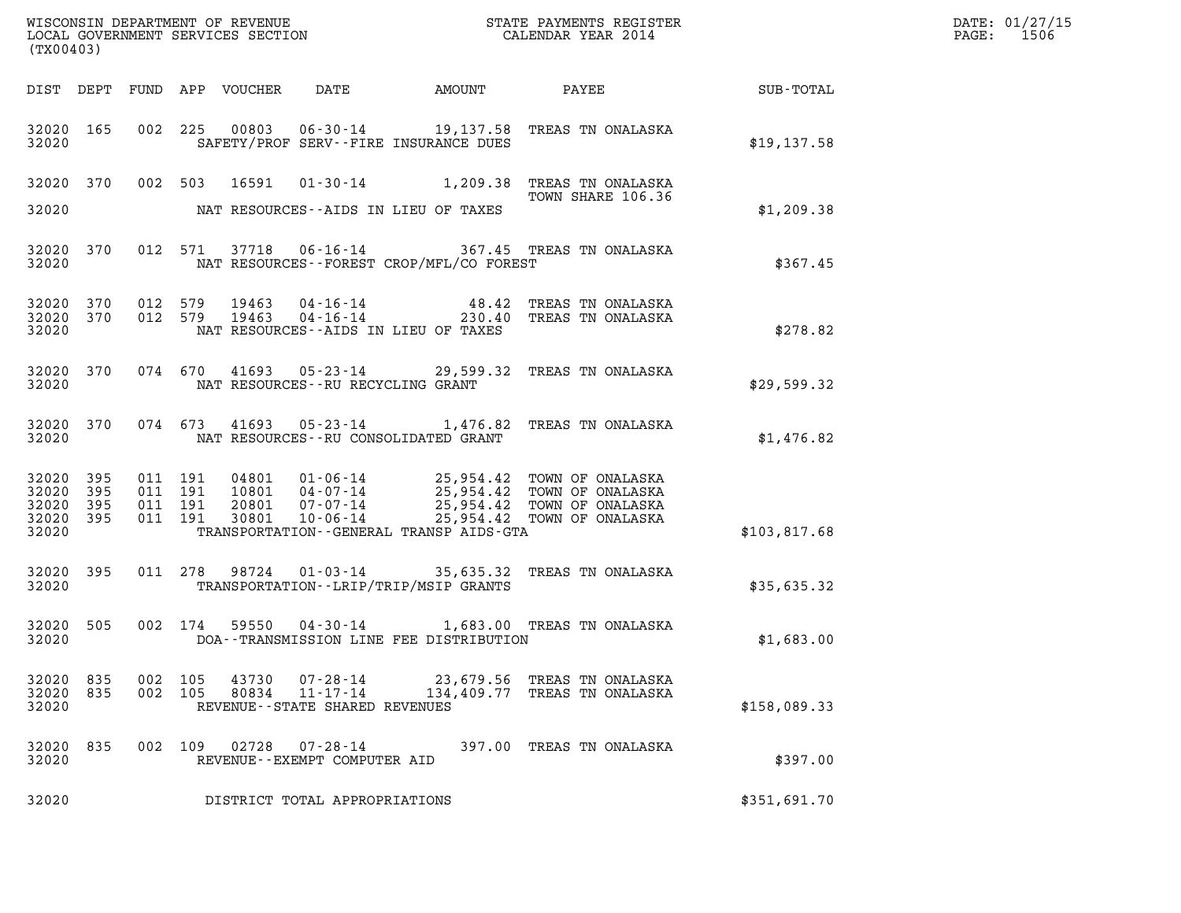WISCONSIN DEPARTMENT OF REVENUE
LOCAL GOVERNMENT SERVICES SECTION
(TX00403)

STATE PAYMENTS REGISTER
CALENDAR YEAR 2014

DATE: 01/27/15

| DIST | DEPT | FUND | APP | VOUCHER | DATE | AMOUNT | PAYEE | SUB-TOTAL |
|---|---|---|---|---|---|---|---|---|
| 32020 | 165 | 002 | 225 | 00803 | 06-30-14 | 19,137.58 | TREAS TN ONALASKA | |
| 32020 | | | | SAFETY/PROF SERV--FIRE INSURANCE DUES | | | | $19,137.58 |
| 32020 | 370 | 002 | 503 | 16591 | 01-30-14 | 1,209.38 | TREAS TN ONALASKA TOWN SHARE 106.36 | |
| 32020 | | | | NAT RESOURCES--AIDS IN LIEU OF TAXES | | | | $1,209.38 |
| 32020 | 370 | 012 | 571 | 37718 | 06-16-14 | 367.45 | TREAS TN ONALASKA | |
| 32020 | | | | NAT RESOURCES--FOREST CROP/MFL/CO FOREST | | | | $367.45 |
| 32020 | 370 | 012 | 579 | 19463 | 04-16-14 | 48.42 | TREAS TN ONALASKA | |
| 32020 | 370 | 012 | 579 | 19463 | 04-16-14 | 230.40 | TREAS TN ONALASKA | |
| 32020 | | | | NAT RESOURCES--AIDS IN LIEU OF TAXES | | | | $278.82 |
| 32020 | 370 | 074 | 670 | 41693 | 05-23-14 | 29,599.32 | TREAS TN ONALASKA | |
| 32020 | | | | NAT RESOURCES--RU RECYCLING GRANT | | | | $29,599.32 |
| 32020 | 370 | 074 | 673 | 41693 | 05-23-14 | 1,476.82 | TREAS TN ONALASKA | |
| 32020 | | | | NAT RESOURCES--RU CONSOLIDATED GRANT | | | | $1,476.82 |
| 32020 | 395 | 011 | 191 | 04801 | 01-06-14 | 25,954.42 | TOWN OF ONALASKA | |
| 32020 | 395 | 011 | 191 | 10801 | 04-07-14 | 25,954.42 | TOWN OF ONALASKA | |
| 32020 | 395 | 011 | 191 | 20801 | 07-07-14 | 25,954.42 | TOWN OF ONALASKA | |
| 32020 | 395 | 011 | 191 | 30801 | 10-06-14 | 25,954.42 | TOWN OF ONALASKA | |
| 32020 | | | | TRANSPORTATION--GENERAL TRANSP AIDS-GTA | | | | $103,817.68 |
| 32020 | 395 | 011 | 278 | 98724 | 01-03-14 | 35,635.32 | TREAS TN ONALASKA | |
| 32020 | | | | TRANSPORTATION--LRIP/TRIP/MSIP GRANTS | | | | $35,635.32 |
| 32020 | 505 | 002 | 174 | 59550 | 04-30-14 | 1,683.00 | TREAS TN ONALASKA | |
| 32020 | | | | DOA--TRANSMISSION LINE FEE DISTRIBUTION | | | | $1,683.00 |
| 32020 | 835 | 002 | 105 | 43730 | 07-28-14 | 23,679.56 | TREAS TN ONALASKA | |
| 32020 | 835 | 002 | 105 | 80834 | 11-17-14 | 134,409.77 | TREAS TN ONALASKA | |
| 32020 | | | | REVENUE--STATE SHARED REVENUES | | | | $158,089.33 |
| 32020 | 835 | 002 | 109 | 02728 | 07-28-14 | 397.00 | TREAS TN ONALASKA | |
| 32020 | | | | REVENUE--EXEMPT COMPUTER AID | | | | $397.00 |
| 32020 | | | | DISTRICT TOTAL APPROPRIATIONS | | | | $351,691.70 |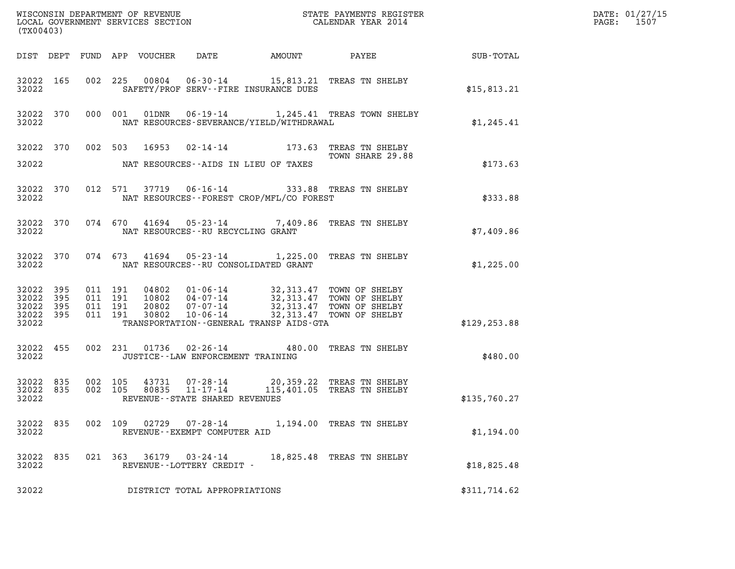WISCONSIN DEPARTMENT OF REVENUE
LOCAL GOVERNMENT SERVICES SECTION
(TX00403)

STATE PAYMENTS REGISTER
CALENDAR YEAR 2014

DATE: 01/27/15
PAGE: 1507

| DIST | DEPT | FUND | APP | VOUCHER | DATE | AMOUNT | PAYEE | SUB-TOTAL |
|---|---|---|---|---|---|---|---|---|
| 32022 | 165 | 002 | 225 | 00804 | 06-30-14 | 15,813.21 | TREAS TN SHELBY | |
| 32022 | | | | | SAFETY/PROF SERV--FIRE INSURANCE DUES | | | $15,813.21 |
| 32022 | 370 | 000 | 001 | 01DNR | 06-19-14 | 1,245.41 | TREAS TOWN SHELBY | |
| 32022 | | | | | NAT RESOURCES-SEVERANCE/YIELD/WITHDRAWAL | | | $1,245.41 |
| 32022 | 370 | 002 | 503 | 16953 | 02-14-14 | 173.63 | TREAS TN SHELBY TOWN SHARE 29.88 | |
| 32022 | | | | | NAT RESOURCES--AIDS IN LIEU OF TAXES | | | $173.63 |
| 32022 | 370 | 012 | 571 | 37719 | 06-16-14 | 333.88 | TREAS TN SHELBY | |
| 32022 | | | | | NAT RESOURCES--FOREST CROP/MFL/CO FOREST | | | $333.88 |
| 32022 | 370 | 074 | 670 | 41694 | 05-23-14 | 7,409.86 | TREAS TN SHELBY | |
| 32022 | | | | | NAT RESOURCES--RU RECYCLING GRANT | | | $7,409.86 |
| 32022 | 370 | 074 | 673 | 41694 | 05-23-14 | 1,225.00 | TREAS TN SHELBY | |
| 32022 | | | | | NAT RESOURCES--RU CONSOLIDATED GRANT | | | $1,225.00 |
| 32022 | 395 | 011 | 191 | 04802 | 01-06-14 | 32,313.47 | TOWN OF SHELBY | |
| 32022 | 395 | 011 | 191 | 10802 | 04-07-14 | 32,313.47 | TOWN OF SHELBY | |
| 32022 | 395 | 011 | 191 | 20802 | 07-07-14 | 32,313.47 | TOWN OF SHELBY | |
| 32022 | 395 | 011 | 191 | 30802 | 10-06-14 | 32,313.47 | TOWN OF SHELBY | |
| 32022 | | | | | TRANSPORTATION--GENERAL TRANSP AIDS-GTA | | | $129,253.88 |
| 32022 | 455 | 002 | 231 | 01736 | 02-26-14 | 480.00 | TREAS TN SHELBY | |
| 32022 | | | | | JUSTICE--LAW ENFORCEMENT TRAINING | | | $480.00 |
| 32022 | 835 | 002 | 105 | 43731 | 07-28-14 | 20,359.22 | TREAS TN SHELBY | |
| 32022 | 835 | 002 | 105 | 80835 | 11-17-14 | 115,401.05 | TREAS TN SHELBY | |
| 32022 | | | | | REVENUE--STATE SHARED REVENUES | | | $135,760.27 |
| 32022 | 835 | 002 | 109 | 02729 | 07-28-14 | 1,194.00 | TREAS TN SHELBY | |
| 32022 | | | | | REVENUE--EXEMPT COMPUTER AID | | | $1,194.00 |
| 32022 | 835 | 021 | 363 | 36179 | 03-24-14 | 18,825.48 | TREAS TN SHELBY | |
| 32022 | | | | | REVENUE--LOTTERY CREDIT - | | | $18,825.48 |
| 32022 | | | | | DISTRICT TOTAL APPROPRIATIONS | | | $311,714.62 |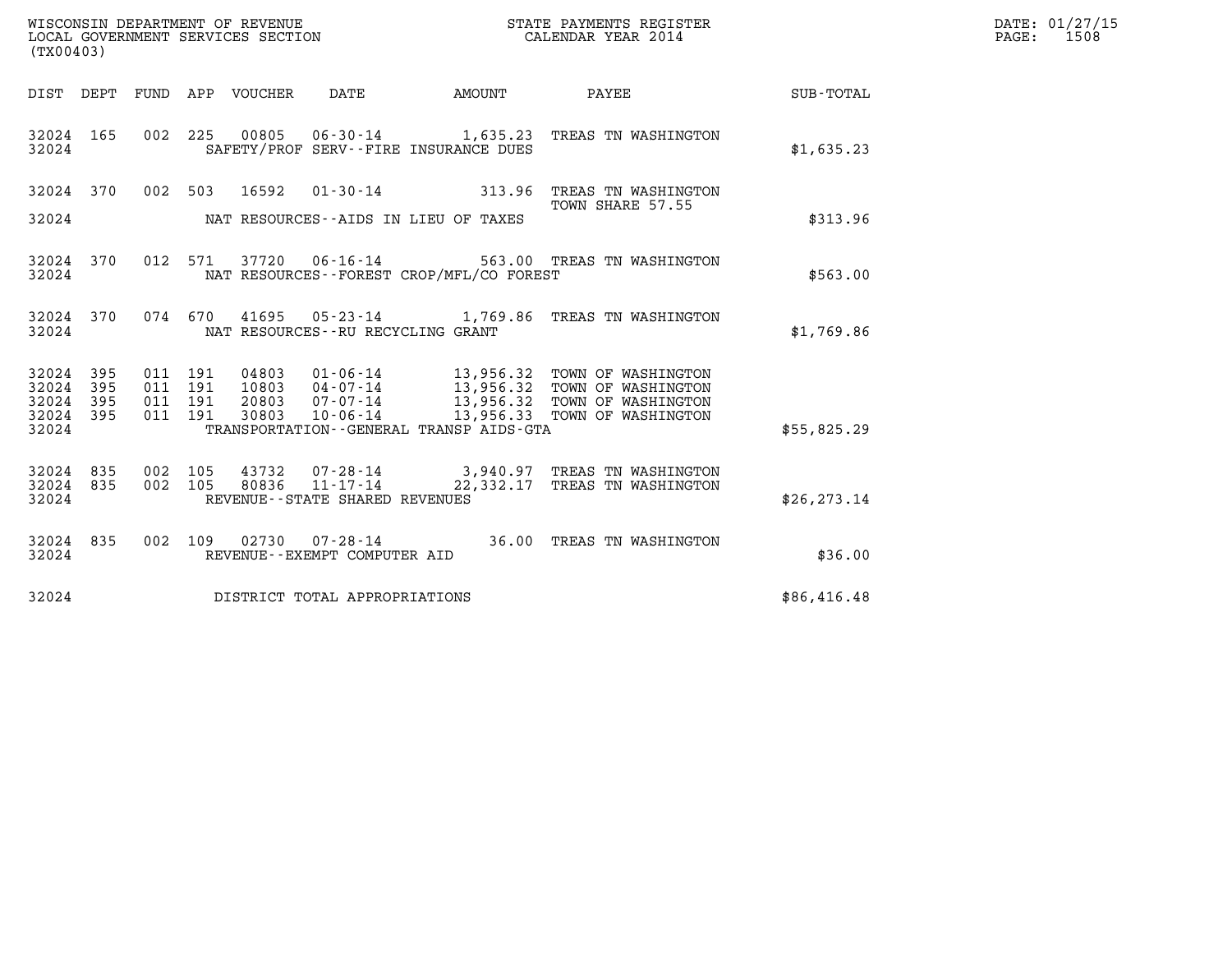WISCONSIN DEPARTMENT OF REVENUE
LOCAL GOVERNMENT SERVICES SECTION
(TX00403)

STATE PAYMENTS REGISTER
CALENDAR YEAR 2014

DATE: 01/27/15
PAGE: 1508

| DIST | DEPT | FUND | APP | VOUCHER | DATE | AMOUNT | PAYEE | SUB-TOTAL |
|---|---|---|---|---|---|---|---|---|
| 32024 | 165 | 002 | 225 | 00805 | 06-30-14 | 1,635.23 | TREAS TN WASHINGTON | |
| 32024 | | | | | SAFETY/PROF SERV--FIRE INSURANCE DUES | | | $1,635.23 |
| 32024 | 370 | 002 | 503 | 16592 | 01-30-14 | 313.96 | TREAS TN WASHINGTON<br>TOWN SHARE 57.55 | |
| 32024 | | | | | NAT RESOURCES--AIDS IN LIEU OF TAXES | | | $313.96 |
| 32024 | 370 | 012 | 571 | 37720 | 06-16-14 | 563.00 | TREAS TN WASHINGTON | |
| 32024 | | | | | NAT RESOURCES--FOREST CROP/MFL/CO FOREST | | | $563.00 |
| 32024 | 370 | 074 | 670 | 41695 | 05-23-14 | 1,769.86 | TREAS TN WASHINGTON | |
| 32024 | | | | | NAT RESOURCES--RU RECYCLING GRANT | | | $1,769.86 |
| 32024 | 395 | 011 | 191 | 04803 | 01-06-14 | 13,956.32 | TOWN OF WASHINGTON | |
| 32024 | 395 | 011 | 191 | 10803 | 04-07-14 | 13,956.32 | TOWN OF WASHINGTON | |
| 32024 | 395 | 011 | 191 | 20803 | 07-07-14 | 13,956.32 | TOWN OF WASHINGTON | |
| 32024 | 395 | 011 | 191 | 30803 | 10-06-14 | 13,956.33 | TOWN OF WASHINGTON | |
| 32024 | | | | | TRANSPORTATION--GENERAL TRANSP AIDS-GTA | | | $55,825.29 |
| 32024 | 835 | 002 | 105 | 43732 | 07-28-14 | 3,940.97 | TREAS TN WASHINGTON | |
| 32024 | 835 | 002 | 105 | 80836 | 11-17-14 | 22,332.17 | TREAS TN WASHINGTON | |
| 32024 | | | | | REVENUE--STATE SHARED REVENUES | | | $26,273.14 |
| 32024 | 835 | 002 | 109 | 02730 | 07-28-14 | 36.00 | TREAS TN WASHINGTON | |
| 32024 | | | | | REVENUE--EXEMPT COMPUTER AID | | | $36.00 |
| 32024 | | | | | DISTRICT TOTAL APPROPRIATIONS | | | $86,416.48 |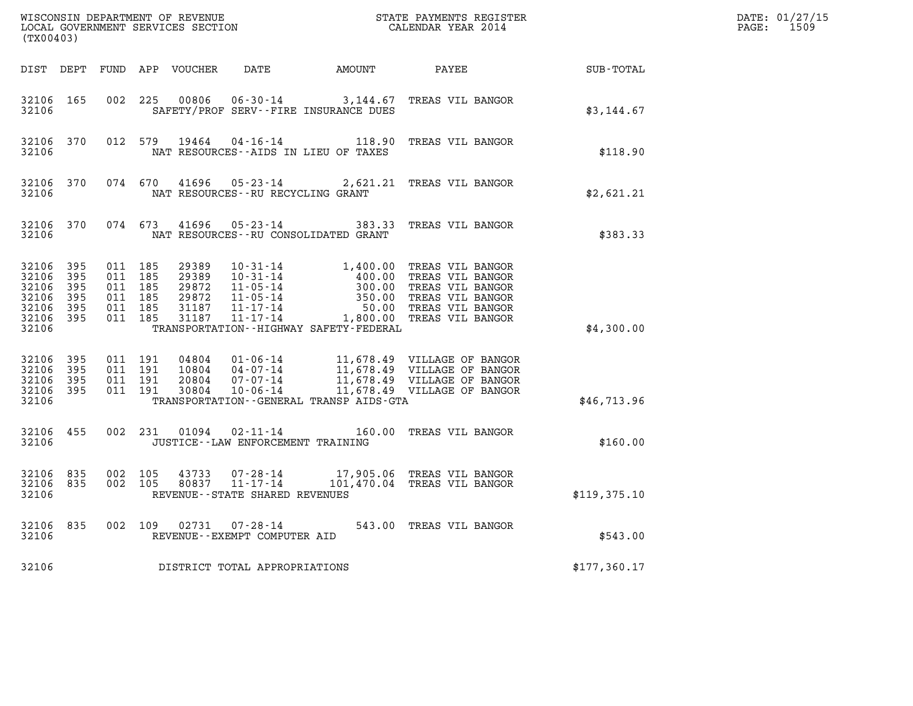WISCONSIN DEPARTMENT OF REVENUE
LOCAL GOVERNMENT SERVICES SECTION
(TX00403)

STATE PAYMENTS REGISTER
CALENDAR YEAR 2014

DATE: 01/27/15
PAGE: 1509

| DIST | DEPT | FUND | APP | VOUCHER | DATE | AMOUNT | PAYEE | SUB-TOTAL |
|---|---|---|---|---|---|---|---|---|
| 32106 | 165 | 002 | 225 | 00806 | 06-30-14 | 3,144.67 | TREAS VIL BANGOR | |
| 32106 | | | | | SAFETY/PROF SERV--FIRE INSURANCE DUES | | | $3,144.67 |
| 32106 | 370 | 012 | 579 | 19464 | 04-16-14 | 118.90 | TREAS VIL BANGOR | |
| 32106 | | | | | NAT RESOURCES--AIDS IN LIEU OF TAXES | | | $118.90 |
| 32106 | 370 | 074 | 670 | 41696 | 05-23-14 | 2,621.21 | TREAS VIL BANGOR | |
| 32106 | | | | | NAT RESOURCES--RU RECYCLING GRANT | | | $2,621.21 |
| 32106 | 370 | 074 | 673 | 41696 | 05-23-14 | 383.33 | TREAS VIL BANGOR | |
| 32106 | | | | | NAT RESOURCES--RU CONSOLIDATED GRANT | | | $383.33 |
| 32106 | 395 | 011 | 185 | 29389 | 10-31-14 | 1,400.00 | TREAS VIL BANGOR | |
| 32106 | 395 | 011 | 185 | 29389 | 10-31-14 | 400.00 | TREAS VIL BANGOR | |
| 32106 | 395 | 011 | 185 | 29872 | 11-05-14 | 300.00 | TREAS VIL BANGOR | |
| 32106 | 395 | 011 | 185 | 29872 | 11-05-14 | 350.00 | TREAS VIL BANGOR | |
| 32106 | 395 | 011 | 185 | 31187 | 11-17-14 | 50.00 | TREAS VIL BANGOR | |
| 32106 | 395 | 011 | 185 | 31187 | 11-17-14 | 1,800.00 | TREAS VIL BANGOR | |
| 32106 | | | | | TRANSPORTATION--HIGHWAY SAFETY-FEDERAL | | | $4,300.00 |
| 32106 | 395 | 011 | 191 | 04804 | 01-06-14 | 11,678.49 | VILLAGE OF BANGOR | |
| 32106 | 395 | 011 | 191 | 10804 | 04-07-14 | 11,678.49 | VILLAGE OF BANGOR | |
| 32106 | 395 | 011 | 191 | 20804 | 07-07-14 | 11,678.49 | VILLAGE OF BANGOR | |
| 32106 | 395 | 011 | 191 | 30804 | 10-06-14 | 11,678.49 | VILLAGE OF BANGOR | |
| 32106 | | | | | TRANSPORTATION--GENERAL TRANSP AIDS-GTA | | | $46,713.96 |
| 32106 | 455 | 002 | 231 | 01094 | 02-11-14 | 160.00 | TREAS VIL BANGOR | |
| 32106 | | | | | JUSTICE--LAW ENFORCEMENT TRAINING | | | $160.00 |
| 32106 | 835 | 002 | 105 | 43733 | 07-28-14 | 17,905.06 | TREAS VIL BANGOR | |
| 32106 | 835 | 002 | 105 | 80837 | 11-17-14 | 101,470.04 | TREAS VIL BANGOR | |
| 32106 | | | | | REVENUE--STATE SHARED REVENUES | | | $119,375.10 |
| 32106 | 835 | 002 | 109 | 02731 | 07-28-14 | 543.00 | TREAS VIL BANGOR | |
| 32106 | | | | | REVENUE--EXEMPT COMPUTER AID | | | $543.00 |
| 32106 | | | | | DISTRICT TOTAL APPROPRIATIONS | | | $177,360.17 |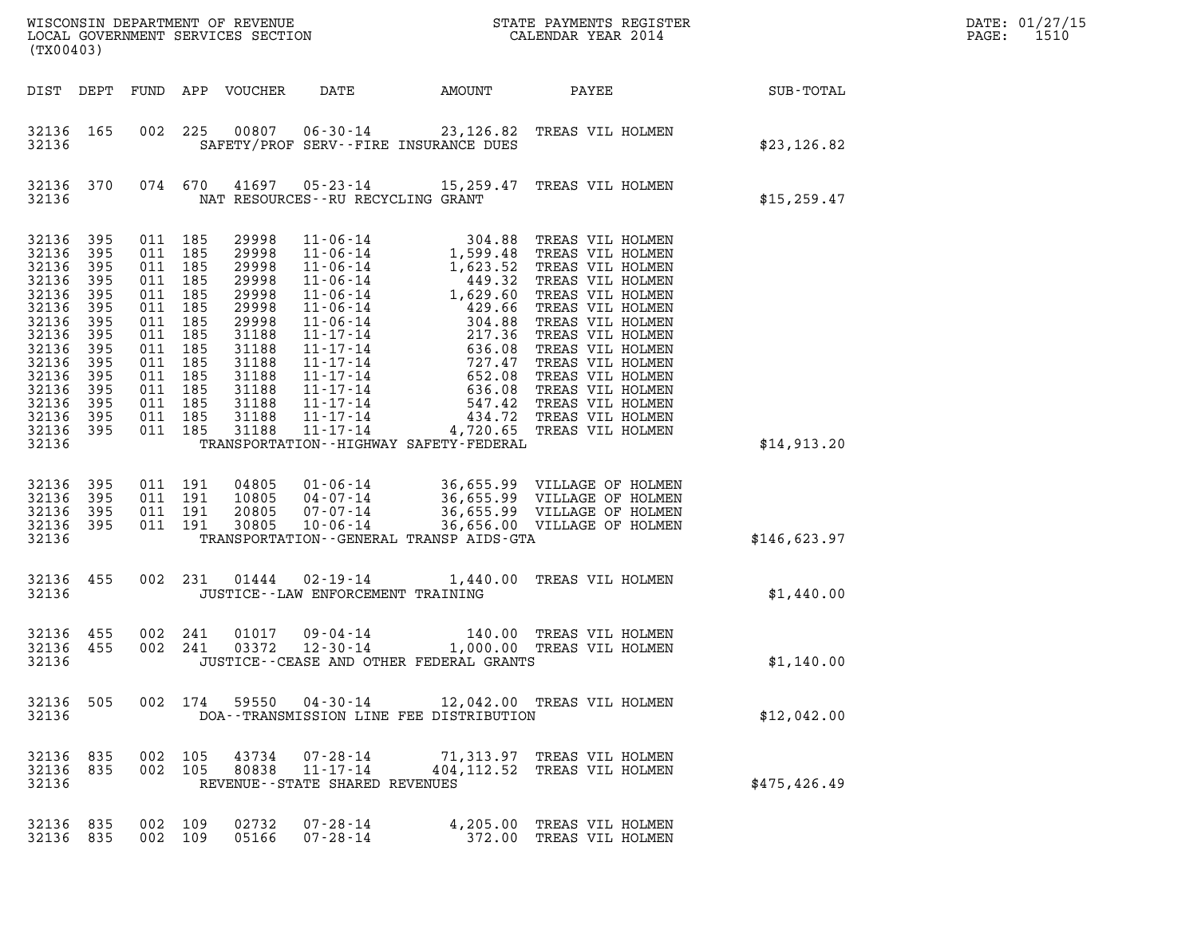WISCONSIN DEPARTMENT OF REVENUE
LOCAL GOVERNMENT SERVICES SECTION
(TX00403)

STATE PAYMENTS REGISTER
CALENDAR YEAR 2014

| DIST | DEPT | FUND | APP | VOUCHER | DATE | AMOUNT | PAYEE | SUB-TOTAL |
|---|---|---|---|---|---|---|---|---|
| 32136 | 165 | 002 | 225 | 00807 | 06-30-14 | 23,126.82 | TREAS VIL HOLMEN | |
| 32136 | | | | SAFETY/PROF SERV--FIRE INSURANCE DUES | | | | $23,126.82 |
| 32136 | 370 | 074 | 670 | 41697 | 05-23-14 | 15,259.47 | TREAS VIL HOLMEN | |
| 32136 | | | | NAT RESOURCES--RU RECYCLING GRANT | | | | $15,259.47 |
| 32136 | 395 | 011 | 185 | 29998 | 11-06-14 | 304.88 | TREAS VIL HOLMEN | |
| 32136 | 395 | 011 | 185 | 29998 | 11-06-14 | 1,599.48 | TREAS VIL HOLMEN | |
| 32136 | 395 | 011 | 185 | 29998 | 11-06-14 | 1,623.52 | TREAS VIL HOLMEN | |
| 32136 | 395 | 011 | 185 | 29998 | 11-06-14 | 449.32 | TREAS VIL HOLMEN | |
| 32136 | 395 | 011 | 185 | 29998 | 11-06-14 | 1,629.60 | TREAS VIL HOLMEN | |
| 32136 | 395 | 011 | 185 | 29998 | 11-06-14 | 429.66 | TREAS VIL HOLMEN | |
| 32136 | 395 | 011 | 185 | 29998 | 11-06-14 | 304.88 | TREAS VIL HOLMEN | |
| 32136 | 395 | 011 | 185 | 31188 | 11-17-14 | 217.36 | TREAS VIL HOLMEN | |
| 32136 | 395 | 011 | 185 | 31188 | 11-17-14 | 636.08 | TREAS VIL HOLMEN | |
| 32136 | 395 | 011 | 185 | 31188 | 11-17-14 | 727.47 | TREAS VIL HOLMEN | |
| 32136 | 395 | 011 | 185 | 31188 | 11-17-14 | 652.08 | TREAS VIL HOLMEN | |
| 32136 | 395 | 011 | 185 | 31188 | 11-17-14 | 636.08 | TREAS VIL HOLMEN | |
| 32136 | 395 | 011 | 185 | 31188 | 11-17-14 | 547.42 | TREAS VIL HOLMEN | |
| 32136 | 395 | 011 | 185 | 31188 | 11-17-14 | 434.72 | TREAS VIL HOLMEN | |
| 32136 | 395 | 011 | 185 | 31188 | 11-17-14 | 4,720.65 | TREAS VIL HOLMEN | |
| 32136 | | | | TRANSPORTATION--HIGHWAY SAFETY-FEDERAL | | | | $14,913.20 |
| 32136 | 395 | 011 | 191 | 04805 | 01-06-14 | 36,655.99 | VILLAGE OF HOLMEN | |
| 32136 | 395 | 011 | 191 | 10805 | 04-07-14 | 36,655.99 | VILLAGE OF HOLMEN | |
| 32136 | 395 | 011 | 191 | 20805 | 07-07-14 | 36,655.99 | VILLAGE OF HOLMEN | |
| 32136 | 395 | 011 | 191 | 30805 | 10-06-14 | 36,656.00 | VILLAGE OF HOLMEN | |
| 32136 | | | | TRANSPORTATION--GENERAL TRANSP AIDS-GTA | | | | $146,623.97 |
| 32136 | 455 | 002 | 231 | 01444 | 02-19-14 | 1,440.00 | TREAS VIL HOLMEN | |
| 32136 | | | | JUSTICE--LAW ENFORCEMENT TRAINING | | | | $1,440.00 |
| 32136 | 455 | 002 | 241 | 01017 | 09-04-14 | 140.00 | TREAS VIL HOLMEN | |
| 32136 | 455 | 002 | 241 | 03372 | 12-30-14 | 1,000.00 | TREAS VIL HOLMEN | |
| 32136 | | | | JUSTICE--CEASE AND OTHER FEDERAL GRANTS | | | | $1,140.00 |
| 32136 | 505 | 002 | 174 | 59550 | 04-30-14 | 12,042.00 | TREAS VIL HOLMEN | |
| 32136 | | | | DOA--TRANSMISSION LINE FEE DISTRIBUTION | | | | $12,042.00 |
| 32136 | 835 | 002 | 105 | 43734 | 07-28-14 | 71,313.97 | TREAS VIL HOLMEN | |
| 32136 | 835 | 002 | 105 | 80838 | 11-17-14 | 404,112.52 | TREAS VIL HOLMEN | |
| 32136 | | | | REVENUE--STATE SHARED REVENUES | | | | $475,426.49 |
| 32136 | 835 | 002 | 109 | 02732 | 07-28-14 | 4,205.00 | TREAS VIL HOLMEN | |
| 32136 | 835 | 002 | 109 | 05166 | 07-28-14 | 372.00 | TREAS VIL HOLMEN | |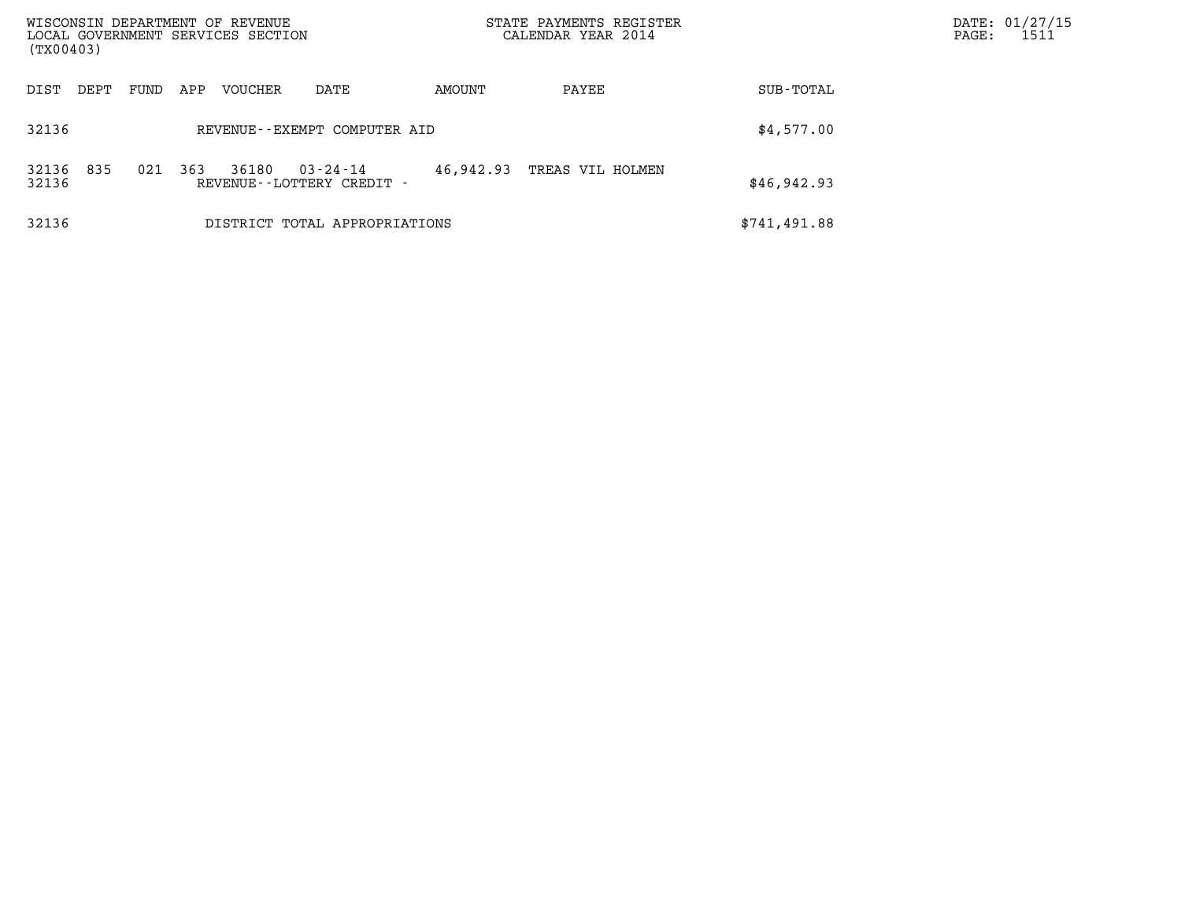| DIST | DEPT | FUND | APP | VOUCHER | DATE | AMOUNT | PAYEE | SUB-TOTAL |
|---|---|---|---|---|---|---|---|---|
| 32136 | | | | REVENUE--EXEMPT COMPUTER AID | | | | $4,577.00 |
| 32136 | 835 | 021 | 363 | 36180 | 03-24-14 | 46,942.93 | TREAS VIL HOLMEN | |
| 32136 | | | | REVENUE--LOTTERY CREDIT - | | | | $46,942.93 |
| 32136 | | | | DISTRICT TOTAL APPROPRIATIONS | | | | $741,491.88 |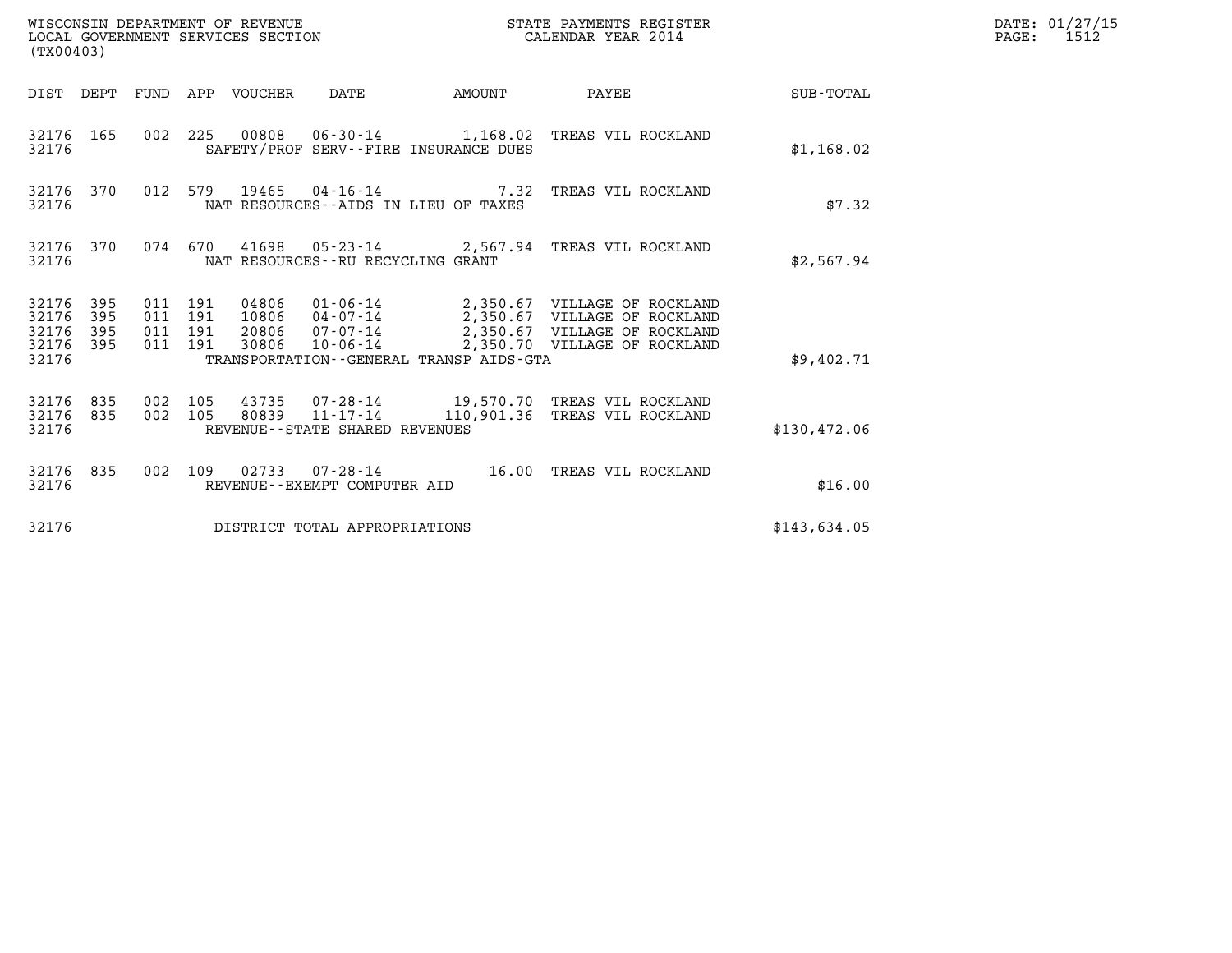WISCONSIN DEPARTMENT OF REVENUE
LOCAL GOVERNMENT SERVICES SECTION
(TX00403)

STATE PAYMENTS REGISTER
CALENDAR YEAR 2014

DATE: 01/27/15
PAGE: 1512

| DIST | DEPT | FUND | APP | VOUCHER | DATE | AMOUNT | PAYEE | SUB-TOTAL |
|---|---|---|---|---|---|---|---|---|
| 32176 | 165 | 002 | 225 | 00808 | 06-30-14 | 1,168.02 | TREAS VIL ROCKLAND | |
| 32176 | | | | SAFETY/PROF SERV--FIRE INSURANCE DUES | | | | $1,168.02 |
| 32176 | 370 | 012 | 579 | 19465 | 04-16-14 | 7.32 | TREAS VIL ROCKLAND | |
| 32176 | | | | NAT RESOURCES--AIDS IN LIEU OF TAXES | | | | $7.32 |
| 32176 | 370 | 074 | 670 | 41698 | 05-23-14 | 2,567.94 | TREAS VIL ROCKLAND | |
| 32176 | | | | NAT RESOURCES--RU RECYCLING GRANT | | | | $2,567.94 |
| 32176 | 395 | 011 | 191 | 04806 | 01-06-14 | 2,350.67 | VILLAGE OF ROCKLAND | |
| 32176 | 395 | 011 | 191 | 10806 | 04-07-14 | 2,350.67 | VILLAGE OF ROCKLAND | |
| 32176 | 395 | 011 | 191 | 20806 | 07-07-14 | 2,350.67 | VILLAGE OF ROCKLAND | |
| 32176 | 395 | 011 | 191 | 30806 | 10-06-14 | 2,350.70 | VILLAGE OF ROCKLAND | |
| 32176 | | | | TRANSPORTATION--GENERAL TRANSP AIDS-GTA | | | | $9,402.71 |
| 32176 | 835 | 002 | 105 | 43735 | 07-28-14 | 19,570.70 | TREAS VIL ROCKLAND | |
| 32176 | 835 | 002 | 105 | 80839 | 11-17-14 | 110,901.36 | TREAS VIL ROCKLAND | |
| 32176 | | | | REVENUE--STATE SHARED REVENUES | | | | $130,472.06 |
| 32176 | 835 | 002 | 109 | 02733 | 07-28-14 | 16.00 | TREAS VIL ROCKLAND | |
| 32176 | | | | REVENUE--EXEMPT COMPUTER AID | | | | $16.00 |
| 32176 | | | | DISTRICT TOTAL APPROPRIATIONS | | | | $143,634.05 |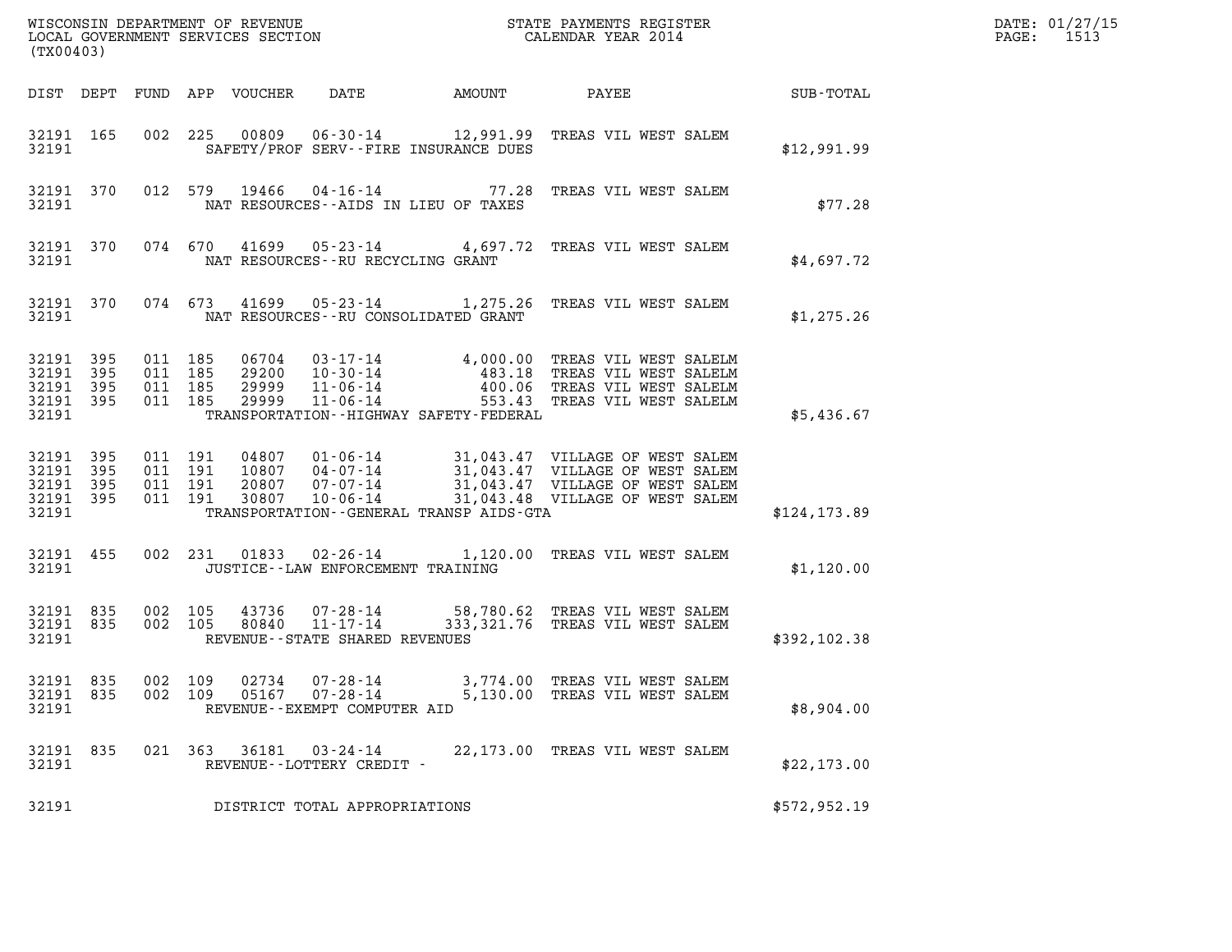WISCONSIN DEPARTMENT OF REVENUE
LOCAL GOVERNMENT SERVICES SECTION
(TX00403)

STATE PAYMENTS REGISTER
CALENDAR YEAR 2014

DATE: 01/27/15
PAGE: 1513

| DIST | DEPT | FUND | APP | VOUCHER | DATE | AMOUNT | PAYEE | SUB-TOTAL |
|---|---|---|---|---|---|---|---|---|
| 32191 | 165 | 002 | 225 | 00809 | 06-30-14 | 12,991.99 | TREAS VIL WEST SALEM | |
| 32191 | | | | | SAFETY/PROF SERV--FIRE INSURANCE DUES | | | $12,991.99 |
| 32191 | 370 | 012 | 579 | 19466 | 04-16-14 | 77.28 | TREAS VIL WEST SALEM | |
| 32191 | | | | | NAT RESOURCES--AIDS IN LIEU OF TAXES | | | $77.28 |
| 32191 | 370 | 074 | 670 | 41699 | 05-23-14 | 4,697.72 | TREAS VIL WEST SALEM | |
| 32191 | | | | | NAT RESOURCES--RU RECYCLING GRANT | | | $4,697.72 |
| 32191 | 370 | 074 | 673 | 41699 | 05-23-14 | 1,275.26 | TREAS VIL WEST SALEM | |
| 32191 | | | | | NAT RESOURCES--RU CONSOLIDATED GRANT | | | $1,275.26 |
| 32191 | 395 | 011 | 185 | 06704 | 03-17-14 | 4,000.00 | TREAS VIL WEST SALELM | |
| 32191 | 395 | 011 | 185 | 29200 | 10-30-14 | 483.18 | TREAS VIL WEST SALELM | |
| 32191 | 395 | 011 | 185 | 29999 | 11-06-14 | 400.06 | TREAS VIL WEST SALELM | |
| 32191 | 395 | 011 | 185 | 29999 | 11-06-14 | 553.43 | TREAS VIL WEST SALELM | |
| 32191 | | | | | TRANSPORTATION--HIGHWAY SAFETY-FEDERAL | | | $5,436.67 |
| 32191 | 395 | 011 | 191 | 04807 | 01-06-14 | 31,043.47 | VILLAGE OF WEST SALEM | |
| 32191 | 395 | 011 | 191 | 10807 | 04-07-14 | 31,043.47 | VILLAGE OF WEST SALEM | |
| 32191 | 395 | 011 | 191 | 20807 | 07-07-14 | 31,043.47 | VILLAGE OF WEST SALEM | |
| 32191 | 395 | 011 | 191 | 30807 | 10-06-14 | 31,043.48 | VILLAGE OF WEST SALEM | |
| 32191 | | | | | TRANSPORTATION--GENERAL TRANSP AIDS-GTA | | | $124,173.89 |
| 32191 | 455 | 002 | 231 | 01833 | 02-26-14 | 1,120.00 | TREAS VIL WEST SALEM | |
| 32191 | | | | | JUSTICE--LAW ENFORCEMENT TRAINING | | | $1,120.00 |
| 32191 | 835 | 002 | 105 | 43736 | 07-28-14 | 58,780.62 | TREAS VIL WEST SALEM | |
| 32191 | 835 | 002 | 105 | 80840 | 11-17-14 | 333,321.76 | TREAS VIL WEST SALEM | |
| 32191 | | | | | REVENUE--STATE SHARED REVENUES | | | $392,102.38 |
| 32191 | 835 | 002 | 109 | 02734 | 07-28-14 | 3,774.00 | TREAS VIL WEST SALEM | |
| 32191 | 835 | 002 | 109 | 05167 | 07-28-14 | 5,130.00 | TREAS VIL WEST SALEM | |
| 32191 | | | | | REVENUE--EXEMPT COMPUTER AID | | | $8,904.00 |
| 32191 | 835 | 021 | 363 | 36181 | 03-24-14 | 22,173.00 | TREAS VIL WEST SALEM | |
| 32191 | | | | | REVENUE--LOTTERY CREDIT - | | | $22,173.00 |
| 32191 | | | | | DISTRICT TOTAL APPROPRIATIONS | | | $572,952.19 |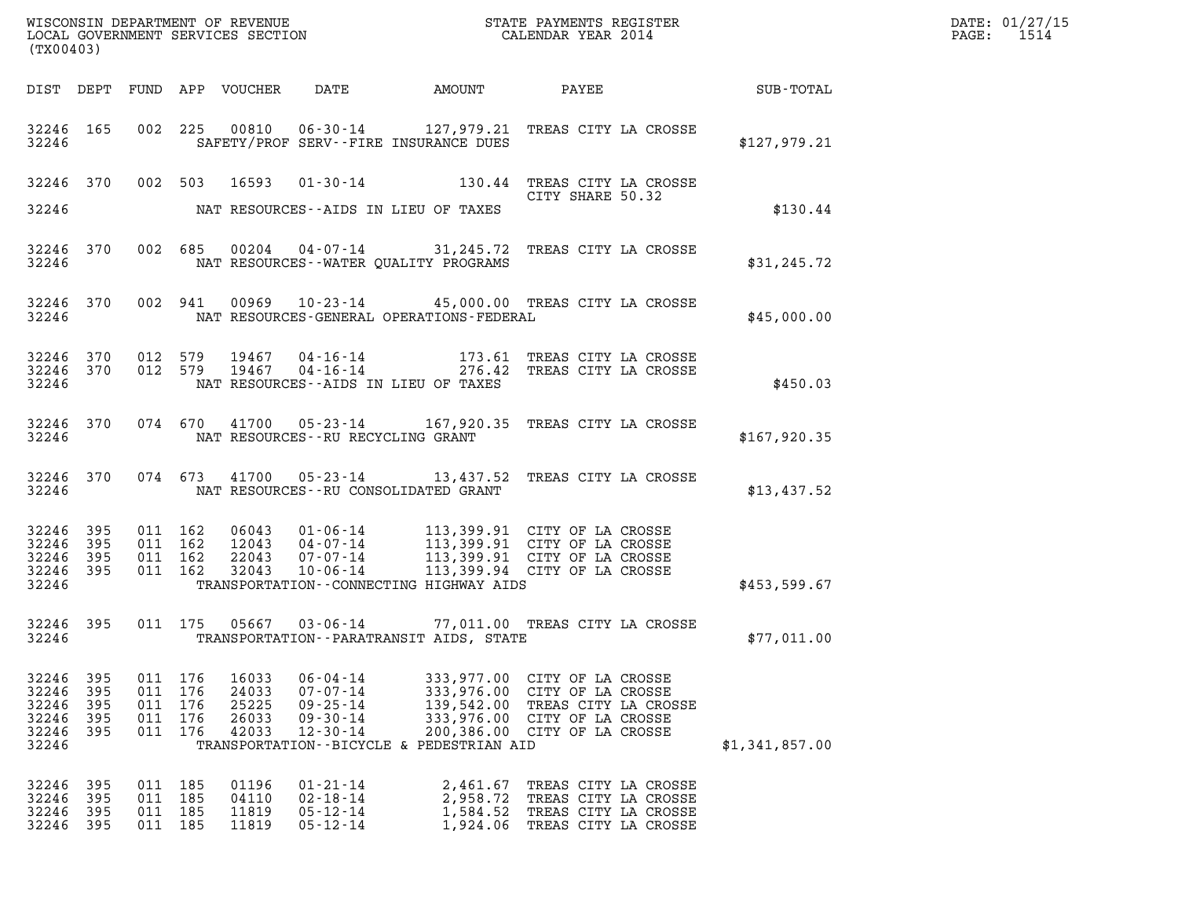WISCONSIN DEPARTMENT OF REVENUE
LOCAL GOVERNMENT SERVICES SECTION
(TX00403)

STATE PAYMENTS REGISTER
CALENDAR YEAR 2014

DATE: 01/27/15

| DIST | DEPT | FUND | APP | VOUCHER | DATE | AMOUNT | PAYEE | SUB-TOTAL |
|---|---|---|---|---|---|---|---|---|
| 32246 | 165 | 002 | 225 | 00810 | 06-30-14 | 127,979.21 | TREAS CITY LA CROSSE | |
| 32246 | | | | | SAFETY/PROF SERV--FIRE INSURANCE DUES | | | $127,979.21 |
| 32246 | 370 | 002 | 503 | 16593 | 01-30-14 | 130.44 | TREAS CITY LA CROSSE CITY SHARE 50.32 | |
| 32246 | | | | | NAT RESOURCES--AIDS IN LIEU OF TAXES | | | $130.44 |
| 32246 | 370 | 002 | 685 | 00204 | 04-07-14 | 31,245.72 | TREAS CITY LA CROSSE | |
| 32246 | | | | | NAT RESOURCES--WATER QUALITY PROGRAMS | | | $31,245.72 |
| 32246 | 370 | 002 | 941 | 00969 | 10-23-14 | 45,000.00 | TREAS CITY LA CROSSE | |
| 32246 | | | | | NAT RESOURCES-GENERAL OPERATIONS-FEDERAL | | | $45,000.00 |
| 32246 | 370 | 012 | 579 | 19467 | 04-16-14 | 173.61 | TREAS CITY LA CROSSE | |
| 32246 | 370 | 012 | 579 | 19467 | 04-16-14 | 276.42 | TREAS CITY LA CROSSE | |
| 32246 | | | | | NAT RESOURCES--AIDS IN LIEU OF TAXES | | | $450.03 |
| 32246 | 370 | 074 | 670 | 41700 | 05-23-14 | 167,920.35 | TREAS CITY LA CROSSE | |
| 32246 | | | | | NAT RESOURCES--RU RECYCLING GRANT | | | $167,920.35 |
| 32246 | 370 | 074 | 673 | 41700 | 05-23-14 | 13,437.52 | TREAS CITY LA CROSSE | |
| 32246 | | | | | NAT RESOURCES--RU CONSOLIDATED GRANT | | | $13,437.52 |
| 32246 | 395 | 011 | 162 | 06043 | 01-06-14 | 113,399.91 | CITY OF LA CROSSE | |
| 32246 | 395 | 011 | 162 | 12043 | 04-07-14 | 113,399.91 | CITY OF LA CROSSE | |
| 32246 | 395 | 011 | 162 | 22043 | 07-07-14 | 113,399.91 | CITY OF LA CROSSE | |
| 32246 | 395 | 011 | 162 | 32043 | 10-06-14 | 113,399.94 | CITY OF LA CROSSE | |
| 32246 | | | | | TRANSPORTATION--CONNECTING HIGHWAY AIDS | | | $453,599.67 |
| 32246 | 395 | 011 | 175 | 05667 | 03-06-14 | 77,011.00 | TREAS CITY LA CROSSE | |
| 32246 | | | | | TRANSPORTATION--PARATRANSIT AIDS, STATE | | | $77,011.00 |
| 32246 | 395 | 011 | 176 | 16033 | 06-04-14 | 333,977.00 | CITY OF LA CROSSE | |
| 32246 | 395 | 011 | 176 | 24033 | 07-07-14 | 333,976.00 | CITY OF LA CROSSE | |
| 32246 | 395 | 011 | 176 | 25225 | 09-25-14 | 139,542.00 | TREAS CITY LA CROSSE | |
| 32246 | 395 | 011 | 176 | 26033 | 09-30-14 | 333,976.00 | CITY OF LA CROSSE | |
| 32246 | 395 | 011 | 176 | 42033 | 12-30-14 | 200,386.00 | CITY OF LA CROSSE | |
| 32246 | | | | | TRANSPORTATION--BICYCLE & PEDESTRIAN AID | | | $1,341,857.00 |
| 32246 | 395 | 011 | 185 | 01196 | 01-21-14 | 2,461.67 | TREAS CITY LA CROSSE | |
| 32246 | 395 | 011 | 185 | 04110 | 02-18-14 | 2,958.72 | TREAS CITY LA CROSSE | |
| 32246 | 395 | 011 | 185 | 11819 | 05-12-14 | 1,584.52 | TREAS CITY LA CROSSE | |
| 32246 | 395 | 011 | 185 | 11819 | 05-12-14 | 1,924.06 | TREAS CITY LA CROSSE | |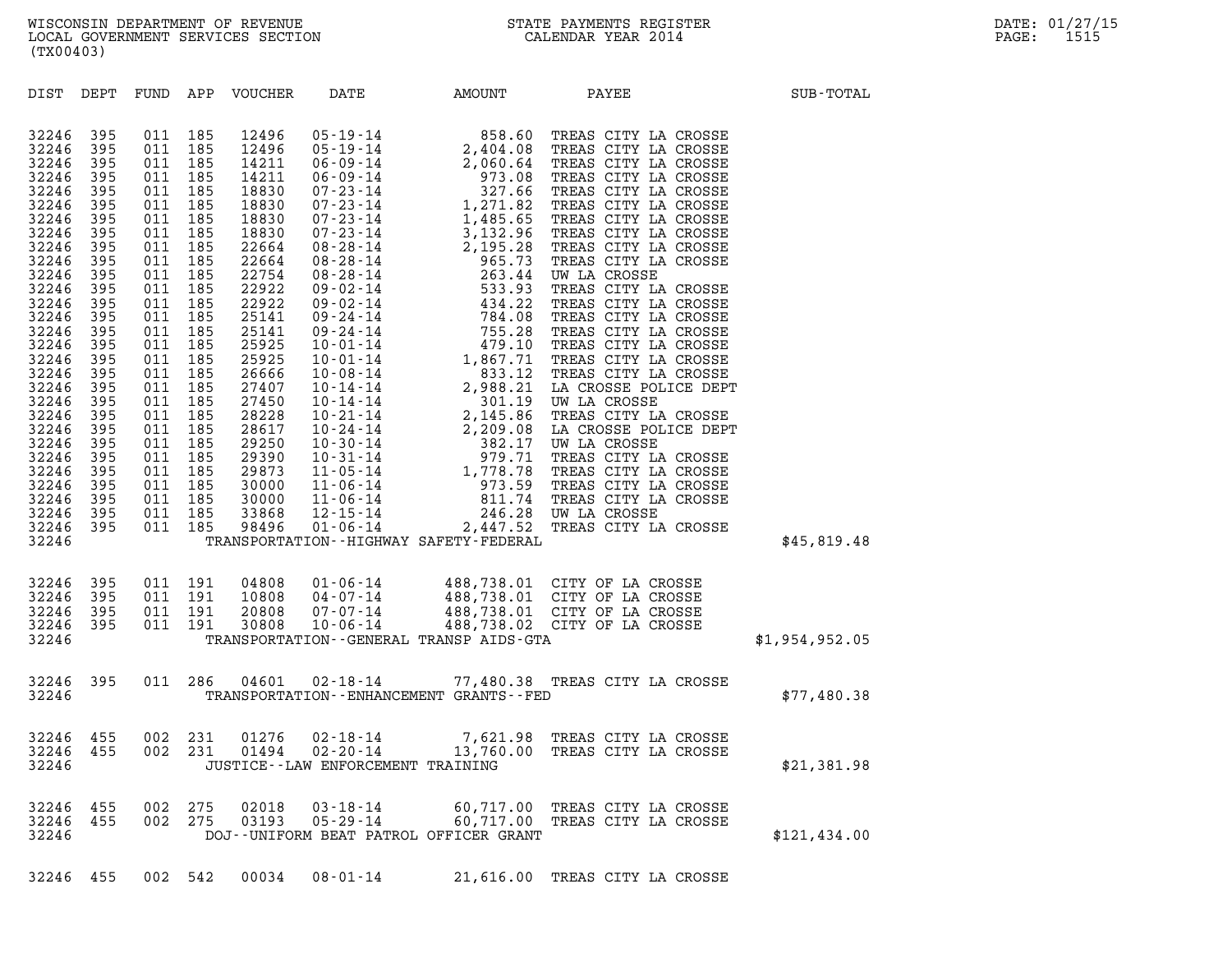WISCONSIN DEPARTMENT OF REVENUE
LOCAL GOVERNMENT SERVICES SECTION
(TX00403)

STATE PAYMENTS REGISTER
CALENDAR YEAR 2014

DATE: 01/27/15

| DIST | DEPT | FUND | APP | VOUCHER | DATE | AMOUNT | PAYEE | SUB-TOTAL |
|---|---|---|---|---|---|---|---|---|
| 32246 | 395 | 011 | 185 | 12496 | 05-19-14 | 858.60 | TREAS CITY LA CROSSE | |
| 32246 | 395 | 011 | 185 | 12496 | 05-19-14 | 2,404.08 | TREAS CITY LA CROSSE | |
| 32246 | 395 | 011 | 185 | 14211 | 06-09-14 | 2,060.64 | TREAS CITY LA CROSSE | |
| 32246 | 395 | 011 | 185 | 14211 | 06-09-14 | 973.08 | TREAS CITY LA CROSSE | |
| 32246 | 395 | 011 | 185 | 18830 | 07-23-14 | 327.66 | TREAS CITY LA CROSSE | |
| 32246 | 395 | 011 | 185 | 18830 | 07-23-14 | 1,271.82 | TREAS CITY LA CROSSE | |
| 32246 | 395 | 011 | 185 | 18830 | 07-23-14 | 1,485.65 | TREAS CITY LA CROSSE | |
| 32246 | 395 | 011 | 185 | 18830 | 07-23-14 | 3,132.96 | TREAS CITY LA CROSSE | |
| 32246 | 395 | 011 | 185 | 22664 | 08-28-14 | 2,195.28 | TREAS CITY LA CROSSE | |
| 32246 | 395 | 011 | 185 | 22664 | 08-28-14 | 965.73 | TREAS CITY LA CROSSE | |
| 32246 | 395 | 011 | 185 | 22754 | 08-28-14 | 263.44 | UW LA CROSSE | |
| 32246 | 395 | 011 | 185 | 22922 | 09-02-14 | 533.93 | TREAS CITY LA CROSSE | |
| 32246 | 395 | 011 | 185 | 22922 | 09-02-14 | 434.22 | TREAS CITY LA CROSSE | |
| 32246 | 395 | 011 | 185 | 25141 | 09-24-14 | 784.08 | TREAS CITY LA CROSSE | |
| 32246 | 395 | 011 | 185 | 25141 | 09-24-14 | 755.28 | TREAS CITY LA CROSSE | |
| 32246 | 395 | 011 | 185 | 25925 | 10-01-14 | 479.10 | TREAS CITY LA CROSSE | |
| 32246 | 395 | 011 | 185 | 25925 | 10-01-14 | 1,867.71 | TREAS CITY LA CROSSE | |
| 32246 | 395 | 011 | 185 | 26666 | 10-08-14 | 833.12 | TREAS CITY LA CROSSE | |
| 32246 | 395 | 011 | 185 | 27407 | 10-14-14 | 2,988.21 | LA CROSSE POLICE DEPT | |
| 32246 | 395 | 011 | 185 | 27450 | 10-14-14 | 301.19 | UW LA CROSSE | |
| 32246 | 395 | 011 | 185 | 28228 | 10-21-14 | 2,145.86 | TREAS CITY LA CROSSE | |
| 32246 | 395 | 011 | 185 | 28617 | 10-24-14 | 2,209.08 | LA CROSSE POLICE DEPT | |
| 32246 | 395 | 011 | 185 | 29250 | 10-30-14 | 382.17 | UW LA CROSSE | |
| 32246 | 395 | 011 | 185 | 29390 | 10-31-14 | 979.71 | TREAS CITY LA CROSSE | |
| 32246 | 395 | 011 | 185 | 29873 | 11-05-14 | 1,778.78 | TREAS CITY LA CROSSE | |
| 32246 | 395 | 011 | 185 | 30000 | 11-06-14 | 973.59 | TREAS CITY LA CROSSE | |
| 32246 | 395 | 011 | 185 | 30000 | 11-06-14 | 811.74 | TREAS CITY LA CROSSE | |
| 32246 | 395 | 011 | 185 | 33868 | 12-15-14 | 246.28 | UW LA CROSSE | |
| 32246 | 395 | 011 | 185 | 98496 | 01-06-14 | 2,447.52 | TREAS CITY LA CROSSE | |
| 32246 | | | | | TRANSPORTATION--HIGHWAY SAFETY-FEDERAL | | | $45,819.48 |
| 32246 | 395 | 011 | 191 | 04808 | 01-06-14 | 488,738.01 | CITY OF LA CROSSE | |
| 32246 | 395 | 011 | 191 | 10808 | 04-07-14 | 488,738.01 | CITY OF LA CROSSE | |
| 32246 | 395 | 011 | 191 | 20808 | 07-07-14 | 488,738.01 | CITY OF LA CROSSE | |
| 32246 | 395 | 011 | 191 | 30808 | 10-06-14 | 488,738.02 | CITY OF LA CROSSE | |
| 32246 | | | | | TRANSPORTATION--GENERAL TRANSP AIDS-GTA | | | $1,954,952.05 |
| 32246 | 395 | 011 | 286 | 04601 | 02-18-14 | 77,480.38 | TREAS CITY LA CROSSE | |
| 32246 | | | | | TRANSPORTATION--ENHANCEMENT GRANTS--FED | | | $77,480.38 |
| 32246 | 455 | 002 | 231 | 01276 | 02-18-14 | 7,621.98 | TREAS CITY LA CROSSE | |
| 32246 | 455 | 002 | 231 | 01494 | 02-20-14 | 13,760.00 | TREAS CITY LA CROSSE | |
| 32246 | | | | | JUSTICE--LAW ENFORCEMENT TRAINING | | | $21,381.98 |
| 32246 | 455 | 002 | 275 | 02018 | 03-18-14 | 60,717.00 | TREAS CITY LA CROSSE | |
| 32246 | 455 | 002 | 275 | 03193 | 05-29-14 | 60,717.00 | TREAS CITY LA CROSSE | |
| 32246 | | | | | DOJ--UNIFORM BEAT PATROL OFFICER GRANT | | | $121,434.00 |
| 32246 | 455 | 002 | 542 | 00034 | 08-01-14 | 21,616.00 | TREAS CITY LA CROSSE | |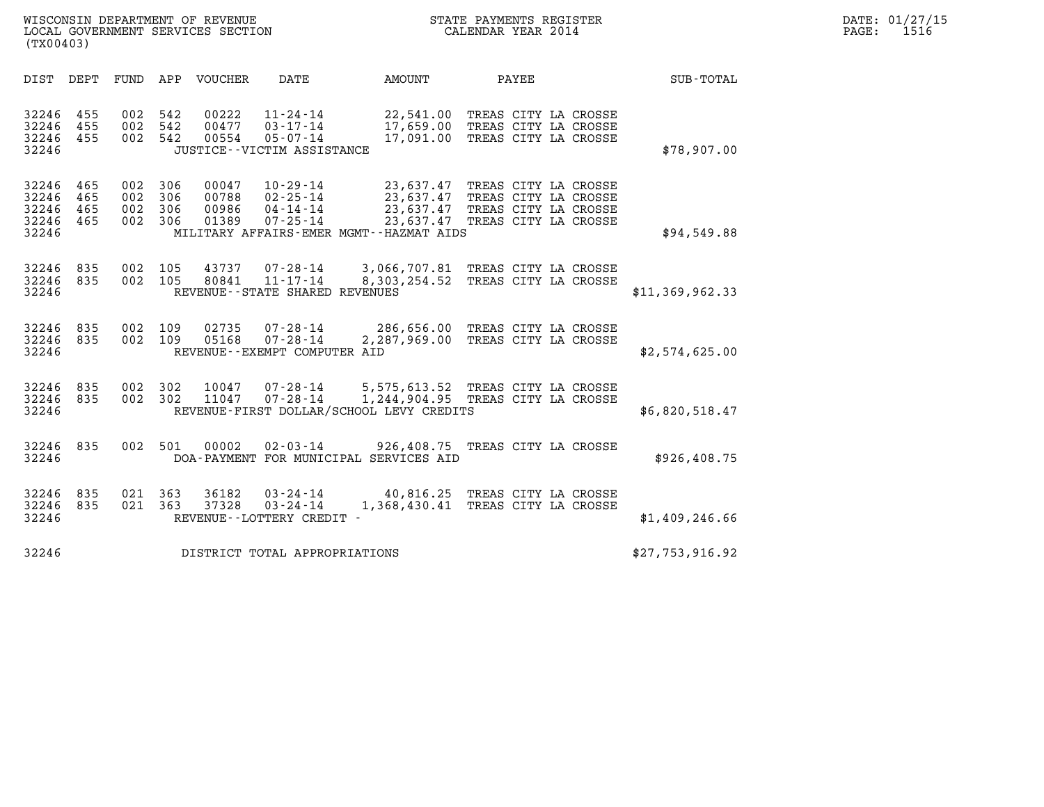WISCONSIN DEPARTMENT OF REVENUE
LOCAL GOVERNMENT SERVICES SECTION
(TX00403)

STATE PAYMENTS REGISTER
CALENDAR YEAR 2014

DATE: 01/27/15
PAGE: 1516

| DIST | DEPT | FUND | APP | VOUCHER | DATE | AMOUNT | PAYEE | SUB-TOTAL |
|---|---|---|---|---|---|---|---|---|
| 32246 | 455 | 002 | 542 | 00222 | 11-24-14 | 22,541.00 | TREAS CITY LA CROSSE | |
| 32246 | 455 | 002 | 542 | 00477 | 03-17-14 | 17,659.00 | TREAS CITY LA CROSSE | |
| 32246 | 455 | 002 | 542 | 00554 | 05-07-14 | 17,091.00 | TREAS CITY LA CROSSE | |
| 32246 | | | | JUSTICE--VICTIM ASSISTANCE | | | | $78,907.00 |
| 32246 | 465 | 002 | 306 | 00047 | 10-29-14 | 23,637.47 | TREAS CITY LA CROSSE | |
| 32246 | 465 | 002 | 306 | 00788 | 02-25-14 | 23,637.47 | TREAS CITY LA CROSSE | |
| 32246 | 465 | 002 | 306 | 00986 | 04-14-14 | 23,637.47 | TREAS CITY LA CROSSE | |
| 32246 | 465 | 002 | 306 | 01389 | 07-25-14 | 23,637.47 | TREAS CITY LA CROSSE | |
| 32246 | | | | MILITARY AFFAIRS-EMER MGMT--HAZMAT AIDS | | | | $94,549.88 |
| 32246 | 835 | 002 | 105 | 43737 | 07-28-14 | 3,066,707.81 | TREAS CITY LA CROSSE | |
| 32246 | 835 | 002 | 105 | 80841 | 11-17-14 | 8,303,254.52 | TREAS CITY LA CROSSE | |
| 32246 | | | | REVENUE--STATE SHARED REVENUES | | | | $11,369,962.33 |
| 32246 | 835 | 002 | 109 | 02735 | 07-28-14 | 286,656.00 | TREAS CITY LA CROSSE | |
| 32246 | 835 | 002 | 109 | 05168 | 07-28-14 | 2,287,969.00 | TREAS CITY LA CROSSE | |
| 32246 | | | | REVENUE--EXEMPT COMPUTER AID | | | | $2,574,625.00 |
| 32246 | 835 | 002 | 302 | 10047 | 07-28-14 | 5,575,613.52 | TREAS CITY LA CROSSE | |
| 32246 | 835 | 002 | 302 | 11047 | 07-28-14 | 1,244,904.95 | TREAS CITY LA CROSSE | |
| 32246 | | | | REVENUE-FIRST DOLLAR/SCHOOL LEVY CREDITS | | | | $6,820,518.47 |
| 32246 | 835 | 002 | 501 | 00002 | 02-03-14 | 926,408.75 | TREAS CITY LA CROSSE | |
| 32246 | | | | DOA-PAYMENT FOR MUNICIPAL SERVICES AID | | | | $926,408.75 |
| 32246 | 835 | 021 | 363 | 36182 | 03-24-14 | 40,816.25 | TREAS CITY LA CROSSE | |
| 32246 | 835 | 021 | 363 | 37328 | 03-24-14 | 1,368,430.41 | TREAS CITY LA CROSSE | |
| 32246 | | | | REVENUE--LOTTERY CREDIT - | | | | $1,409,246.66 |
| 32246 | | | | DISTRICT TOTAL APPROPRIATIONS | | | | $27,753,916.92 |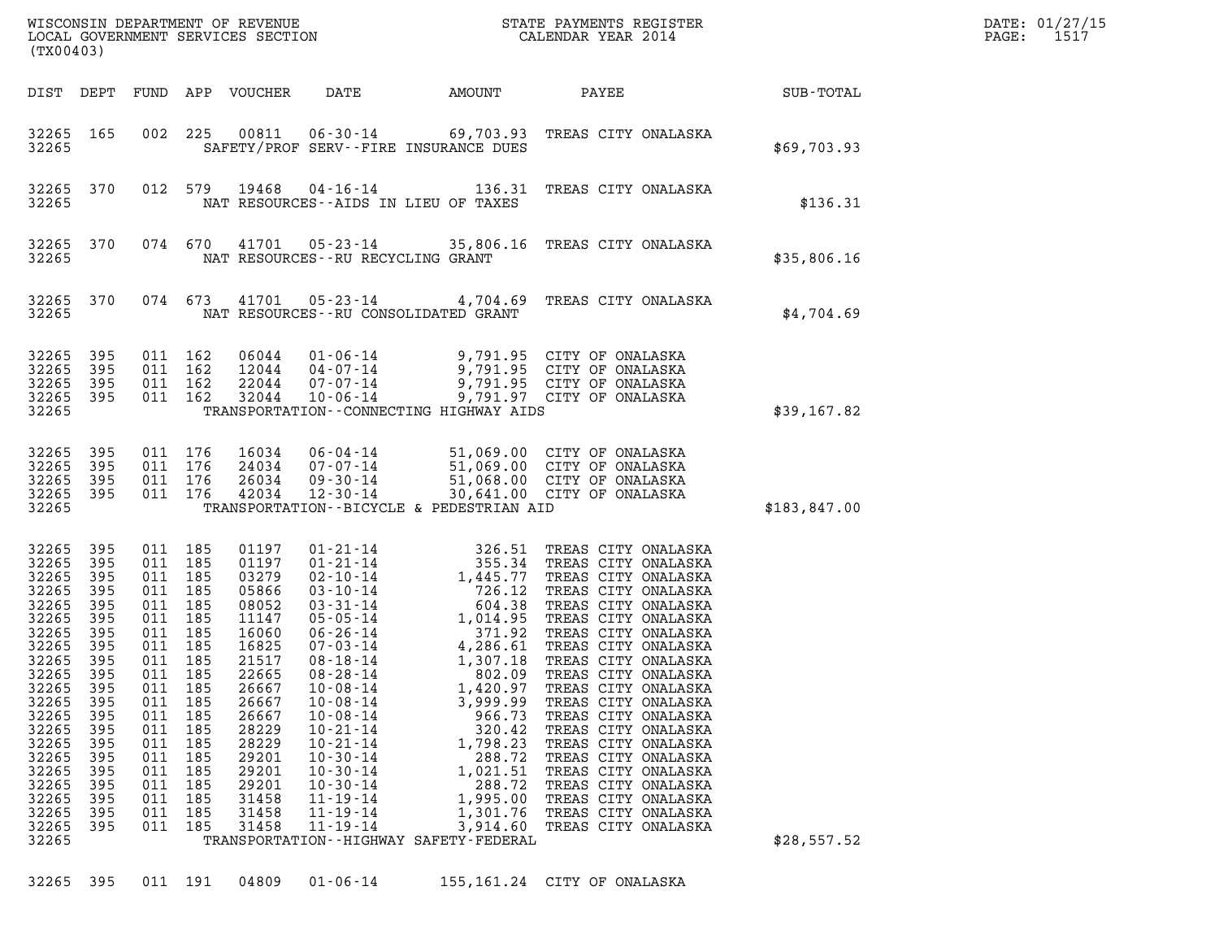WISCONSIN DEPARTMENT OF REVENUE
LOCAL GOVERNMENT SERVICES SECTION
(TX00403)

STATE PAYMENTS REGISTER
CALENDAR YEAR 2014

DATE: 01/27/15

| DIST | DEPT | FUND | APP | VOUCHER | DATE | AMOUNT | PAYEE | SUB-TOTAL |
|---|---|---|---|---|---|---|---|---|
| 32265 | 165 | 002 | 225 | 00811 | 06-30-14 | 69,703.93 | TREAS CITY ONALASKA | |
| 32265 | | | | | SAFETY/PROF SERV--FIRE INSURANCE DUES | | | $69,703.93 |
| 32265 | 370 | 012 | 579 | 19468 | 04-16-14 | 136.31 | TREAS CITY ONALASKA | |
| 32265 | | | | | NAT RESOURCES--AIDS IN LIEU OF TAXES | | | $136.31 |
| 32265 | 370 | 074 | 670 | 41701 | 05-23-14 | 35,806.16 | TREAS CITY ONALASKA | |
| 32265 | | | | | NAT RESOURCES--RU RECYCLING GRANT | | | $35,806.16 |
| 32265 | 370 | 074 | 673 | 41701 | 05-23-14 | 4,704.69 | TREAS CITY ONALASKA | |
| 32265 | | | | | NAT RESOURCES--RU CONSOLIDATED GRANT | | | $4,704.69 |
| 32265 | 395 | 011 | 162 | 06044 | 01-06-14 | 9,791.95 | CITY OF ONALASKA | |
| 32265 | 395 | 011 | 162 | 12044 | 04-07-14 | 9,791.95 | CITY OF ONALASKA | |
| 32265 | 395 | 011 | 162 | 22044 | 07-07-14 | 9,791.95 | CITY OF ONALASKA | |
| 32265 | 395 | 011 | 162 | 32044 | 10-06-14 | 9,791.97 | CITY OF ONALASKA | |
| 32265 | | | | | TRANSPORTATION--CONNECTING HIGHWAY AIDS | | | $39,167.82 |
| 32265 | 395 | 011 | 176 | 16034 | 06-04-14 | 51,069.00 | CITY OF ONALASKA | |
| 32265 | 395 | 011 | 176 | 24034 | 07-07-14 | 51,069.00 | CITY OF ONALASKA | |
| 32265 | 395 | 011 | 176 | 26034 | 09-30-14 | 51,068.00 | CITY OF ONALASKA | |
| 32265 | 395 | 011 | 176 | 42034 | 12-30-14 | 30,641.00 | CITY OF ONALASKA | |
| 32265 | | | | | TRANSPORTATION--BICYCLE & PEDESTRIAN AID | | | $183,847.00 |
| 32265 | 395 | 011 | 185 | 01197 | 01-21-14 | 326.51 | TREAS CITY ONALASKA | |
| 32265 | 395 | 011 | 185 | 01197 | 01-21-14 | 355.34 | TREAS CITY ONALASKA | |
| 32265 | 395 | 011 | 185 | 03279 | 02-10-14 | 1,445.77 | TREAS CITY ONALASKA | |
| 32265 | 395 | 011 | 185 | 05866 | 03-10-14 | 726.12 | TREAS CITY ONALASKA | |
| 32265 | 395 | 011 | 185 | 08052 | 03-31-14 | 604.38 | TREAS CITY ONALASKA | |
| 32265 | 395 | 011 | 185 | 11147 | 05-05-14 | 1,014.95 | TREAS CITY ONALASKA | |
| 32265 | 395 | 011 | 185 | 16060 | 06-26-14 | 371.92 | TREAS CITY ONALASKA | |
| 32265 | 395 | 011 | 185 | 16825 | 07-03-14 | 4,286.61 | TREAS CITY ONALASKA | |
| 32265 | 395 | 011 | 185 | 21517 | 08-18-14 | 1,307.18 | TREAS CITY ONALASKA | |
| 32265 | 395 | 011 | 185 | 22665 | 08-28-14 | 802.09 | TREAS CITY ONALASKA | |
| 32265 | 395 | 011 | 185 | 26667 | 10-08-14 | 1,420.97 | TREAS CITY ONALASKA | |
| 32265 | 395 | 011 | 185 | 26667 | 10-08-14 | 3,999.99 | TREAS CITY ONALASKA | |
| 32265 | 395 | 011 | 185 | 26667 | 10-08-14 | 966.73 | TREAS CITY ONALASKA | |
| 32265 | 395 | 011 | 185 | 28229 | 10-21-14 | 320.42 | TREAS CITY ONALASKA | |
| 32265 | 395 | 011 | 185 | 28229 | 10-21-14 | 1,798.23 | TREAS CITY ONALASKA | |
| 32265 | 395 | 011 | 185 | 29201 | 10-30-14 | 288.72 | TREAS CITY ONALASKA | |
| 32265 | 395 | 011 | 185 | 29201 | 10-30-14 | 1,021.51 | TREAS CITY ONALASKA | |
| 32265 | 395 | 011 | 185 | 29201 | 10-30-14 | 288.72 | TREAS CITY ONALASKA | |
| 32265 | 395 | 011 | 185 | 31458 | 11-19-14 | 1,995.00 | TREAS CITY ONALASKA | |
| 32265 | 395 | 011 | 185 | 31458 | 11-19-14 | 1,301.76 | TREAS CITY ONALASKA | |
| 32265 | 395 | 011 | 185 | 31458 | 11-19-14 | 3,914.60 | TREAS CITY ONALASKA | |
| 32265 | | | | | TRANSPORTATION--HIGHWAY SAFETY-FEDERAL | | | $28,557.52 |
| 32265 | 395 | 011 | 191 | 04809 | 01-06-14 | 155,161.24 | CITY OF ONALASKA | |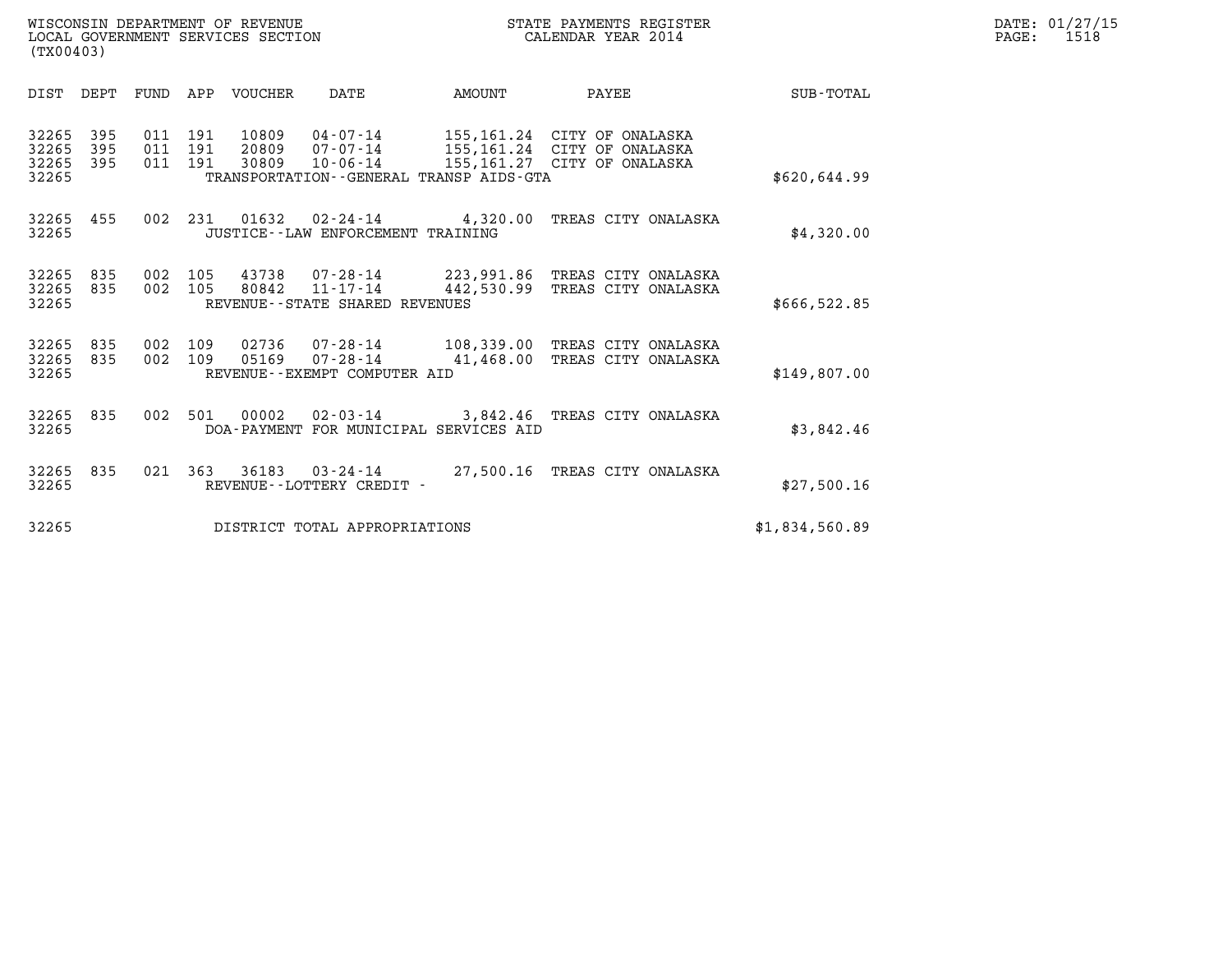WISCONSIN DEPARTMENT OF REVENUE
LOCAL GOVERNMENT SERVICES SECTION
(TX00403)

STATE PAYMENTS REGISTER
CALENDAR YEAR 2014

DATE: 01/27/15
PAGE: 1518

| DIST | DEPT | FUND | APP | VOUCHER | DATE | AMOUNT | PAYEE | SUB-TOTAL |
|---|---|---|---|---|---|---|---|---|
| 32265 | 395 | 011 | 191 | 10809 | 04-07-14 | 155,161.24 | CITY OF ONALASKA | |
| 32265 | 395 | 011 | 191 | 20809 | 07-07-14 | 155,161.24 | CITY OF ONALASKA | |
| 32265 | 395 | 011 | 191 | 30809 | 10-06-14 | 155,161.27 | CITY OF ONALASKA | |
| 32265 | | | | TRANSPORTATION--GENERAL TRANSP AIDS-GTA | | | | $620,644.99 |
| 32265 | 455 | 002 | 231 | 01632 | 02-24-14 | 4,320.00 | TREAS CITY ONALASKA | |
| 32265 | | | | JUSTICE--LAW ENFORCEMENT TRAINING | | | | $4,320.00 |
| 32265 | 835 | 002 | 105 | 43738 | 07-28-14 | 223,991.86 | TREAS CITY ONALASKA | |
| 32265 | 835 | 002 | 105 | 80842 | 11-17-14 | 442,530.99 | TREAS CITY ONALASKA | |
| 32265 | | | | REVENUE--STATE SHARED REVENUES | | | | $666,522.85 |
| 32265 | 835 | 002 | 109 | 02736 | 07-28-14 | 108,339.00 | TREAS CITY ONALASKA | |
| 32265 | 835 | 002 | 109 | 05169 | 07-28-14 | 41,468.00 | TREAS CITY ONALASKA | |
| 32265 | | | | REVENUE--EXEMPT COMPUTER AID | | | | $149,807.00 |
| 32265 | 835 | 002 | 501 | 00002 | 02-03-14 | 3,842.46 | TREAS CITY ONALASKA | |
| 32265 | | | | DOA-PAYMENT FOR MUNICIPAL SERVICES AID | | | | $3,842.46 |
| 32265 | 835 | 021 | 363 | 36183 | 03-24-14 | 27,500.16 | TREAS CITY ONALASKA | |
| 32265 | | | | REVENUE--LOTTERY CREDIT - | | | | $27,500.16 |
| 32265 | | | | DISTRICT TOTAL APPROPRIATIONS | | | | $1,834,560.89 |